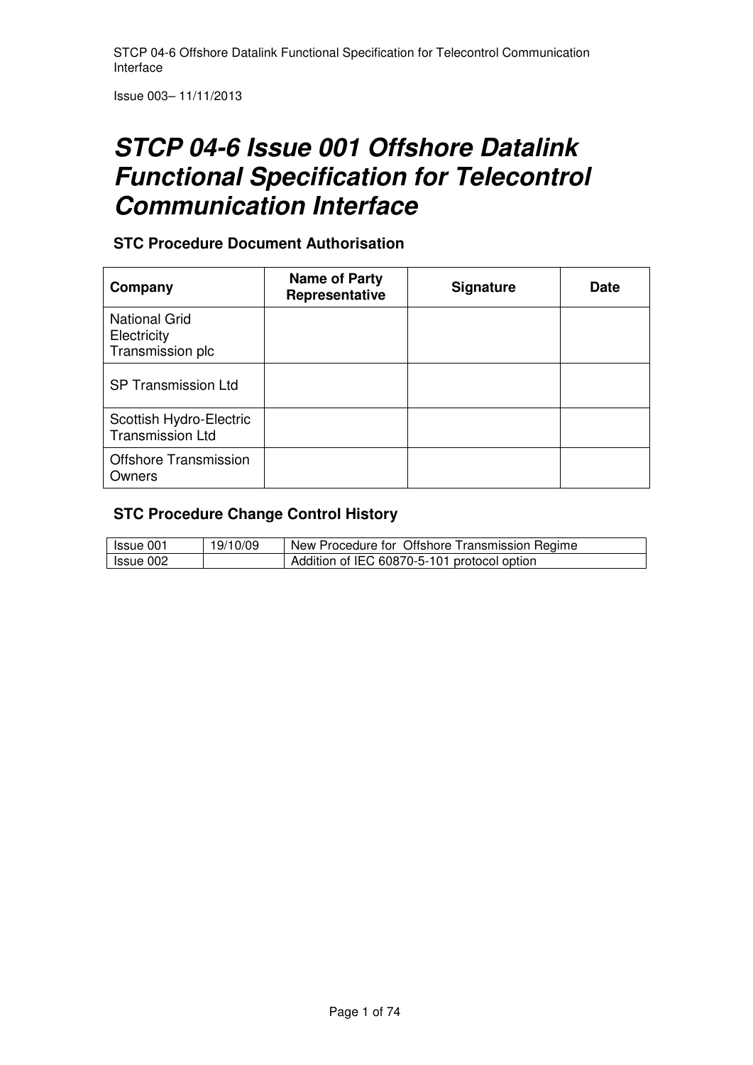# STCP 04-6 Issue 001 Offshore Datalink Functional Specification for Telecontrol Communication Interface

## STC Procedure Document Authorisation

| Company | Name of Party Representative | Signature | Date |
|---|---|---|---|
| National Grid Electricity Transmission plc | | | |
| SP Transmission Ltd | | | |
| Scottish Hydro-Electric Transmission Ltd | | | |
| Offshore Transmission Owners | | | |

## STC Procedure Change Control History

| | | |
|---|---|---|
| Issue 001 | 19/10/09 | New Procedure for Offshore Transmission Regime |
| Issue 002 | | Addition of IEC 60870-5-101 protocol option |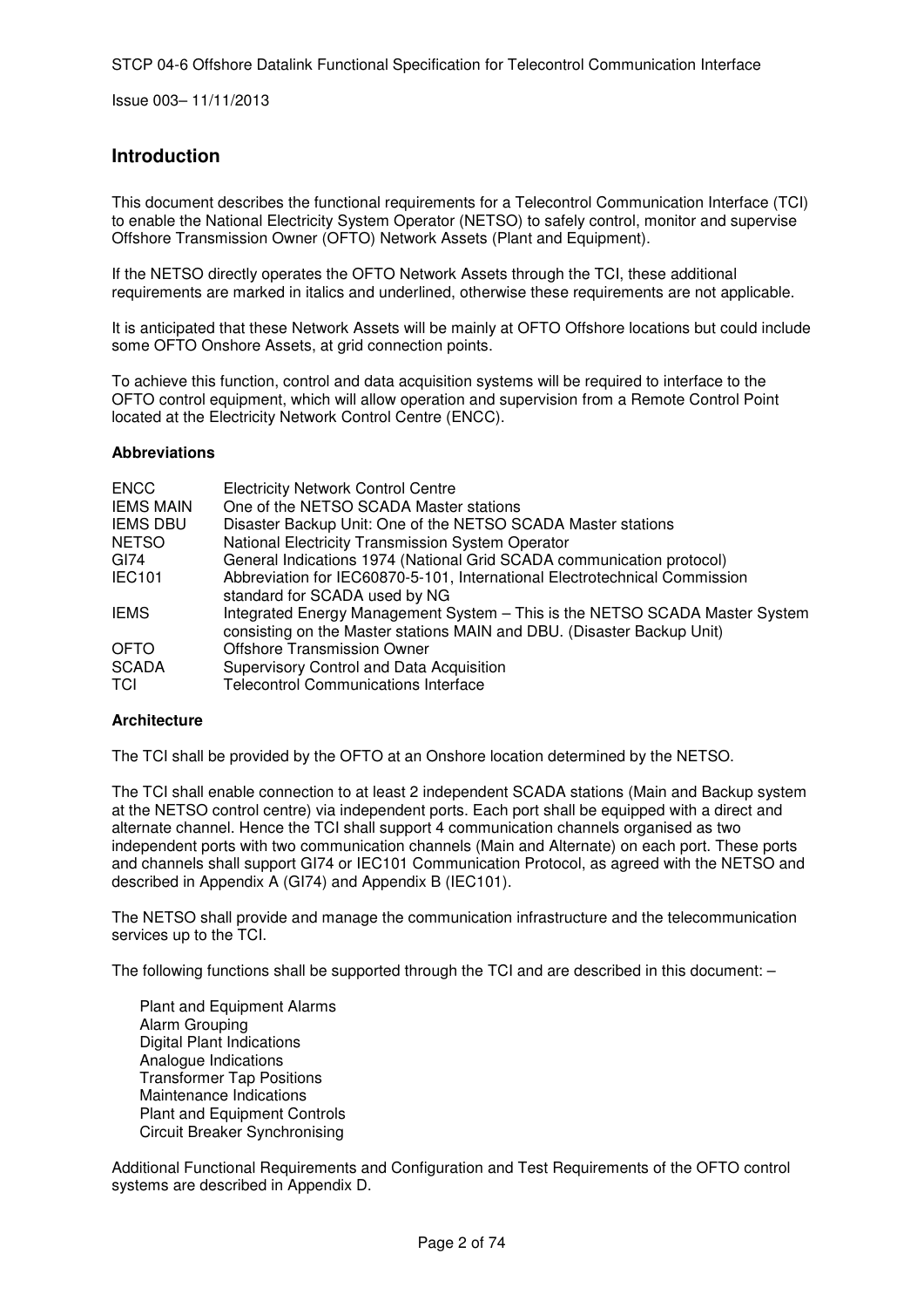## Introduction

This document describes the functional requirements for a Telecontrol Communication Interface (TCI) to enable the National Electricity System Operator (NETSO) to safely control, monitor and supervise Offshore Transmission Owner (OFTO) Network Assets (Plant and Equipment).

If the NETSO directly operates the OFTO Network Assets through the TCI, these additional requirements are marked in italics and underlined, otherwise these requirements are not applicable.

It is anticipated that these Network Assets will be mainly at OFTO Offshore locations but could include some OFTO Onshore Assets, at grid connection points.

To achieve this function, control and data acquisition systems will be required to interface to the OFTO control equipment, which will allow operation and supervision from a Remote Control Point located at the Electricity Network Control Centre (ENCC).

### Abbreviations

| | |
|---|---|
| ENCC | Electricity Network Control Centre |
| IEMS MAIN | One of the NETSO SCADA Master stations |
| IEMS DBU | Disaster Backup Unit: One of the NETSO SCADA Master stations |
| NETSO | National Electricity Transmission System Operator |
| GI74 | General Indications 1974 (National Grid SCADA communication protocol) |
| IEC101 | Abbreviation for IEC60870-5-101, International Electrotechnical Commission standard for SCADA used by NG |
| IEMS | Integrated Energy Management System – This is the NETSO SCADA Master System consisting on the Master stations MAIN and DBU. (Disaster Backup Unit) |
| OFTO | Offshore Transmission Owner |
| SCADA | Supervisory Control and Data Acquisition |
| TCI | Telecontrol Communications Interface |

### Architecture

The TCI shall be provided by the OFTO at an Onshore location determined by the NETSO.

The TCI shall enable connection to at least 2 independent SCADA stations (Main and Backup system at the NETSO control centre) via independent ports. Each port shall be equipped with a direct and alternate channel. Hence the TCI shall support 4 communication channels organised as two independent ports with two communication channels (Main and Alternate) on each port. These ports and channels shall support GI74 or IEC101 Communication Protocol, as agreed with the NETSO and described in Appendix A (GI74) and Appendix B (IEC101).

The NETSO shall provide and manage the communication infrastructure and the telecommunication services up to the TCI.

The following functions shall be supported through the TCI and are described in this document: –

- Plant and Equipment Alarms
- Alarm Grouping
- Digital Plant Indications
- Analogue Indications
- Transformer Tap Positions
- Maintenance Indications
- Plant and Equipment Controls
- Circuit Breaker Synchronising

Additional Functional Requirements and Configuration and Test Requirements of the OFTO control systems are described in Appendix D.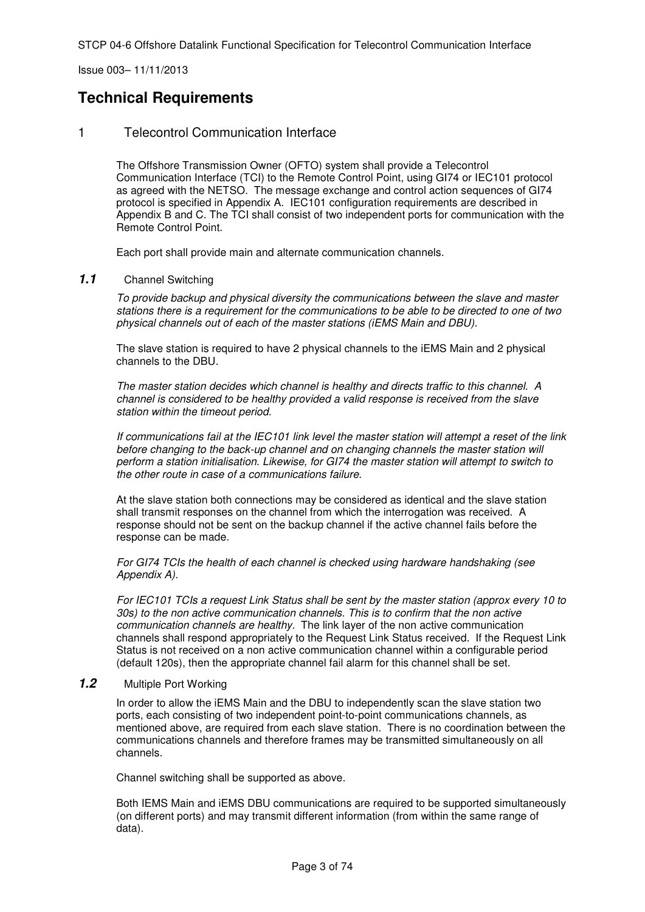# Technical Requirements

## 1 Telecontrol Communication Interface

The Offshore Transmission Owner (OFTO) system shall provide a Telecontrol Communication Interface (TCI) to the Remote Control Point, using GI74 or IEC101 protocol as agreed with the NETSO. The message exchange and control action sequences of GI74 protocol is specified in Appendix A. IEC101 configuration requirements are described in Appendix B and C. The TCI shall consist of two independent ports for communication with the Remote Control Point.

Each port shall provide main and alternate communication channels.

### *1.1* Channel Switching

*To provide backup and physical diversity the communications between the slave and master stations there is a requirement for the communications to be able to be directed to one of two physical channels out of each of the master stations (iEMS Main and DBU).*

The slave station is required to have 2 physical channels to the iEMS Main and 2 physical channels to the DBU.

*The master station decides which channel is healthy and directs traffic to this channel. A channel is considered to be healthy provided a valid response is received from the slave station within the timeout period.*

*If communications fail at the IEC101 link level the master station will attempt a reset of the link before changing to the back-up channel and on changing channels the master station will perform a station initialisation. Likewise, for GI74 the master station will attempt to switch to the other route in case of a communications failure.*

At the slave station both connections may be considered as identical and the slave station shall transmit responses on the channel from which the interrogation was received. A response should not be sent on the backup channel if the active channel fails before the response can be made.

*For GI74 TCIs the health of each channel is checked using hardware handshaking (see Appendix A).*

*For IEC101 TCIs a request Link Status shall be sent by the master station (approx every 10 to 30s) to the non active communication channels. This is to confirm that the non active communication channels are healthy.* The link layer of the non active communication channels shall respond appropriately to the Request Link Status received. If the Request Link Status is not received on a non active communication channel within a configurable period (default 120s), then the appropriate channel fail alarm for this channel shall be set.

### *1.2* Multiple Port Working

In order to allow the iEMS Main and the DBU to independently scan the slave station two ports, each consisting of two independent point-to-point communications channels, as mentioned above, are required from each slave station. There is no coordination between the communications channels and therefore frames may be transmitted simultaneously on all channels.

Channel switching shall be supported as above.

Both IEMS Main and iEMS DBU communications are required to be supported simultaneously (on different ports) and may transmit different information (from within the same range of data).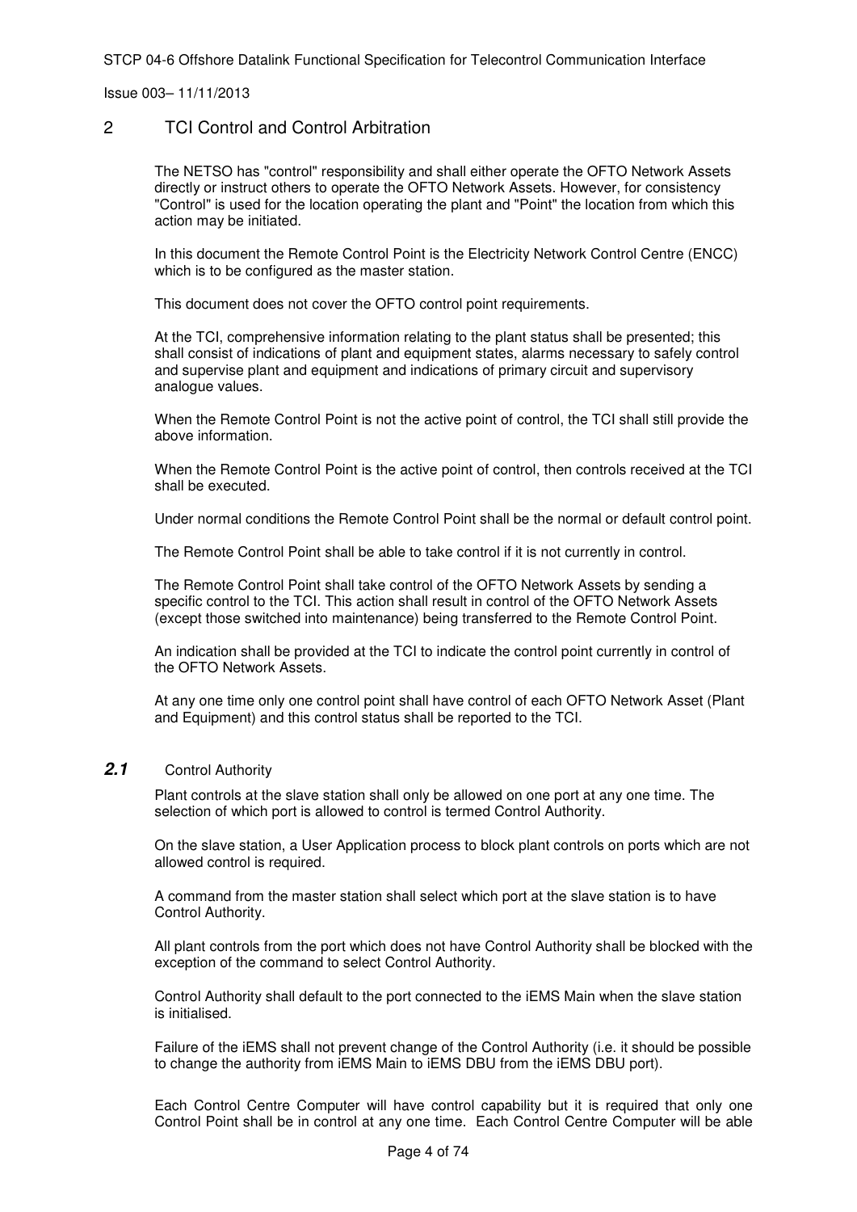# 2 TCI Control and Control Arbitration

The NETSO has "control" responsibility and shall either operate the OFTO Network Assets directly or instruct others to operate the OFTO Network Assets. However, for consistency "Control" is used for the location operating the plant and "Point" the location from which this action may be initiated.

In this document the Remote Control Point is the Electricity Network Control Centre (ENCC) which is to be configured as the master station.

This document does not cover the OFTO control point requirements.

At the TCI, comprehensive information relating to the plant status shall be presented; this shall consist of indications of plant and equipment states, alarms necessary to safely control and supervise plant and equipment and indications of primary circuit and supervisory analogue values.

When the Remote Control Point is not the active point of control, the TCI shall still provide the above information.

When the Remote Control Point is the active point of control, then controls received at the TCI shall be executed.

Under normal conditions the Remote Control Point shall be the normal or default control point.

The Remote Control Point shall be able to take control if it is not currently in control.

The Remote Control Point shall take control of the OFTO Network Assets by sending a specific control to the TCI. This action shall result in control of the OFTO Network Assets (except those switched into maintenance) being transferred to the Remote Control Point.

An indication shall be provided at the TCI to indicate the control point currently in control of the OFTO Network Assets.

At any one time only one control point shall have control of each OFTO Network Asset (Plant and Equipment) and this control status shall be reported to the TCI.

## 2.1 Control Authority

Plant controls at the slave station shall only be allowed on one port at any one time. The selection of which port is allowed to control is termed Control Authority.

On the slave station, a User Application process to block plant controls on ports which are not allowed control is required.

A command from the master station shall select which port at the slave station is to have Control Authority.

All plant controls from the port which does not have Control Authority shall be blocked with the exception of the command to select Control Authority.

Control Authority shall default to the port connected to the iEMS Main when the slave station is initialised.

Failure of the iEMS shall not prevent change of the Control Authority (i.e. it should be possible to change the authority from iEMS Main to iEMS DBU from the iEMS DBU port).

Each Control Centre Computer will have control capability but it is required that only one Control Point shall be in control at any one time. Each Control Centre Computer will be able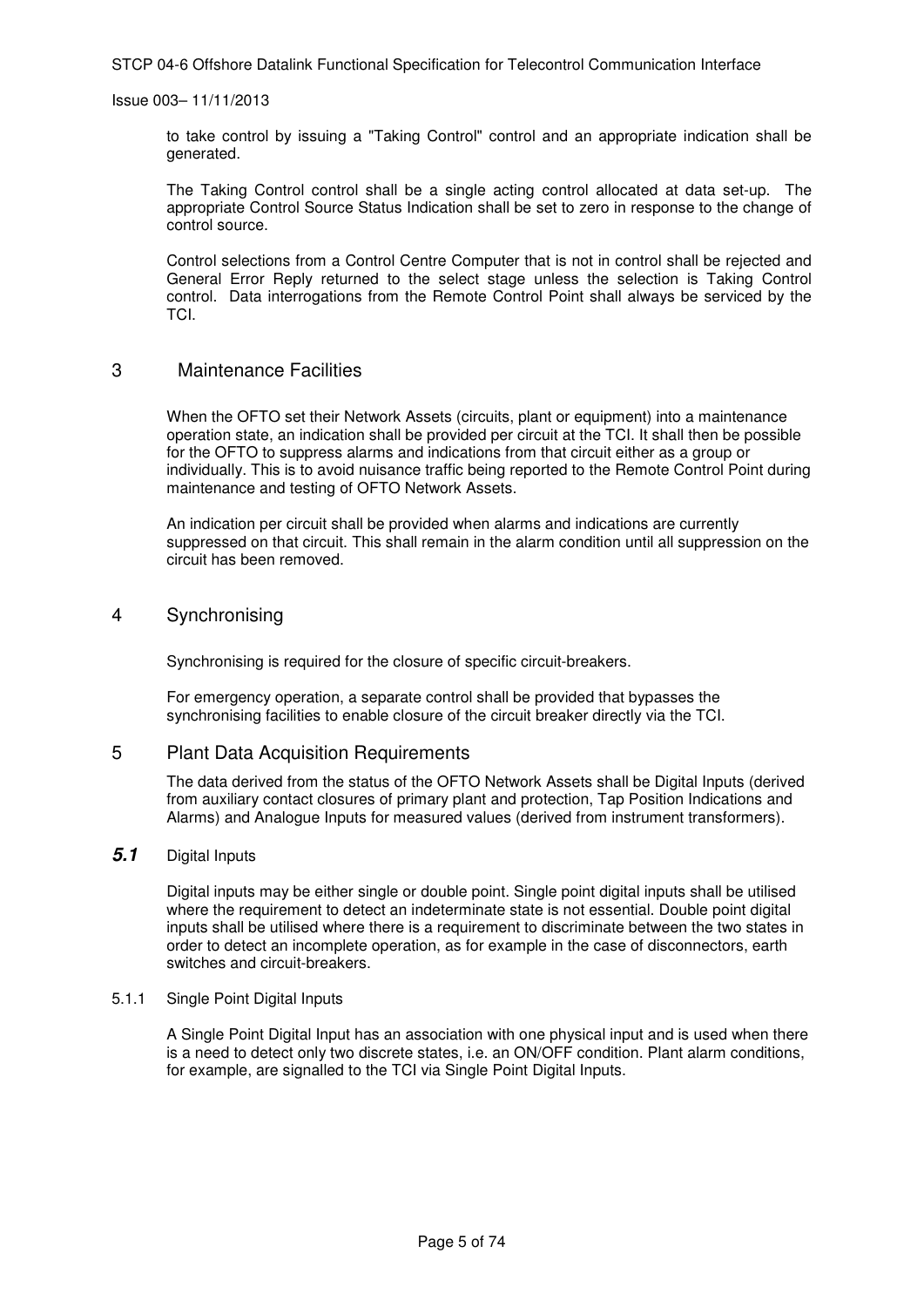to take control by issuing a "Taking Control" control and an appropriate indication shall be generated.

The Taking Control control shall be a single acting control allocated at data set-up. The appropriate Control Source Status Indication shall be set to zero in response to the change of control source.

Control selections from a Control Centre Computer that is not in control shall be rejected and General Error Reply returned to the select stage unless the selection is Taking Control control. Data interrogations from the Remote Control Point shall always be serviced by the TCI.

# 3 Maintenance Facilities

When the OFTO set their Network Assets (circuits, plant or equipment) into a maintenance operation state, an indication shall be provided per circuit at the TCI. It shall then be possible for the OFTO to suppress alarms and indications from that circuit either as a group or individually. This is to avoid nuisance traffic being reported to the Remote Control Point during maintenance and testing of OFTO Network Assets.

An indication per circuit shall be provided when alarms and indications are currently suppressed on that circuit. This shall remain in the alarm condition until all suppression on the circuit has been removed.

# 4 Synchronising

Synchronising is required for the closure of specific circuit-breakers.

For emergency operation, a separate control shall be provided that bypasses the synchronising facilities to enable closure of the circuit breaker directly via the TCI.

# 5 Plant Data Acquisition Requirements

The data derived from the status of the OFTO Network Assets shall be Digital Inputs (derived from auxiliary contact closures of primary plant and protection, Tap Position Indications and Alarms) and Analogue Inputs for measured values (derived from instrument transformers).

## *5.1* Digital Inputs

Digital inputs may be either single or double point. Single point digital inputs shall be utilised where the requirement to detect an indeterminate state is not essential. Double point digital inputs shall be utilised where there is a requirement to discriminate between the two states in order to detect an incomplete operation, as for example in the case of disconnectors, earth switches and circuit-breakers.

### 5.1.1 Single Point Digital Inputs

A Single Point Digital Input has an association with one physical input and is used when there is a need to detect only two discrete states, i.e. an ON/OFF condition. Plant alarm conditions, for example, are signalled to the TCI via Single Point Digital Inputs.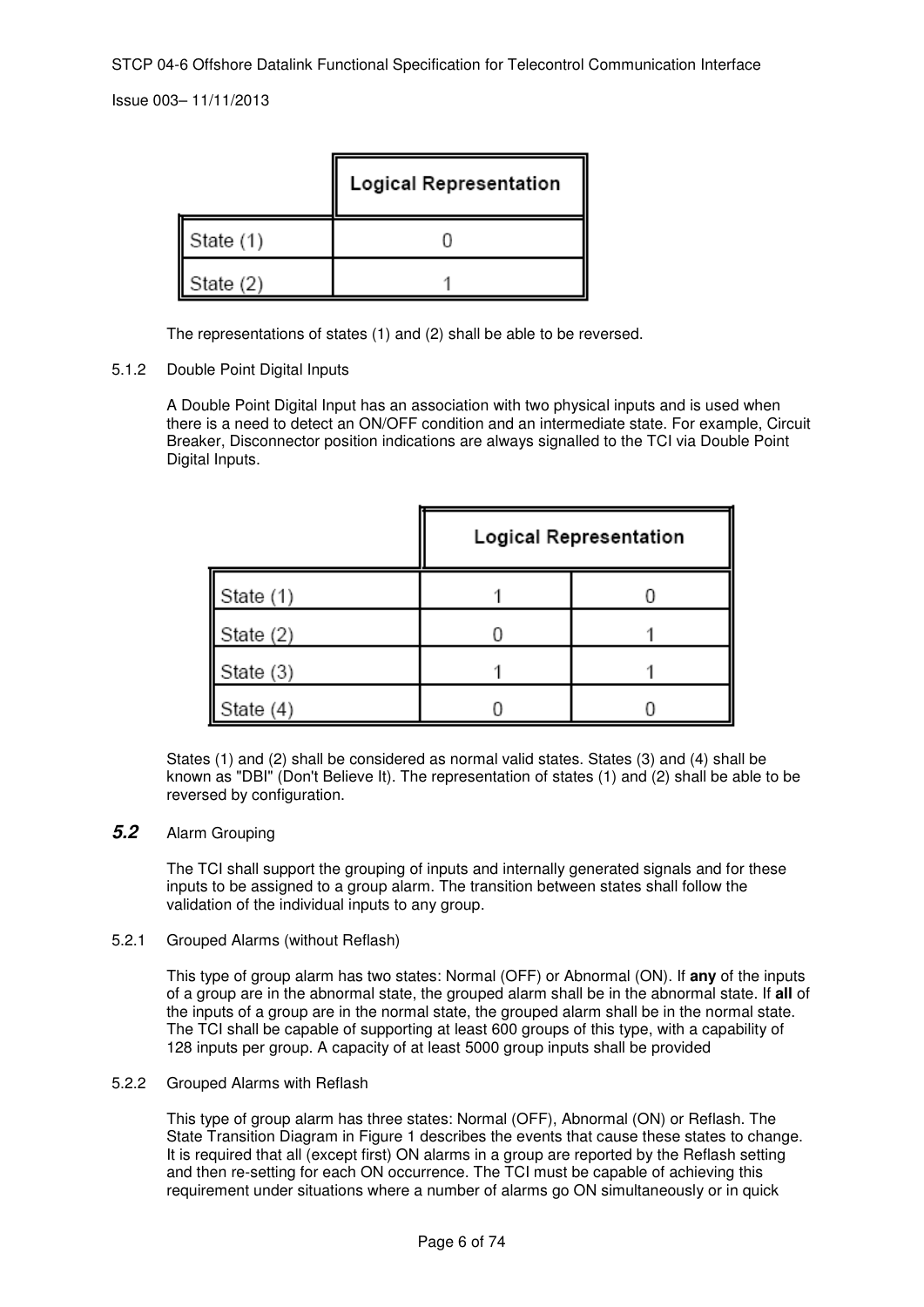| | Logical Representation |
|---|---|
| State (1) | 0 |
| State (2) | 1 |

The representations of states (1) and (2) shall be able to be reversed.

5.1.2 Double Point Digital Inputs

A Double Point Digital Input has an association with two physical inputs and is used when there is a need to detect an ON/OFF condition and an intermediate state. For example, Circuit Breaker, Disconnector position indications are always signalled to the TCI via Double Point Digital Inputs.

| | Logical Representation | |
|---|---|---|
| State (1) | 1 | 0 |
| State (2) | 0 | 1 |
| State (3) | 1 | 1 |
| State (4) | 0 | 0 |

States (1) and (2) shall be considered as normal valid states. States (3) and (4) shall be known as "DBI" (Don't Believe It). The representation of states (1) and (2) shall be able to be reversed by configuration.

## *5.2* Alarm Grouping

The TCI shall support the grouping of inputs and internally generated signals and for these inputs to be assigned to a group alarm. The transition between states shall follow the validation of the individual inputs to any group.

5.2.1 Grouped Alarms (without Reflash)

This type of group alarm has two states: Normal (OFF) or Abnormal (ON). If **any** of the inputs of a group are in the abnormal state, the grouped alarm shall be in the abnormal state. If **all** of the inputs of a group are in the normal state, the grouped alarm shall be in the normal state. The TCI shall be capable of supporting at least 600 groups of this type, with a capability of 128 inputs per group. A capacity of at least 5000 group inputs shall be provided

5.2.2 Grouped Alarms with Reflash

This type of group alarm has three states: Normal (OFF), Abnormal (ON) or Reflash. The State Transition Diagram in Figure 1 describes the events that cause these states to change. It is required that all (except first) ON alarms in a group are reported by the Reflash setting and then re-setting for each ON occurrence. The TCI must be capable of achieving this requirement under situations where a number of alarms go ON simultaneously or in quick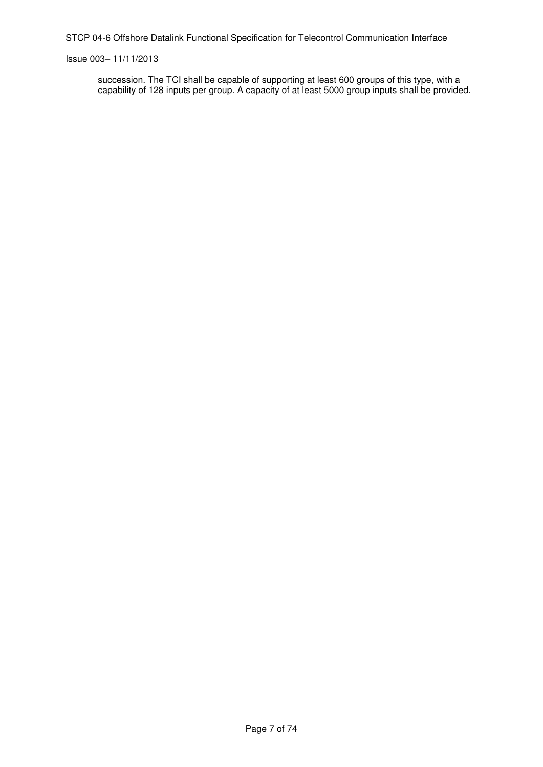succession. The TCI shall be capable of supporting at least 600 groups of this type, with a capability of 128 inputs per group. A capacity of at least 5000 group inputs shall be provided.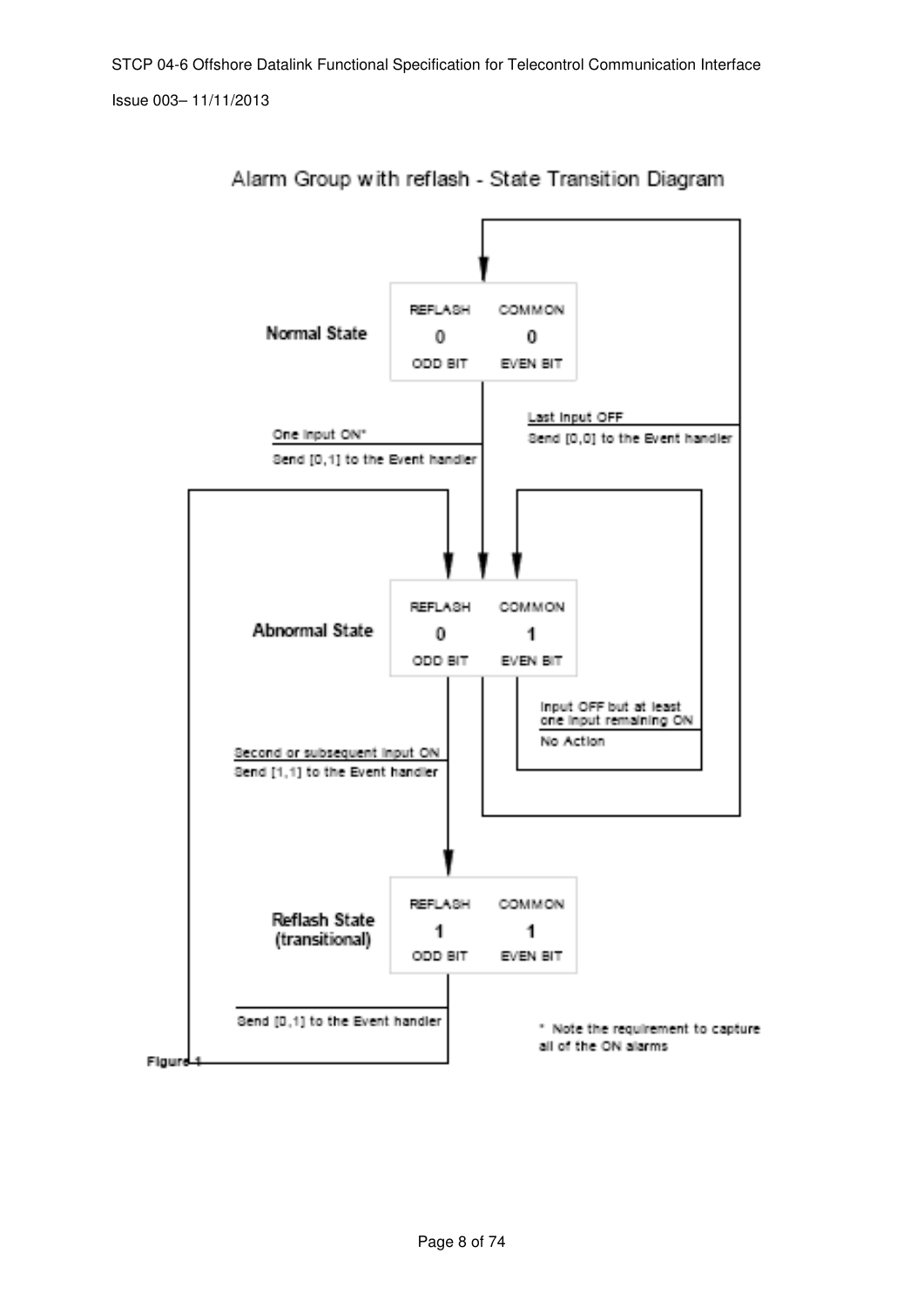## Alarm Group with reflash - State Transition Diagram

**Normal State**

| REFLASH | COMMON |
|---|---|
| 0 | 0 |
| ODD BIT | EVEN BIT |

One Input ON*
Send [0,1] to the Event handler

Last Input OFF
Send [0,0] to the Event handler

**Abnormal State**

| REFLASH | COMMON |
|---|---|
| 0 | 1 |
| ODD BIT | EVEN BIT |

Input OFF but at least one input remaining ON
No Action

Second or subsequent Input ON
Send [1,1] to the Event handler

**Reflash State (transitional)**

| REFLASH | COMMON |
|---|---|
| 1 | 1 |
| ODD BIT | EVEN BIT |

Send [0,1] to the Event handler

\* Note the requirement to capture all of the ON alarms

Figure 1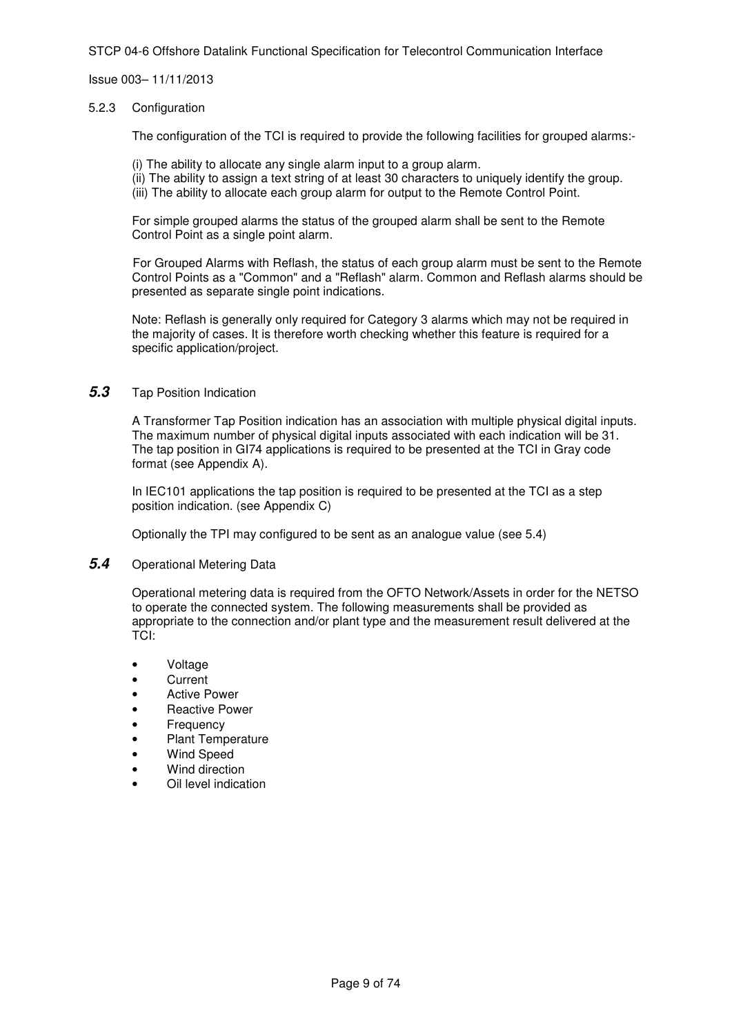### 5.2.3 Configuration

The configuration of the TCI is required to provide the following facilities for grouped alarms:-

(i) The ability to allocate any single alarm input to a group alarm.
(ii) The ability to assign a text string of at least 30 characters to uniquely identify the group.
(iii) The ability to allocate each group alarm for output to the Remote Control Point.

For simple grouped alarms the status of the grouped alarm shall be sent to the Remote Control Point as a single point alarm.

For Grouped Alarms with Reflash, the status of each group alarm must be sent to the Remote Control Points as a "Common" and a "Reflash" alarm. Common and Reflash alarms should be presented as separate single point indications.

Note: Reflash is generally only required for Category 3 alarms which may not be required in the majority of cases. It is therefore worth checking whether this feature is required for a specific application/project.

## *5.3* Tap Position Indication

A Transformer Tap Position indication has an association with multiple physical digital inputs. The maximum number of physical digital inputs associated with each indication will be 31. The tap position in GI74 applications is required to be presented at the TCI in Gray code format (see Appendix A).

In IEC101 applications the tap position is required to be presented at the TCI as a step position indication. (see Appendix C)

Optionally the TPI may configured to be sent as an analogue value (see 5.4)

## *5.4* Operational Metering Data

Operational metering data is required from the OFTO Network/Assets in order for the NETSO to operate the connected system. The following measurements shall be provided as appropriate to the connection and/or plant type and the measurement result delivered at the TCI:

- Voltage
- Current
- Active Power
- Reactive Power
- Frequency
- Plant Temperature
- Wind Speed
- Wind direction
- Oil level indication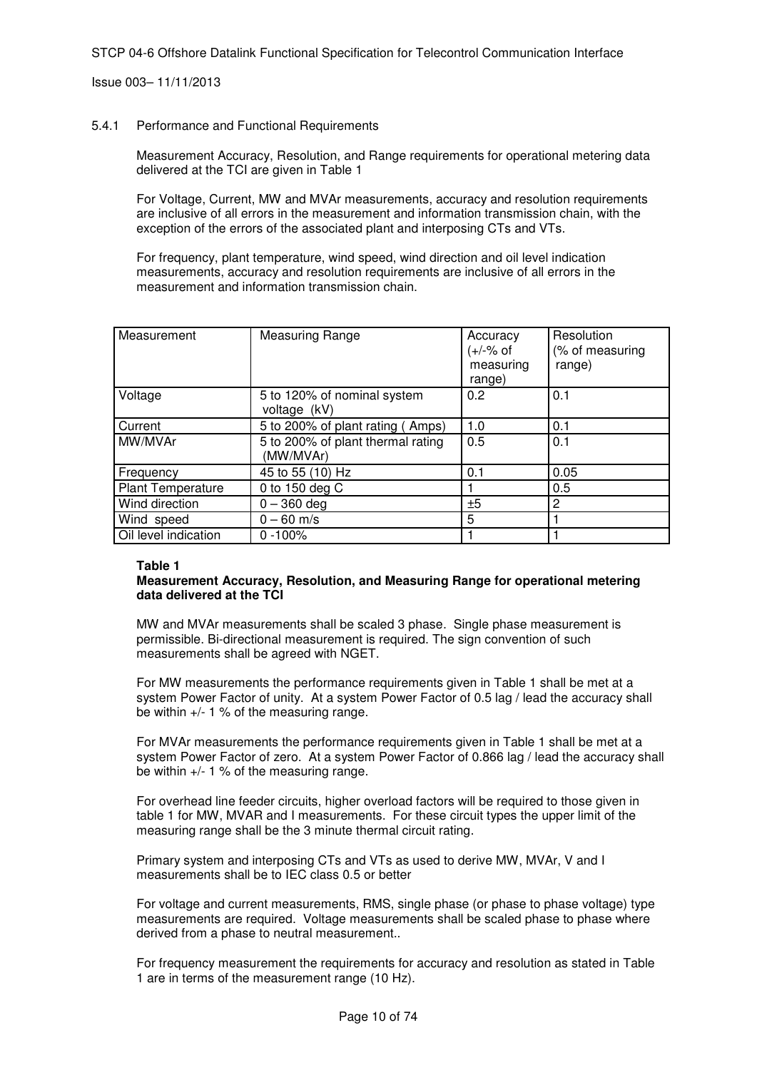#### 5.4.1 Performance and Functional Requirements

Measurement Accuracy, Resolution, and Range requirements for operational metering data delivered at the TCI are given in Table 1

For Voltage, Current, MW and MVAr measurements, accuracy and resolution requirements are inclusive of all errors in the measurement and information transmission chain, with the exception of the errors of the associated plant and interposing CTs and VTs.

For frequency, plant temperature, wind speed, wind direction and oil level indication measurements, accuracy and resolution requirements are inclusive of all errors in the measurement and information transmission chain.

| Measurement | Measuring Range | Accuracy (+/-% of measuring range) | Resolution (% of measuring range) |
|---|---|---|---|
| Voltage | 5 to 120% of nominal system voltage (kV) | 0.2 | 0.1 |
| Current | 5 to 200% of plant rating ( Amps) | 1.0 | 0.1 |
| MW/MVAr | 5 to 200% of plant thermal rating (MW/MVAr) | 0.5 | 0.1 |
| Frequency | 45 to 55 (10) Hz | 0.1 | 0.05 |
| Plant Temperature | 0 to 150 deg C | 1 | 0.5 |
| Wind direction | 0 – 360 deg | ±5 | 2 |
| Wind speed | 0 – 60 m/s | 5 | 1 |
| Oil level indication | 0 -100% | 1 | 1 |

**Table 1**
**Measurement Accuracy, Resolution, and Measuring Range for operational metering data delivered at the TCI**

MW and MVAr measurements shall be scaled 3 phase. Single phase measurement is permissible. Bi-directional measurement is required. The sign convention of such measurements shall be agreed with NGET.

For MW measurements the performance requirements given in Table 1 shall be met at a system Power Factor of unity. At a system Power Factor of 0.5 lag / lead the accuracy shall be within +/- 1 % of the measuring range.

For MVAr measurements the performance requirements given in Table 1 shall be met at a system Power Factor of zero. At a system Power Factor of 0.866 lag / lead the accuracy shall be within +/- 1 % of the measuring range.

For overhead line feeder circuits, higher overload factors will be required to those given in table 1 for MW, MVAR and I measurements. For these circuit types the upper limit of the measuring range shall be the 3 minute thermal circuit rating.

Primary system and interposing CTs and VTs as used to derive MW, MVAr, V and I measurements shall be to IEC class 0.5 or better

For voltage and current measurements, RMS, single phase (or phase to phase voltage) type measurements are required. Voltage measurements shall be scaled phase to phase where derived from a phase to neutral measurement..

For frequency measurement the requirements for accuracy and resolution as stated in Table 1 are in terms of the measurement range (10 Hz).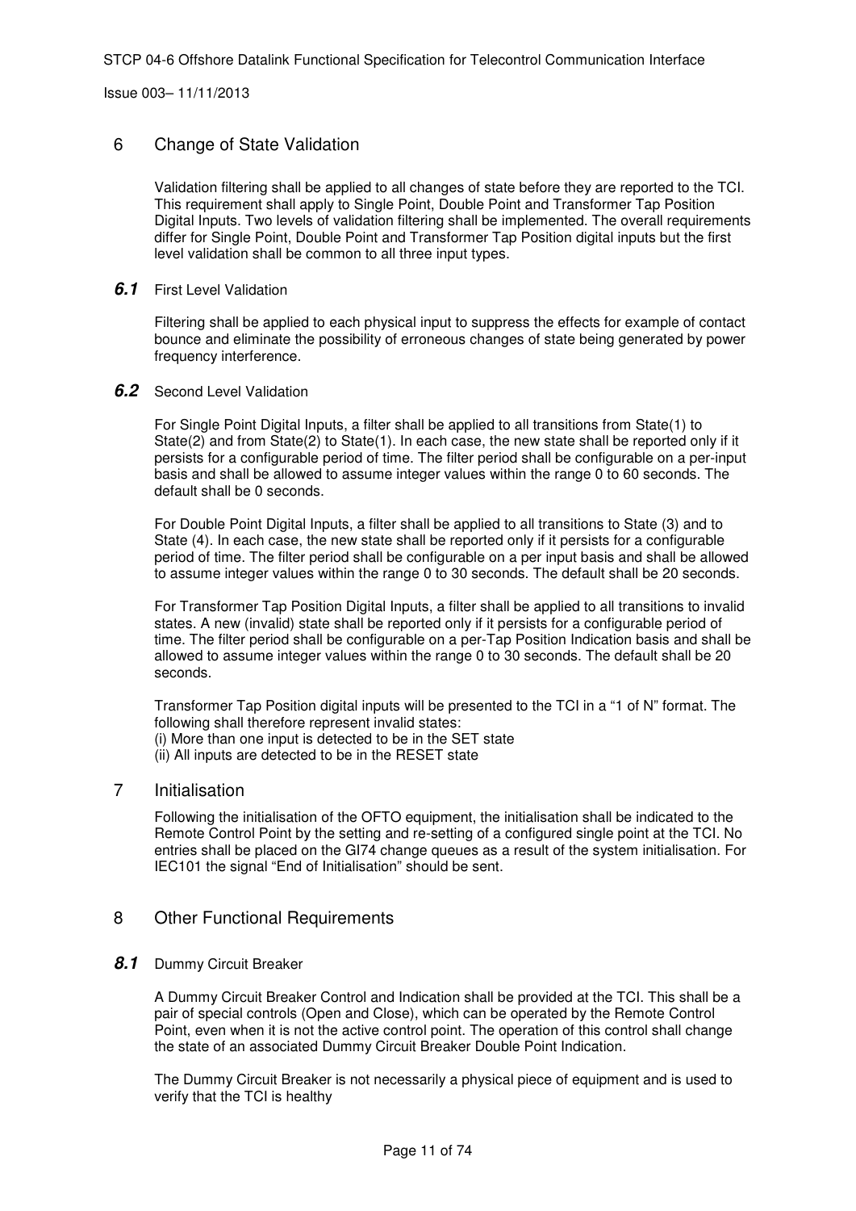## 6 Change of State Validation

Validation filtering shall be applied to all changes of state before they are reported to the TCI. This requirement shall apply to Single Point, Double Point and Transformer Tap Position Digital Inputs. Two levels of validation filtering shall be implemented. The overall requirements differ for Single Point, Double Point and Transformer Tap Position digital inputs but the first level validation shall be common to all three input types.

### *6.1* First Level Validation

Filtering shall be applied to each physical input to suppress the effects for example of contact bounce and eliminate the possibility of erroneous changes of state being generated by power frequency interference.

### *6.2* Second Level Validation

For Single Point Digital Inputs, a filter shall be applied to all transitions from State(1) to State(2) and from State(2) to State(1). In each case, the new state shall be reported only if it persists for a configurable period of time. The filter period shall be configurable on a per-input basis and shall be allowed to assume integer values within the range 0 to 60 seconds. The default shall be 0 seconds.

For Double Point Digital Inputs, a filter shall be applied to all transitions to State (3) and to State (4). In each case, the new state shall be reported only if it persists for a configurable period of time. The filter period shall be configurable on a per input basis and shall be allowed to assume integer values within the range 0 to 30 seconds. The default shall be 20 seconds.

For Transformer Tap Position Digital Inputs, a filter shall be applied to all transitions to invalid states. A new (invalid) state shall be reported only if it persists for a configurable period of time. The filter period shall be configurable on a per-Tap Position Indication basis and shall be allowed to assume integer values within the range 0 to 30 seconds. The default shall be 20 seconds.

Transformer Tap Position digital inputs will be presented to the TCI in a “1 of N” format. The following shall therefore represent invalid states:
(i) More than one input is detected to be in the SET state
(ii) All inputs are detected to be in the RESET state

## 7 Initialisation

Following the initialisation of the OFTO equipment, the initialisation shall be indicated to the Remote Control Point by the setting and re-setting of a configured single point at the TCI. No entries shall be placed on the GI74 change queues as a result of the system initialisation. For IEC101 the signal “End of Initialisation” should be sent.

## 8 Other Functional Requirements

### *8.1* Dummy Circuit Breaker

A Dummy Circuit Breaker Control and Indication shall be provided at the TCI. This shall be a pair of special controls (Open and Close), which can be operated by the Remote Control Point, even when it is not the active control point. The operation of this control shall change the state of an associated Dummy Circuit Breaker Double Point Indication.

The Dummy Circuit Breaker is not necessarily a physical piece of equipment and is used to verify that the TCI is healthy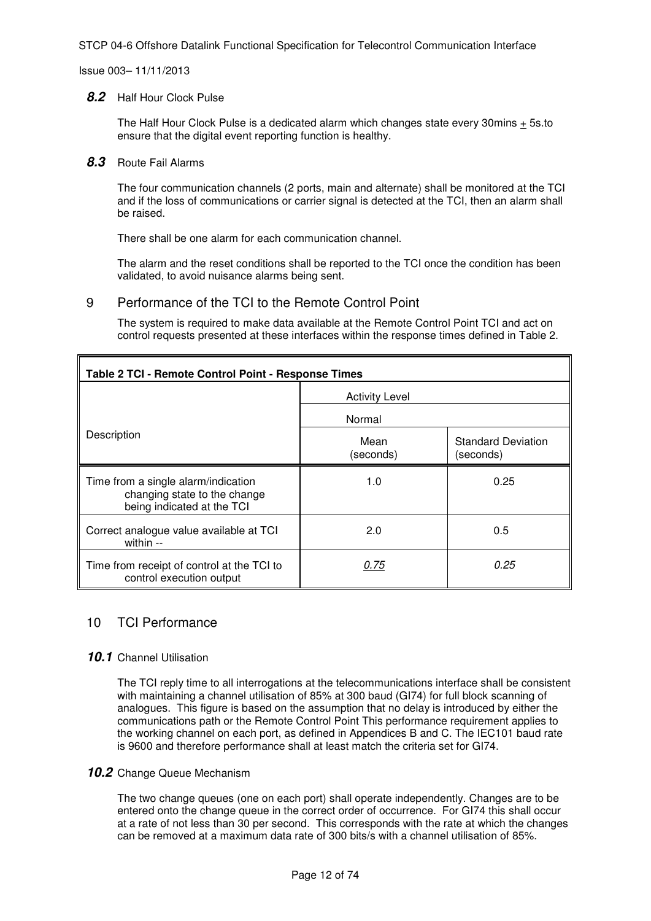### 8.2 Half Hour Clock Pulse

The Half Hour Clock Pulse is a dedicated alarm which changes state every 30mins ± 5s.to ensure that the digital event reporting function is healthy.

### 8.3 Route Fail Alarms

The four communication channels (2 ports, main and alternate) shall be monitored at the TCI and if the loss of communications or carrier signal is detected at the TCI, then an alarm shall be raised.

There shall be one alarm for each communication channel.

The alarm and the reset conditions shall be reported to the TCI once the condition has been validated, to avoid nuisance alarms being sent.

## 9 Performance of the TCI to the Remote Control Point

The system is required to make data available at the Remote Control Point TCI and act on control requests presented at these interfaces within the response times defined in Table 2.

**Table 2 TCI - Remote Control Point - Response Times**

| Description | Activity Level | |
|---|---|---|
| | Normal | |
| | Mean (seconds) | Standard Deviation (seconds) |
| Time from a single alarm/indication changing state to the change being indicated at the TCI | 1.0 | 0.25 |
| Correct analogue value available at TCI within -- | 2.0 | 0.5 |
| Time from receipt of control at the TCI to control execution output | *0.75* | *0.25* |

## 10 TCI Performance

### 10.1 Channel Utilisation

The TCI reply time to all interrogations at the telecommunications interface shall be consistent with maintaining a channel utilisation of 85% at 300 baud (GI74) for full block scanning of analogues. This figure is based on the assumption that no delay is introduced by either the communications path or the Remote Control Point This performance requirement applies to the working channel on each port, as defined in Appendices B and C. The IEC101 baud rate is 9600 and therefore performance shall at least match the criteria set for GI74.

### 10.2 Change Queue Mechanism

The two change queues (one on each port) shall operate independently. Changes are to be entered onto the change queue in the correct order of occurrence. For GI74 this shall occur at a rate of not less than 30 per second. This corresponds with the rate at which the changes can be removed at a maximum data rate of 300 bits/s with a channel utilisation of 85%.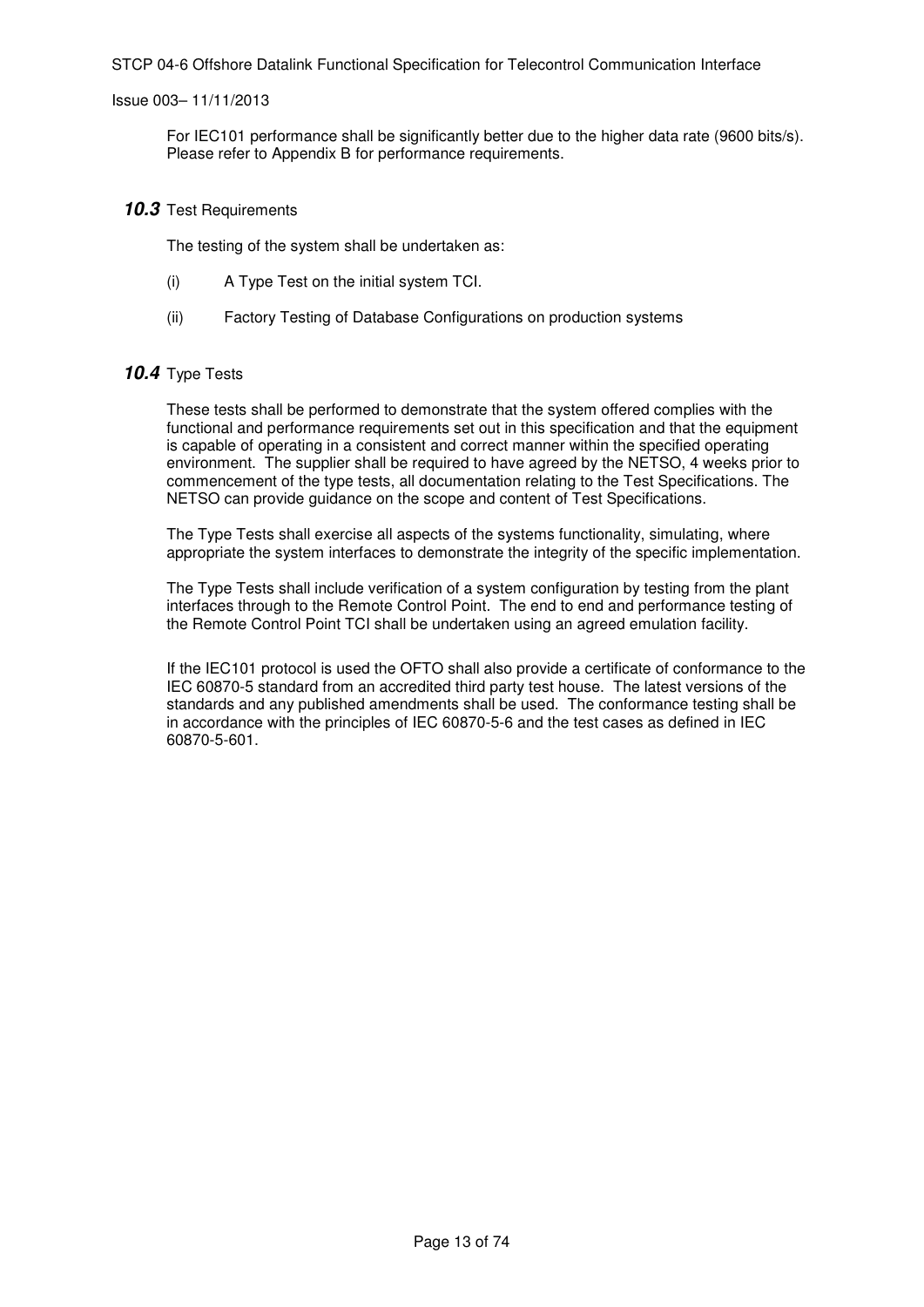For IEC101 performance shall be significantly better due to the higher data rate (9600 bits/s). Please refer to Appendix B for performance requirements.

## 10.3 Test Requirements

The testing of the system shall be undertaken as:

(i) A Type Test on the initial system TCI.

(ii) Factory Testing of Database Configurations on production systems

## 10.4 Type Tests

These tests shall be performed to demonstrate that the system offered complies with the functional and performance requirements set out in this specification and that the equipment is capable of operating in a consistent and correct manner within the specified operating environment. The supplier shall be required to have agreed by the NETSO, 4 weeks prior to commencement of the type tests, all documentation relating to the Test Specifications. The NETSO can provide guidance on the scope and content of Test Specifications.

The Type Tests shall exercise all aspects of the systems functionality, simulating, where appropriate the system interfaces to demonstrate the integrity of the specific implementation.

The Type Tests shall include verification of a system configuration by testing from the plant interfaces through to the Remote Control Point. The end to end and performance testing of the Remote Control Point TCI shall be undertaken using an agreed emulation facility.

If the IEC101 protocol is used the OFTO shall also provide a certificate of conformance to the IEC 60870-5 standard from an accredited third party test house. The latest versions of the standards and any published amendments shall be used. The conformance testing shall be in accordance with the principles of IEC 60870-5-6 and the test cases as defined in IEC 60870-5-601.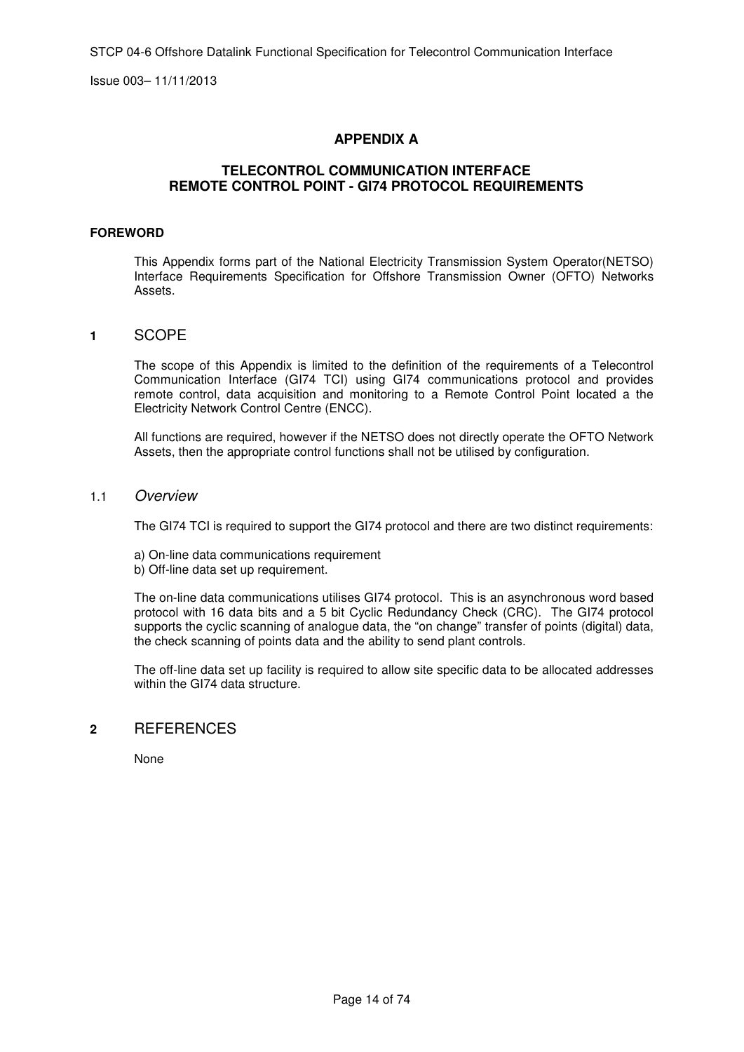## APPENDIX A

## TELECONTROL COMMUNICATION INTERFACE
## REMOTE CONTROL POINT - GI74 PROTOCOL REQUIREMENTS

**FOREWORD**

This Appendix forms part of the National Electricity Transmission System Operator(NETSO) Interface Requirements Specification for Offshore Transmission Owner (OFTO) Networks Assets.

## 1 SCOPE

The scope of this Appendix is limited to the definition of the requirements of a Telecontrol Communication Interface (GI74 TCI) using GI74 communications protocol and provides remote control, data acquisition and monitoring to a Remote Control Point located a the Electricity Network Control Centre (ENCC).

All functions are required, however if the NETSO does not directly operate the OFTO Network Assets, then the appropriate control functions shall not be utilised by configuration.

### 1.1 *Overview*

The GI74 TCI is required to support the GI74 protocol and there are two distinct requirements:

a) On-line data communications requirement
b) Off-line data set up requirement.

The on-line data communications utilises GI74 protocol. This is an asynchronous word based protocol with 16 data bits and a 5 bit Cyclic Redundancy Check (CRC). The GI74 protocol supports the cyclic scanning of analogue data, the "on change" transfer of points (digital) data, the check scanning of points data and the ability to send plant controls.

The off-line data set up facility is required to allow site specific data to be allocated addresses within the GI74 data structure.

## 2 REFERENCES

None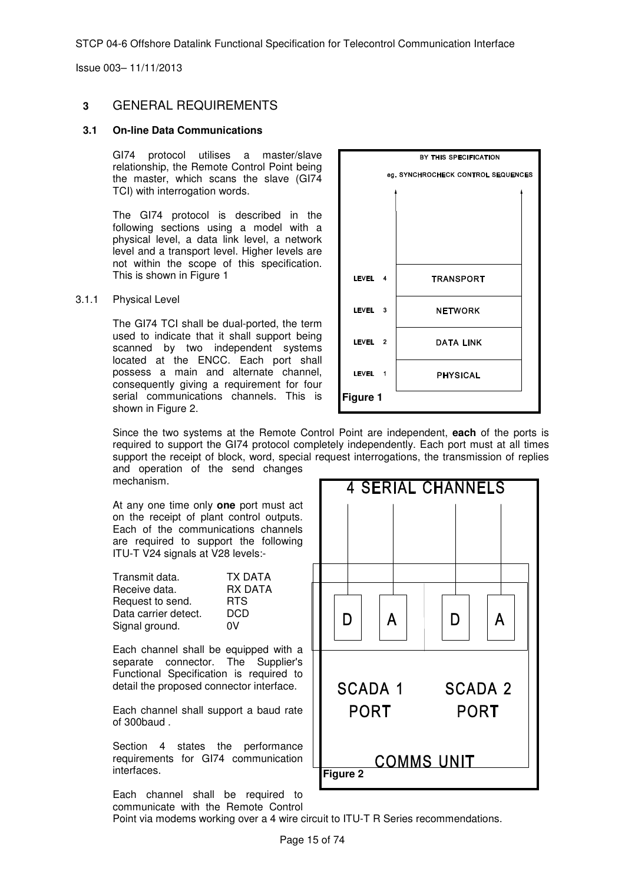## 3 GENERAL REQUIREMENTS

### 3.1 On-line Data Communications

GI74 protocol utilises a master/slave relationship, the Remote Control Point being the master, which scans the slave (GI74 TCI) with interrogation words.

The GI74 protocol is described in the following sections using a model with a physical level, a data link level, a network level and a transport level. Higher levels are not within the scope of this specification. This is shown in Figure 1

BY THIS SPECIFICATION

eg. SYNCHROCHECK CONTROL SEQUENCES

| | |
|---|---|
| LEVEL 4 | TRANSPORT |
| LEVEL 3 | NETWORK |
| LEVEL 2 | DATA LINK |
| LEVEL 1 | PHYSICAL |

**Figure 1**

3.1.1 Physical Level

The GI74 TCI shall be dual-ported, the term used to indicate that it shall support being scanned by two independent systems located at the ENCC. Each port shall possess a main and alternate channel, consequently giving a requirement for four serial communications channels. This is shown in Figure 2.

Since the two systems at the Remote Control Point are independent, **each** of the ports is required to support the GI74 protocol completely independently. Each port must at all times support the receipt of block, word, special request interrogations, the transmission of replies and operation of the send changes mechanism.

At any one time only **one** port must act on the receipt of plant control outputs. Each of the communications channels are required to support the following ITU-T V24 signals at V28 levels:-

| | |
|---|---|
| Transmit data. | TX DATA |
| Receive data. | RX DATA |
| Request to send. | RTS |
| Data carrier detect. | DCD |
| Signal ground. | 0V |

Each channel shall be equipped with a separate connector. The Supplier's Functional Specification is required to detail the proposed connector interface.

Each channel shall support a baud rate of 300baud .

Section 4 states the performance requirements for GI74 communication interfaces.

4 SERIAL CHANNELS

D A D A

SCADA 1 PORT SCADA 2 PORT

COMMS UNIT

**Figure 2**

Each channel shall be required to communicate with the Remote Control Point via modems working over a 4 wire circuit to ITU-T R Series recommendations.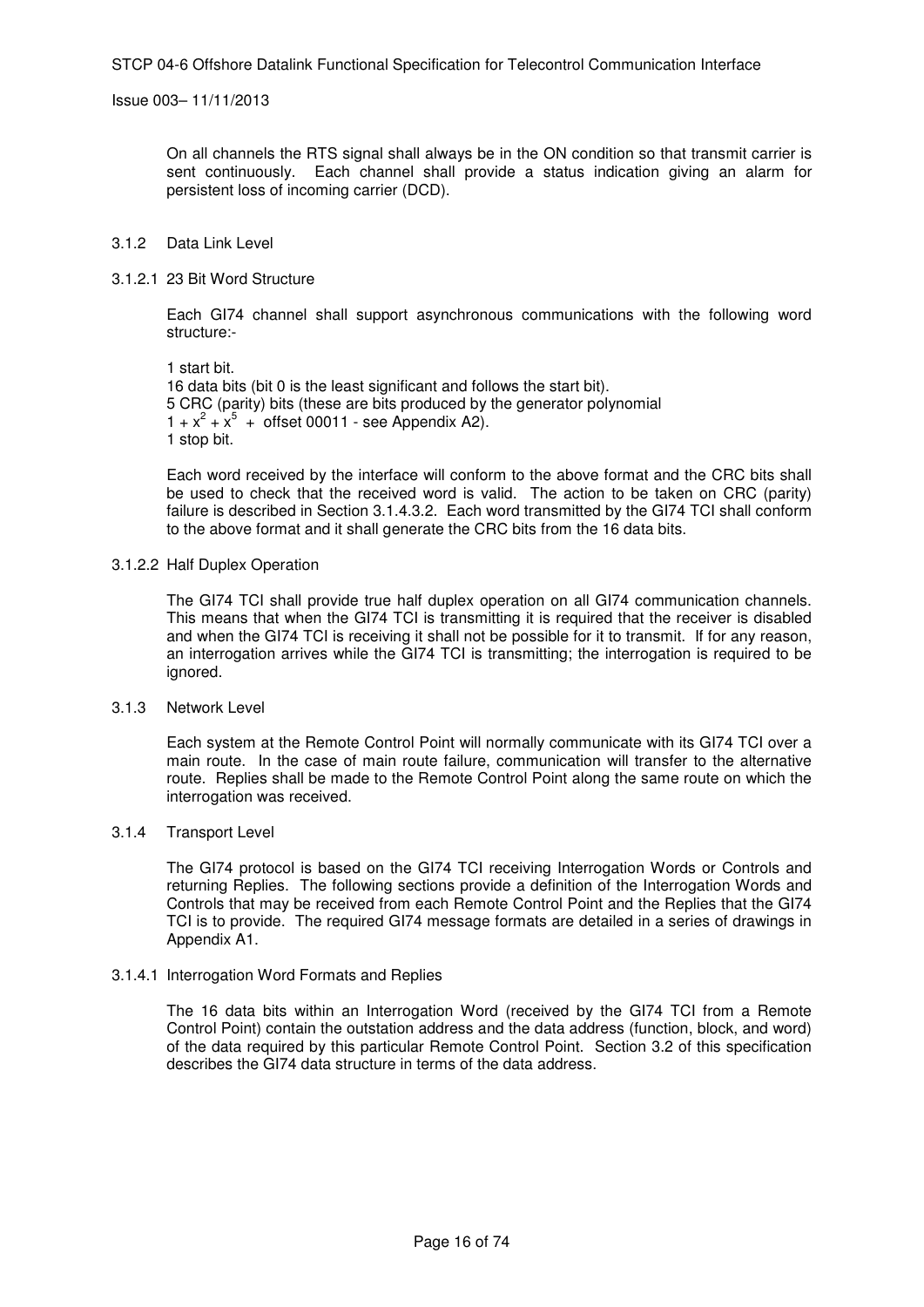On all channels the RTS signal shall always be in the ON condition so that transmit carrier is sent continuously. Each channel shall provide a status indication giving an alarm for persistent loss of incoming carrier (DCD).

### 3.1.2 Data Link Level

#### 3.1.2.1 23 Bit Word Structure

Each GI74 channel shall support asynchronous communications with the following word structure:-

1 start bit.
16 data bits (bit 0 is the least significant and follows the start bit).
5 CRC (parity) bits (these are bits produced by the generator polynomial $1 + x^2 + x^5$ + offset 00011 - see Appendix A2).
1 stop bit.

Each word received by the interface will conform to the above format and the CRC bits shall be used to check that the received word is valid. The action to be taken on CRC (parity) failure is described in Section 3.1.4.3.2. Each word transmitted by the GI74 TCI shall conform to the above format and it shall generate the CRC bits from the 16 data bits.

#### 3.1.2.2 Half Duplex Operation

The GI74 TCI shall provide true half duplex operation on all GI74 communication channels. This means that when the GI74 TCI is transmitting it is required that the receiver is disabled and when the GI74 TCI is receiving it shall not be possible for it to transmit. If for any reason, an interrogation arrives while the GI74 TCI is transmitting; the interrogation is required to be ignored.

### 3.1.3 Network Level

Each system at the Remote Control Point will normally communicate with its GI74 TCI over a main route. In the case of main route failure, communication will transfer to the alternative route. Replies shall be made to the Remote Control Point along the same route on which the interrogation was received.

### 3.1.4 Transport Level

The GI74 protocol is based on the GI74 TCI receiving Interrogation Words or Controls and returning Replies. The following sections provide a definition of the Interrogation Words and Controls that may be received from each Remote Control Point and the Replies that the GI74 TCI is to provide. The required GI74 message formats are detailed in a series of drawings in Appendix A1.

#### 3.1.4.1 Interrogation Word Formats and Replies

The 16 data bits within an Interrogation Word (received by the GI74 TCI from a Remote Control Point) contain the outstation address and the data address (function, block, and word) of the data required by this particular Remote Control Point. Section 3.2 of this specification describes the GI74 data structure in terms of the data address.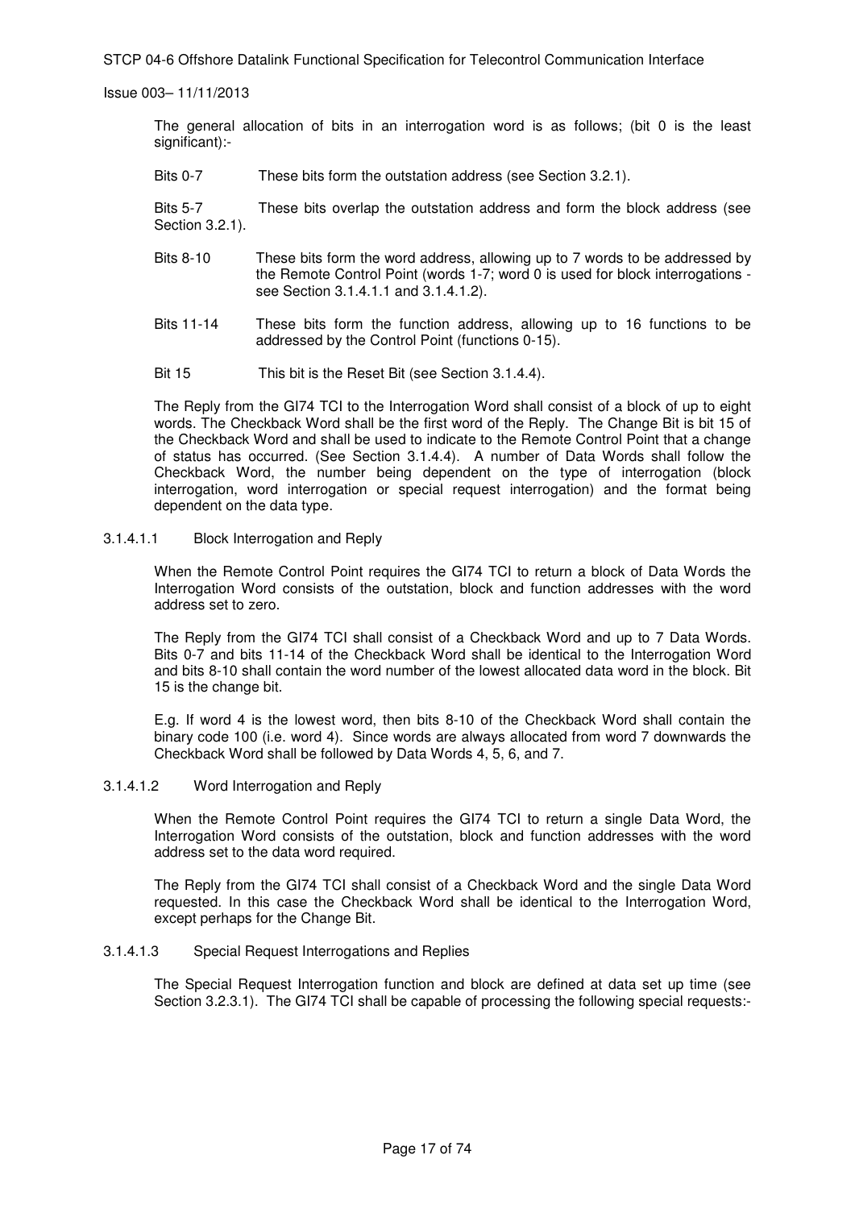The general allocation of bits in an interrogation word is as follows; (bit 0 is the least significant):-

Bits 0-7 These bits form the outstation address (see Section 3.2.1).

Bits 5-7 These bits overlap the outstation address and form the block address (see Section 3.2.1).

Bits 8-10 These bits form the word address, allowing up to 7 words to be addressed by the Remote Control Point (words 1-7; word 0 is used for block interrogations - see Section 3.1.4.1.1 and 3.1.4.1.2).

Bits 11-14 These bits form the function address, allowing up to 16 functions to be addressed by the Control Point (functions 0-15).

Bit 15 This bit is the Reset Bit (see Section 3.1.4.4).

The Reply from the GI74 TCI to the Interrogation Word shall consist of a block of up to eight words. The Checkback Word shall be the first word of the Reply. The Change Bit is bit 15 of the Checkback Word and shall be used to indicate to the Remote Control Point that a change of status has occurred. (See Section 3.1.4.4). A number of Data Words shall follow the Checkback Word, the number being dependent on the type of interrogation (block interrogation, word interrogation or special request interrogation) and the format being dependent on the data type.

#### 3.1.4.1.1 Block Interrogation and Reply

When the Remote Control Point requires the GI74 TCI to return a block of Data Words the Interrogation Word consists of the outstation, block and function addresses with the word address set to zero.

The Reply from the GI74 TCI shall consist of a Checkback Word and up to 7 Data Words. Bits 0-7 and bits 11-14 of the Checkback Word shall be identical to the Interrogation Word and bits 8-10 shall contain the word number of the lowest allocated data word in the block. Bit 15 is the change bit.

E.g. If word 4 is the lowest word, then bits 8-10 of the Checkback Word shall contain the binary code 100 (i.e. word 4). Since words are always allocated from word 7 downwards the Checkback Word shall be followed by Data Words 4, 5, 6, and 7.

#### 3.1.4.1.2 Word Interrogation and Reply

When the Remote Control Point requires the GI74 TCI to return a single Data Word, the Interrogation Word consists of the outstation, block and function addresses with the word address set to the data word required.

The Reply from the GI74 TCI shall consist of a Checkback Word and the single Data Word requested. In this case the Checkback Word shall be identical to the Interrogation Word, except perhaps for the Change Bit.

#### 3.1.4.1.3 Special Request Interrogations and Replies

The Special Request Interrogation function and block are defined at data set up time (see Section 3.2.3.1). The GI74 TCI shall be capable of processing the following special requests:-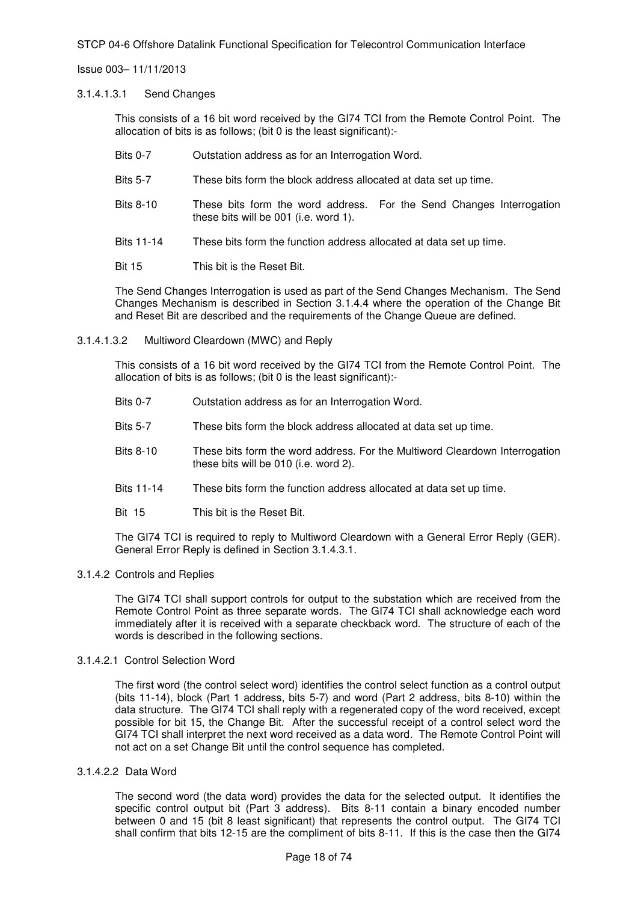#### 3.1.4.1.3.1 Send Changes

This consists of a 16 bit word received by the GI74 TCI from the Remote Control Point. The allocation of bits is as follows; (bit 0 is the least significant):-

| | |
|---|---|
| Bits 0-7 | Outstation address as for an Interrogation Word. |
| Bits 5-7 | These bits form the block address allocated at data set up time. |
| Bits 8-10 | These bits form the word address. For the Send Changes Interrogation these bits will be 001 (i.e. word 1). |
| Bits 11-14 | These bits form the function address allocated at data set up time. |
| Bit 15 | This bit is the Reset Bit. |

The Send Changes Interrogation is used as part of the Send Changes Mechanism. The Send Changes Mechanism is described in Section 3.1.4.4 where the operation of the Change Bit and Reset Bit are described and the requirements of the Change Queue are defined.

#### 3.1.4.1.3.2 Multiword Cleardown (MWC) and Reply

This consists of a 16 bit word received by the GI74 TCI from the Remote Control Point. The allocation of bits is as follows; (bit 0 is the least significant):-

| | |
|---|---|
| Bits 0-7 | Outstation address as for an Interrogation Word. |
| Bits 5-7 | These bits form the block address allocated at data set up time. |
| Bits 8-10 | These bits form the word address. For the Multiword Cleardown Interrogation these bits will be 010 (i.e. word 2). |
| Bits 11-14 | These bits form the function address allocated at data set up time. |
| Bit 15 | This bit is the Reset Bit. |

The GI74 TCI is required to reply to Multiword Cleardown with a General Error Reply (GER). General Error Reply is defined in Section 3.1.4.3.1.

### 3.1.4.2 Controls and Replies

The GI74 TCI shall support controls for output to the substation which are received from the Remote Control Point as three separate words. The GI74 TCI shall acknowledge each word immediately after it is received with a separate checkback word. The structure of each of the words is described in the following sections.

#### 3.1.4.2.1 Control Selection Word

The first word (the control select word) identifies the control select function as a control output (bits 11-14), block (Part 1 address, bits 5-7) and word (Part 2 address, bits 8-10) within the data structure. The GI74 TCI shall reply with a regenerated copy of the word received, except possible for bit 15, the Change Bit. After the successful receipt of a control select word the GI74 TCI shall interpret the next word received as a data word. The Remote Control Point will not act on a set Change Bit until the control sequence has completed.

#### 3.1.4.2.2 Data Word

The second word (the data word) provides the data for the selected output. It identifies the specific control output bit (Part 3 address). Bits 8-11 contain a binary encoded number between 0 and 15 (bit 8 least significant) that represents the control output. The GI74 TCI shall confirm that bits 12-15 are the compliment of bits 8-11. If this is the case then the GI74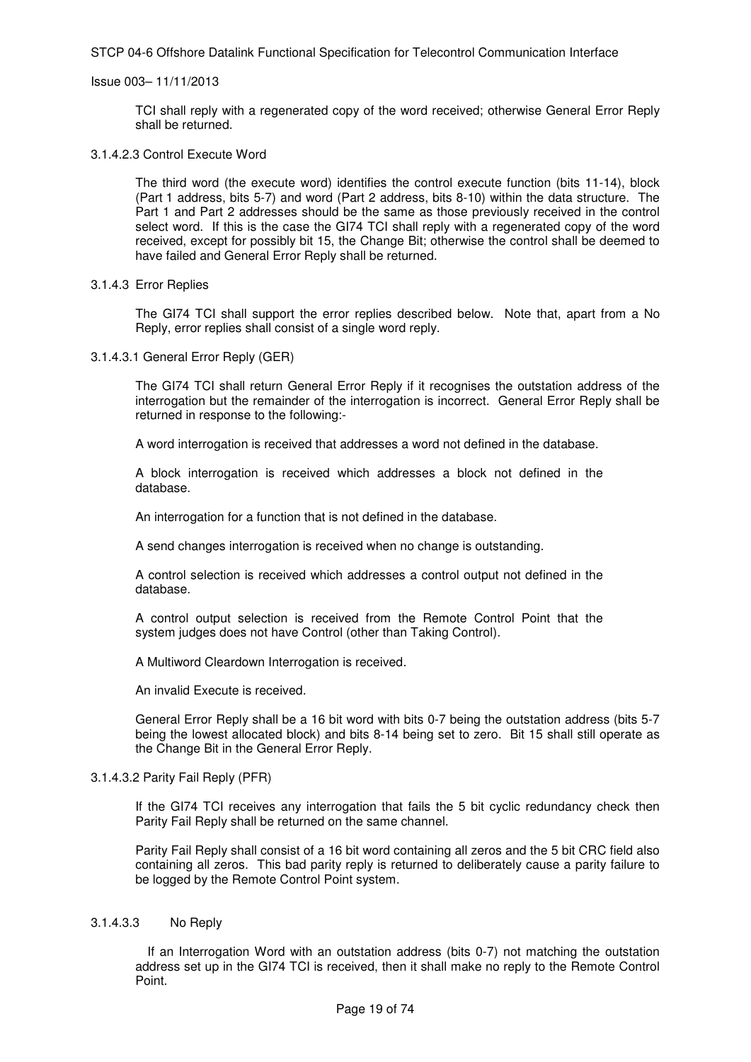TCI shall reply with a regenerated copy of the word received; otherwise General Error Reply shall be returned.

#### 3.1.4.2.3 Control Execute Word

The third word (the execute word) identifies the control execute function (bits 11-14), block (Part 1 address, bits 5-7) and word (Part 2 address, bits 8-10) within the data structure. The Part 1 and Part 2 addresses should be the same as those previously received in the control select word. If this is the case the GI74 TCI shall reply with a regenerated copy of the word received, except for possibly bit 15, the Change Bit; otherwise the control shall be deemed to have failed and General Error Reply shall be returned.

### 3.1.4.3 Error Replies

The GI74 TCI shall support the error replies described below. Note that, apart from a No Reply, error replies shall consist of a single word reply.

#### 3.1.4.3.1 General Error Reply (GER)

The GI74 TCI shall return General Error Reply if it recognises the outstation address of the interrogation but the remainder of the interrogation is incorrect. General Error Reply shall be returned in response to the following:-

A word interrogation is received that addresses a word not defined in the database.

A block interrogation is received which addresses a block not defined in the database.

An interrogation for a function that is not defined in the database.

A send changes interrogation is received when no change is outstanding.

A control selection is received which addresses a control output not defined in the database.

A control output selection is received from the Remote Control Point that the system judges does not have Control (other than Taking Control).

A Multiword Cleardown Interrogation is received.

An invalid Execute is received.

General Error Reply shall be a 16 bit word with bits 0-7 being the outstation address (bits 5-7 being the lowest allocated block) and bits 8-14 being set to zero. Bit 15 shall still operate as the Change Bit in the General Error Reply.

#### 3.1.4.3.2 Parity Fail Reply (PFR)

If the GI74 TCI receives any interrogation that fails the 5 bit cyclic redundancy check then Parity Fail Reply shall be returned on the same channel.

Parity Fail Reply shall consist of a 16 bit word containing all zeros and the 5 bit CRC field also containing all zeros. This bad parity reply is returned to deliberately cause a parity failure to be logged by the Remote Control Point system.

#### 3.1.4.3.3 No Reply

If an Interrogation Word with an outstation address (bits 0-7) not matching the outstation address set up in the GI74 TCI is received, then it shall make no reply to the Remote Control Point.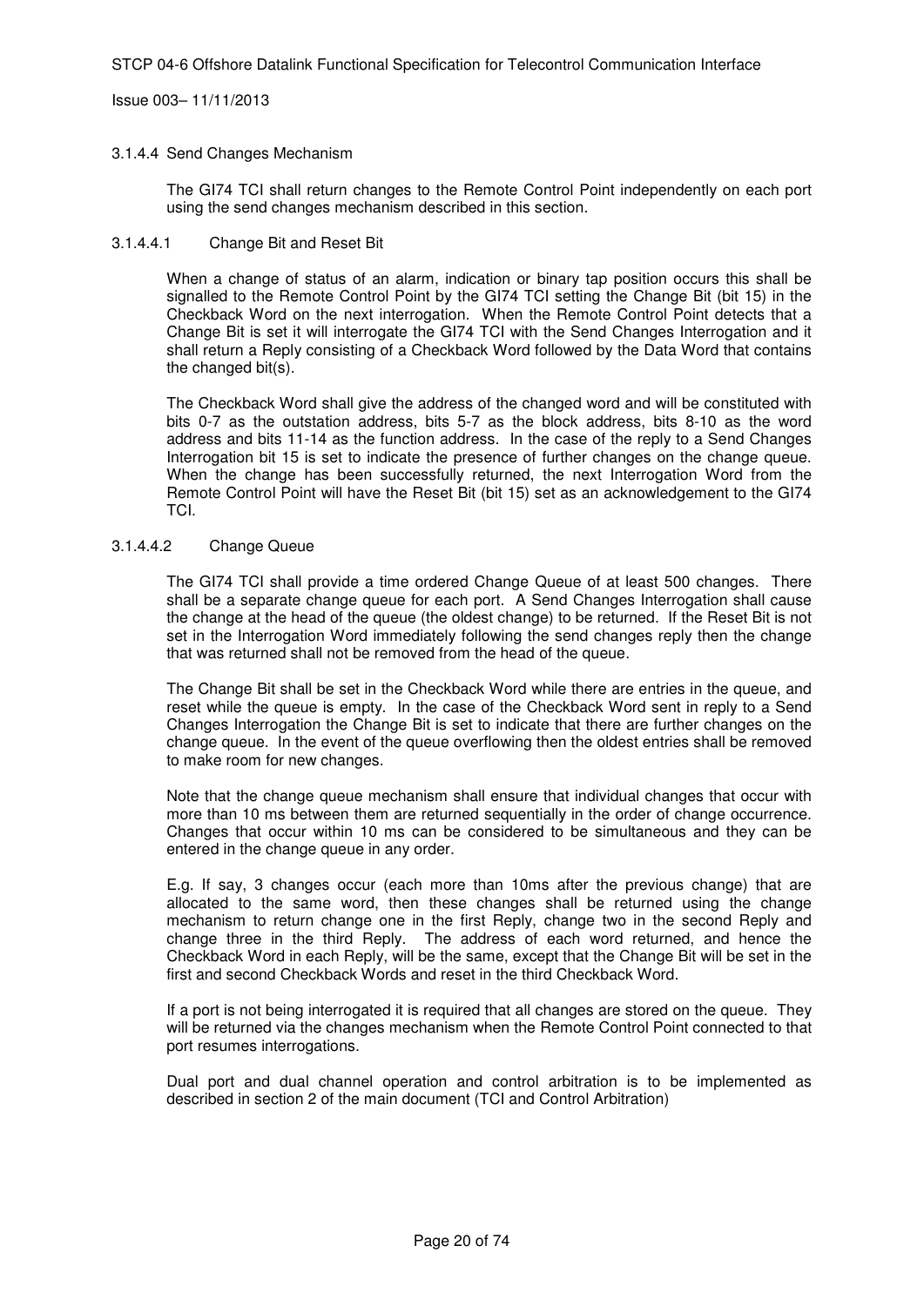#### 3.1.4.4 Send Changes Mechanism

The GI74 TCI shall return changes to the Remote Control Point independently on each port using the send changes mechanism described in this section.

##### 3.1.4.4.1 Change Bit and Reset Bit

When a change of status of an alarm, indication or binary tap position occurs this shall be signalled to the Remote Control Point by the GI74 TCI setting the Change Bit (bit 15) in the Checkback Word on the next interrogation. When the Remote Control Point detects that a Change Bit is set it will interrogate the GI74 TCI with the Send Changes Interrogation and it shall return a Reply consisting of a Checkback Word followed by the Data Word that contains the changed bit(s).

The Checkback Word shall give the address of the changed word and will be constituted with bits 0-7 as the outstation address, bits 5-7 as the block address, bits 8-10 as the word address and bits 11-14 as the function address. In the case of the reply to a Send Changes Interrogation bit 15 is set to indicate the presence of further changes on the change queue. When the change has been successfully returned, the next Interrogation Word from the Remote Control Point will have the Reset Bit (bit 15) set as an acknowledgement to the GI74 TCI.

##### 3.1.4.4.2 Change Queue

The GI74 TCI shall provide a time ordered Change Queue of at least 500 changes. There shall be a separate change queue for each port. A Send Changes Interrogation shall cause the change at the head of the queue (the oldest change) to be returned. If the Reset Bit is not set in the Interrogation Word immediately following the send changes reply then the change that was returned shall not be removed from the head of the queue.

The Change Bit shall be set in the Checkback Word while there are entries in the queue, and reset while the queue is empty. In the case of the Checkback Word sent in reply to a Send Changes Interrogation the Change Bit is set to indicate that there are further changes on the change queue. In the event of the queue overflowing then the oldest entries shall be removed to make room for new changes.

Note that the change queue mechanism shall ensure that individual changes that occur with more than 10 ms between them are returned sequentially in the order of change occurrence. Changes that occur within 10 ms can be considered to be simultaneous and they can be entered in the change queue in any order.

E.g. If say, 3 changes occur (each more than 10ms after the previous change) that are allocated to the same word, then these changes shall be returned using the change mechanism to return change one in the first Reply, change two in the second Reply and change three in the third Reply. The address of each word returned, and hence the Checkback Word in each Reply, will be the same, except that the Change Bit will be set in the first and second Checkback Words and reset in the third Checkback Word.

If a port is not being interrogated it is required that all changes are stored on the queue. They will be returned via the changes mechanism when the Remote Control Point connected to that port resumes interrogations.

Dual port and dual channel operation and control arbitration is to be implemented as described in section 2 of the main document (TCI and Control Arbitration)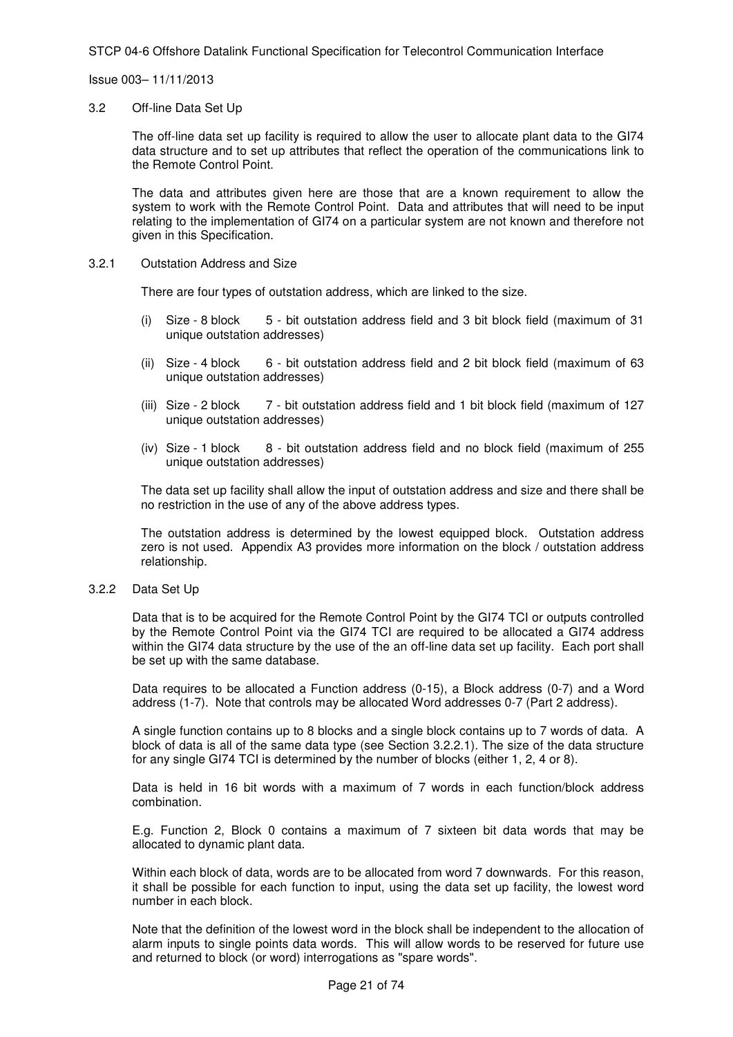## 3.2 Off-line Data Set Up

The off-line data set up facility is required to allow the user to allocate plant data to the GI74 data structure and to set up attributes that reflect the operation of the communications link to the Remote Control Point.

The data and attributes given here are those that are a known requirement to allow the system to work with the Remote Control Point. Data and attributes that will need to be input relating to the implementation of GI74 on a particular system are not known and therefore not given in this Specification.

### 3.2.1 Outstation Address and Size

There are four types of outstation address, which are linked to the size.

(i) Size - 8 block 5 - bit outstation address field and 3 bit block field (maximum of 31 unique outstation addresses)

(ii) Size - 4 block 6 - bit outstation address field and 2 bit block field (maximum of 63 unique outstation addresses)

(iii) Size - 2 block 7 - bit outstation address field and 1 bit block field (maximum of 127 unique outstation addresses)

(iv) Size - 1 block 8 - bit outstation address field and no block field (maximum of 255 unique outstation addresses)

The data set up facility shall allow the input of outstation address and size and there shall be no restriction in the use of any of the above address types.

The outstation address is determined by the lowest equipped block. Outstation address zero is not used. Appendix A3 provides more information on the block / outstation address relationship.

### 3.2.2 Data Set Up

Data that is to be acquired for the Remote Control Point by the GI74 TCI or outputs controlled by the Remote Control Point via the GI74 TCI are required to be allocated a GI74 address within the GI74 data structure by the use of the an off-line data set up facility. Each port shall be set up with the same database.

Data requires to be allocated a Function address (0-15), a Block address (0-7) and a Word address (1-7). Note that controls may be allocated Word addresses 0-7 (Part 2 address).

A single function contains up to 8 blocks and a single block contains up to 7 words of data. A block of data is all of the same data type (see Section 3.2.2.1). The size of the data structure for any single GI74 TCI is determined by the number of blocks (either 1, 2, 4 or 8).

Data is held in 16 bit words with a maximum of 7 words in each function/block address combination.

E.g. Function 2, Block 0 contains a maximum of 7 sixteen bit data words that may be allocated to dynamic plant data.

Within each block of data, words are to be allocated from word 7 downwards. For this reason, it shall be possible for each function to input, using the data set up facility, the lowest word number in each block.

Note that the definition of the lowest word in the block shall be independent to the allocation of alarm inputs to single points data words. This will allow words to be reserved for future use and returned to block (or word) interrogations as "spare words".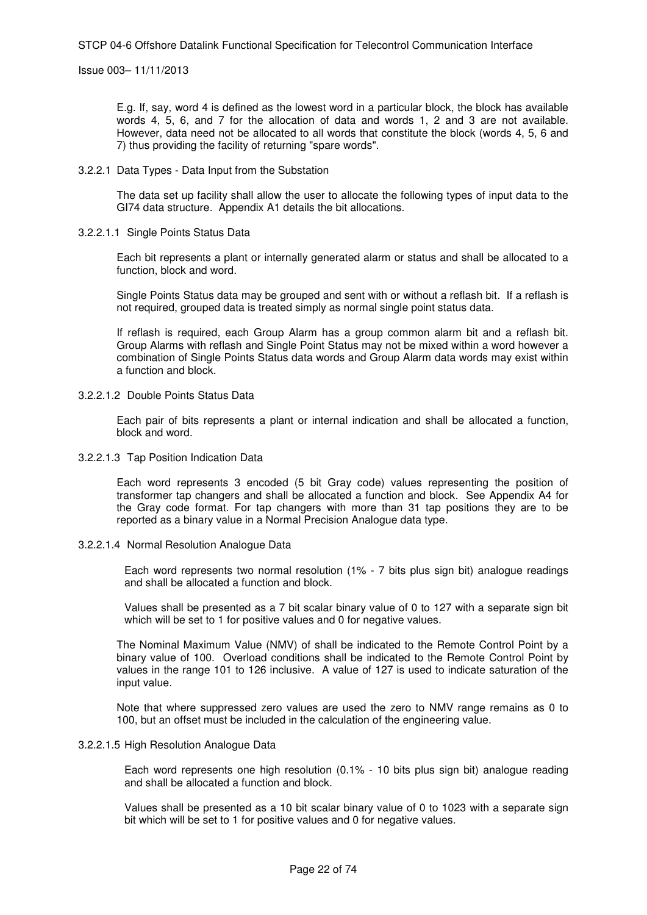E.g. If, say, word 4 is defined as the lowest word in a particular block, the block has available words 4, 5, 6, and 7 for the allocation of data and words 1, 2 and 3 are not available. However, data need not be allocated to all words that constitute the block (words 4, 5, 6 and 7) thus providing the facility of returning "spare words".

#### 3.2.2.1 Data Types - Data Input from the Substation

The data set up facility shall allow the user to allocate the following types of input data to the GI74 data structure. Appendix A1 details the bit allocations.

##### 3.2.2.1.1 Single Points Status Data

Each bit represents a plant or internally generated alarm or status and shall be allocated to a function, block and word.

Single Points Status data may be grouped and sent with or without a reflash bit. If a reflash is not required, grouped data is treated simply as normal single point status data.

If reflash is required, each Group Alarm has a group common alarm bit and a reflash bit. Group Alarms with reflash and Single Point Status may not be mixed within a word however a combination of Single Points Status data words and Group Alarm data words may exist within a function and block.

##### 3.2.2.1.2 Double Points Status Data

Each pair of bits represents a plant or internal indication and shall be allocated a function, block and word.

##### 3.2.2.1.3 Tap Position Indication Data

Each word represents 3 encoded (5 bit Gray code) values representing the position of transformer tap changers and shall be allocated a function and block. See Appendix A4 for the Gray code format. For tap changers with more than 31 tap positions they are to be reported as a binary value in a Normal Precision Analogue data type.

##### 3.2.2.1.4 Normal Resolution Analogue Data

Each word represents two normal resolution (1% - 7 bits plus sign bit) analogue readings and shall be allocated a function and block.

Values shall be presented as a 7 bit scalar binary value of 0 to 127 with a separate sign bit which will be set to 1 for positive values and 0 for negative values.

The Nominal Maximum Value (NMV) of shall be indicated to the Remote Control Point by a binary value of 100. Overload conditions shall be indicated to the Remote Control Point by values in the range 101 to 126 inclusive. A value of 127 is used to indicate saturation of the input value.

Note that where suppressed zero values are used the zero to NMV range remains as 0 to 100, but an offset must be included in the calculation of the engineering value.

##### 3.2.2.1.5 High Resolution Analogue Data

Each word represents one high resolution (0.1% - 10 bits plus sign bit) analogue reading and shall be allocated a function and block.

Values shall be presented as a 10 bit scalar binary value of 0 to 1023 with a separate sign bit which will be set to 1 for positive values and 0 for negative values.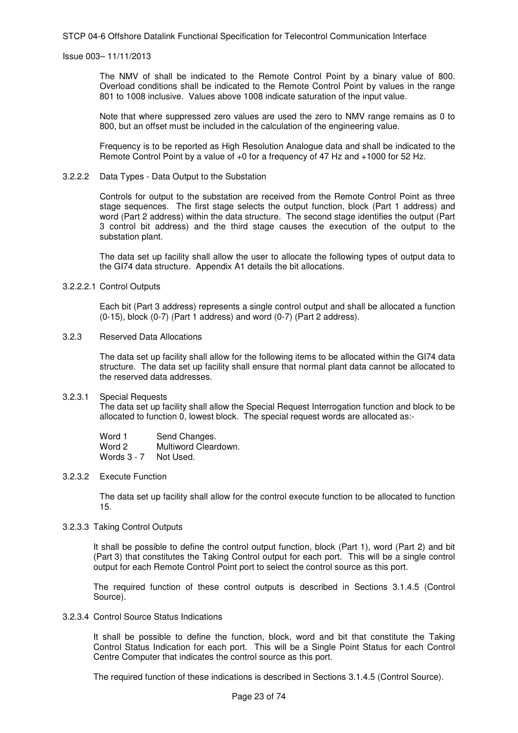The NMV of shall be indicated to the Remote Control Point by a binary value of 800. Overload conditions shall be indicated to the Remote Control Point by values in the range 801 to 1008 inclusive. Values above 1008 indicate saturation of the input value.

Note that where suppressed zero values are used the zero to NMV range remains as 0 to 800, but an offset must be included in the calculation of the engineering value.

Frequency is to be reported as High Resolution Analogue data and shall be indicated to the Remote Control Point by a value of +0 for a frequency of 47 Hz and +1000 for 52 Hz.

#### 3.2.2.2 Data Types - Data Output to the Substation

Controls for output to the substation are received from the Remote Control Point as three stage sequences. The first stage selects the output function, block (Part 1 address) and word (Part 2 address) within the data structure. The second stage identifies the output (Part 3 control bit address) and the third stage causes the execution of the output to the substation plant.

The data set up facility shall allow the user to allocate the following types of output data to the GI74 data structure. Appendix A1 details the bit allocations.

##### 3.2.2.2.1 Control Outputs

Each bit (Part 3 address) represents a single control output and shall be allocated a function (0-15), block (0-7) (Part 1 address) and word (0-7) (Part 2 address).

### 3.2.3 Reserved Data Allocations

The data set up facility shall allow for the following items to be allocated within the GI74 data structure. The data set up facility shall ensure that normal plant data cannot be allocated to the reserved data addresses.

#### 3.2.3.1 Special Requests

The data set up facility shall allow the Special Request Interrogation function and block to be allocated to function 0, lowest block. The special request words are allocated as:-

Word 1 Send Changes.
Word 2 Multiword Cleardown.
Words 3 - 7 Not Used.

#### 3.2.3.2 Execute Function

The data set up facility shall allow for the control execute function to be allocated to function 15.

#### 3.2.3.3 Taking Control Outputs

It shall be possible to define the control output function, block (Part 1), word (Part 2) and bit (Part 3) that constitutes the Taking Control output for each port. This will be a single control output for each Remote Control Point port to select the control source as this port.

The required function of these control outputs is described in Sections 3.1.4.5 (Control Source).

#### 3.2.3.4 Control Source Status Indications

It shall be possible to define the function, block, word and bit that constitute the Taking Control Status Indication for each port. This will be a Single Point Status for each Control Centre Computer that indicates the control source as this port.

The required function of these indications is described in Sections 3.1.4.5 (Control Source).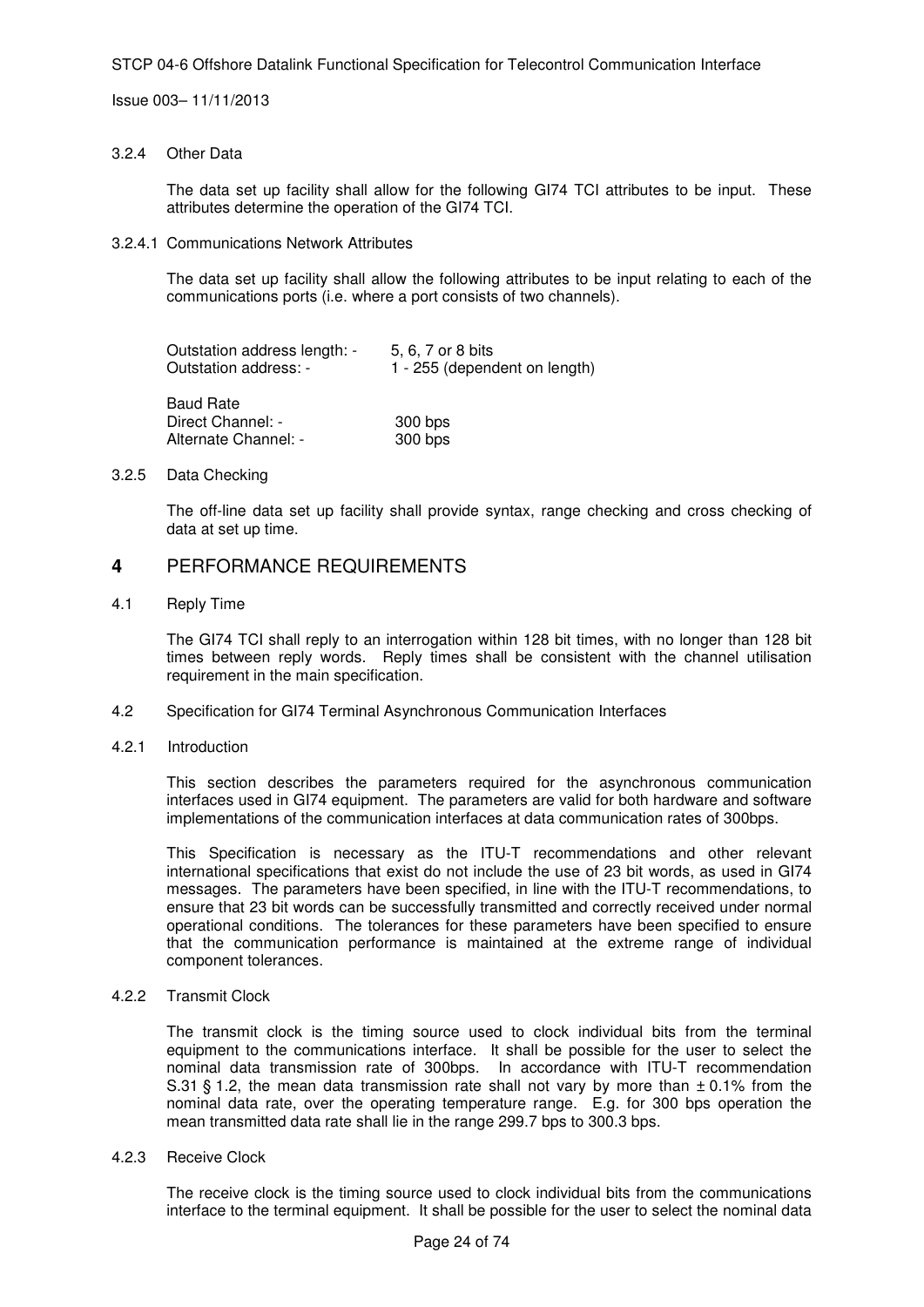3.2.4 Other Data

The data set up facility shall allow for the following GI74 TCI attributes to be input. These attributes determine the operation of the GI74 TCI.

3.2.4.1 Communications Network Attributes

The data set up facility shall allow the following attributes to be input relating to each of the communications ports (i.e. where a port consists of two channels).

| | |
|---|---|
| Outstation address length: - | 5, 6, 7 or 8 bits |
| Outstation address: - | 1 - 255 (dependent on length) |
| Baud Rate | |
| Direct Channel: - | 300 bps |
| Alternate Channel: - | 300 bps |

3.2.5 Data Checking

The off-line data set up facility shall provide syntax, range checking and cross checking of data at set up time.

# 4 PERFORMANCE REQUIREMENTS

4.1 Reply Time

The GI74 TCI shall reply to an interrogation within 128 bit times, with no longer than 128 bit times between reply words. Reply times shall be consistent with the channel utilisation requirement in the main specification.

4.2 Specification for GI74 Terminal Asynchronous Communication Interfaces

4.2.1 Introduction

This section describes the parameters required for the asynchronous communication interfaces used in GI74 equipment. The parameters are valid for both hardware and software implementations of the communication interfaces at data communication rates of 300bps.

This Specification is necessary as the ITU-T recommendations and other relevant international specifications that exist do not include the use of 23 bit words, as used in GI74 messages. The parameters have been specified, in line with the ITU-T recommendations, to ensure that 23 bit words can be successfully transmitted and correctly received under normal operational conditions. The tolerances for these parameters have been specified to ensure that the communication performance is maintained at the extreme range of individual component tolerances.

4.2.2 Transmit Clock

The transmit clock is the timing source used to clock individual bits from the terminal equipment to the communications interface. It shall be possible for the user to select the nominal data transmission rate of 300bps. In accordance with ITU-T recommendation S.31 § 1.2, the mean data transmission rate shall not vary by more than ± 0.1% from the nominal data rate, over the operating temperature range. E.g. for 300 bps operation the mean transmitted data rate shall lie in the range 299.7 bps to 300.3 bps.

4.2.3 Receive Clock

The receive clock is the timing source used to clock individual bits from the communications interface to the terminal equipment. It shall be possible for the user to select the nominal data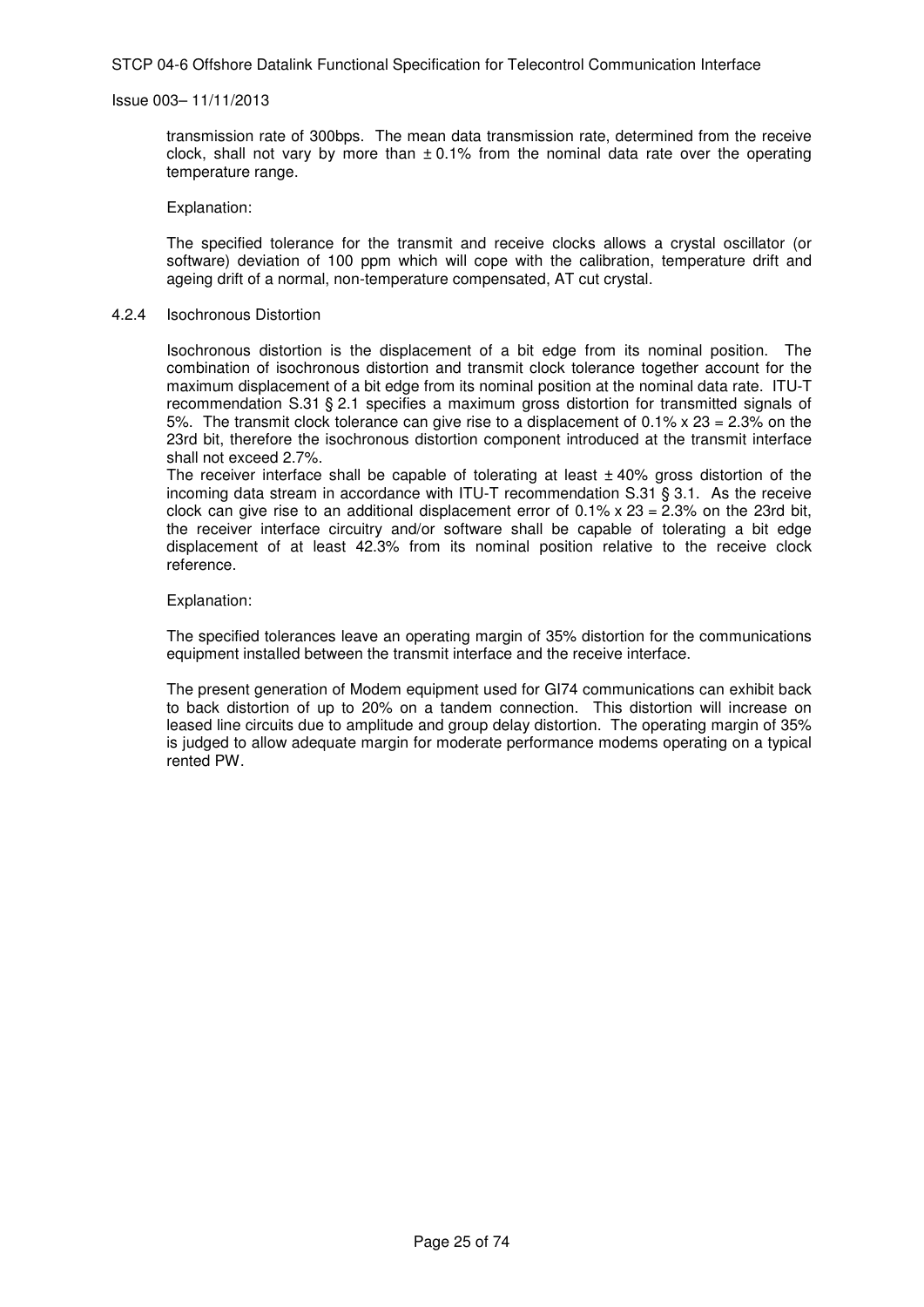transmission rate of 300bps. The mean data transmission rate, determined from the receive clock, shall not vary by more than ± 0.1% from the nominal data rate over the operating temperature range.

Explanation:

The specified tolerance for the transmit and receive clocks allows a crystal oscillator (or software) deviation of 100 ppm which will cope with the calibration, temperature drift and ageing drift of a normal, non-temperature compensated, AT cut crystal.

### 4.2.4 Isochronous Distortion

Isochronous distortion is the displacement of a bit edge from its nominal position. The combination of isochronous distortion and transmit clock tolerance together account for the maximum displacement of a bit edge from its nominal position at the nominal data rate. ITU-T recommendation S.31 § 2.1 specifies a maximum gross distortion for transmitted signals of 5%. The transmit clock tolerance can give rise to a displacement of 0.1% x 23 = 2.3% on the 23rd bit, therefore the isochronous distortion component introduced at the transmit interface shall not exceed 2.7%.

The receiver interface shall be capable of tolerating at least ± 40% gross distortion of the incoming data stream in accordance with ITU-T recommendation S.31 § 3.1. As the receive clock can give rise to an additional displacement error of 0.1% x 23 = 2.3% on the 23rd bit, the receiver interface circuitry and/or software shall be capable of tolerating a bit edge displacement of at least 42.3% from its nominal position relative to the receive clock reference.

Explanation:

The specified tolerances leave an operating margin of 35% distortion for the communications equipment installed between the transmit interface and the receive interface.

The present generation of Modem equipment used for GI74 communications can exhibit back to back distortion of up to 20% on a tandem connection. This distortion will increase on leased line circuits due to amplitude and group delay distortion. The operating margin of 35% is judged to allow adequate margin for moderate performance modems operating on a typical rented PW.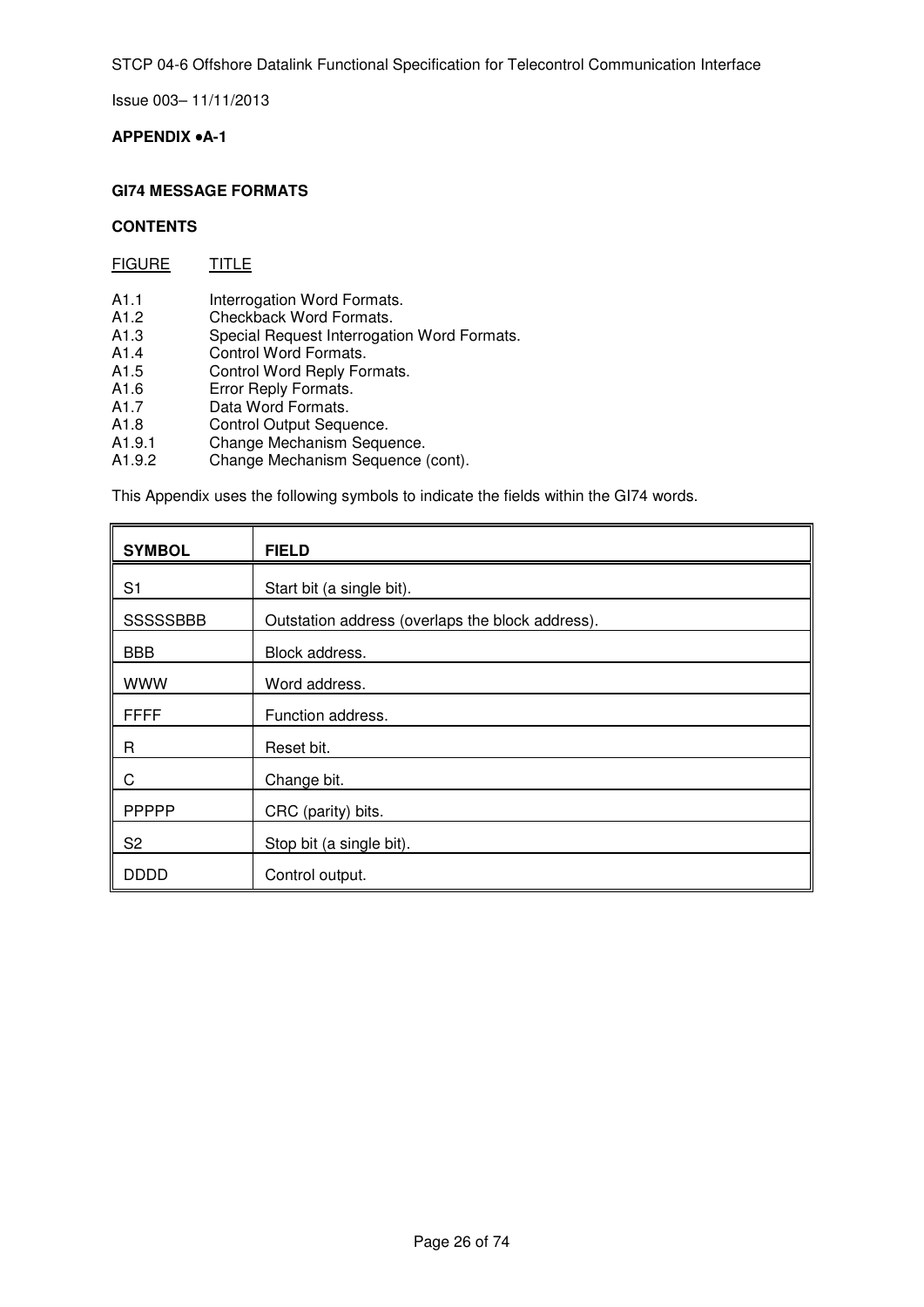**APPENDIX •A-1**

**GI74 MESSAGE FORMATS**

**CONTENTS**

| FIGURE | TITLE |
|---|---|
| A1.1 | Interrogation Word Formats. |
| A1.2 | Checkback Word Formats. |
| A1.3 | Special Request Interrogation Word Formats. |
| A1.4 | Control Word Formats. |
| A1.5 | Control Word Reply Formats. |
| A1.6 | Error Reply Formats. |
| A1.7 | Data Word Formats. |
| A1.8 | Control Output Sequence. |
| A1.9.1 | Change Mechanism Sequence. |
| A1.9.2 | Change Mechanism Sequence (cont). |

This Appendix uses the following symbols to indicate the fields within the GI74 words.

| **SYMBOL** | **FIELD** |
|---|---|
| S1 | Start bit (a single bit). |
| SSSSSBBB | Outstation address (overlaps the block address). |
| BBB | Block address. |
| WWW | Word address. |
| FFFF | Function address. |
| R | Reset bit. |
| C | Change bit. |
| PPPPP | CRC (parity) bits. |
| S2 | Stop bit (a single bit). |
| DDDD | Control output. |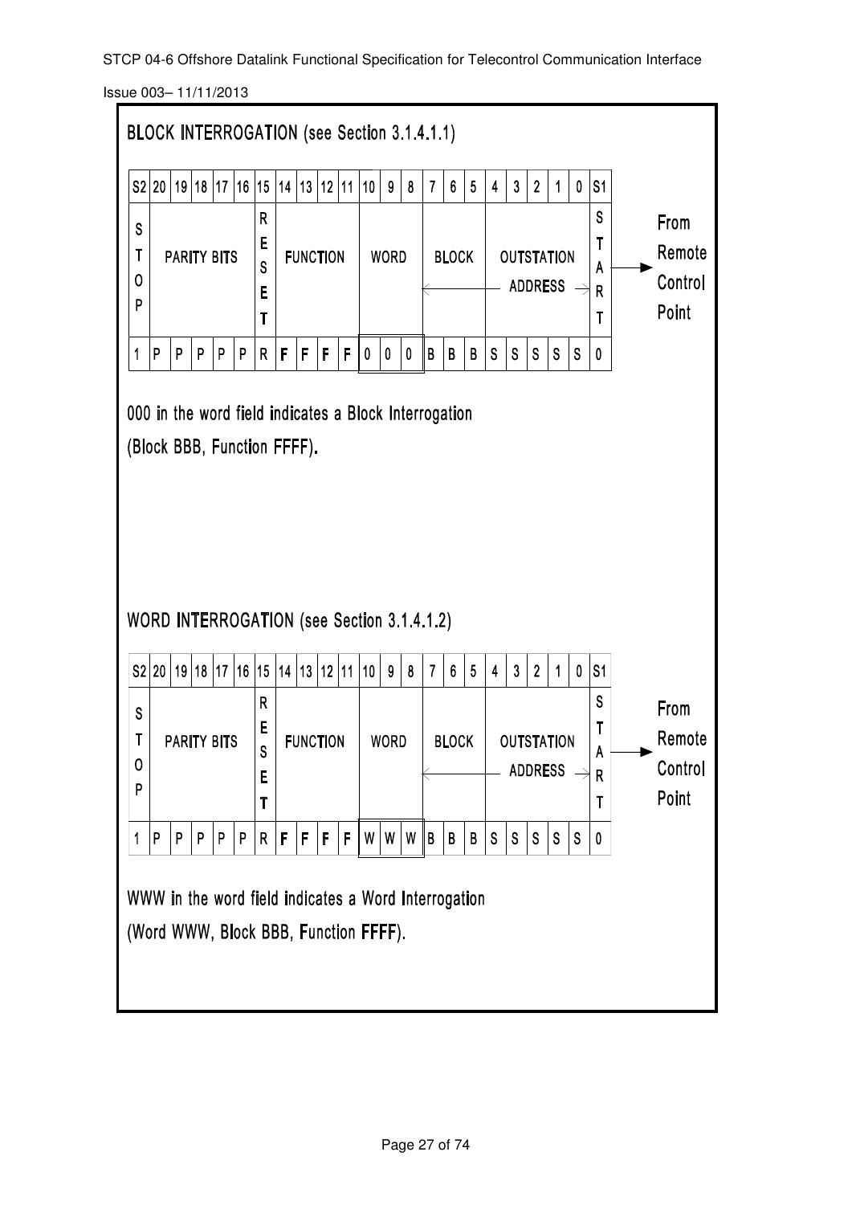BLOCK INTERROGATION (see Section 3.1.4.1.1)

| S2 | 20 | 19 | 18 | 17 | 16 | 15 | 14 | 13 | 12 | 11 | 10 | 9 | 8 | 7 | 6 | 5 | 4 | 3 | 2 | 1 | 0 | S1 |
|---|---|---|---|---|---|---|---|---|---|---|---|---|---|---|---|---|---|---|---|---|---|---|
| STOP | PARITY BITS | | | | | RESET | FUNCTION | | | | WORD | | | BLOCK | | | OUTSTATION ADDRESS | | | | | START |
| 1 | P | P | P | P | P | R | F | F | F | F | 0 | 0 | 0 | B | B | B | S | S | S | S | S | 0 |

From Remote Control Point

000 in the word field indicates a Block Interrogation
(Block BBB, Function FFFF).

WORD INTERROGATION (see Section 3.1.4.1.2)

| S2 | 20 | 19 | 18 | 17 | 16 | 15 | 14 | 13 | 12 | 11 | 10 | 9 | 8 | 7 | 6 | 5 | 4 | 3 | 2 | 1 | 0 | S1 |
|---|---|---|---|---|---|---|---|---|---|---|---|---|---|---|---|---|---|---|---|---|---|---|
| STOP | PARITY BITS | | | | | RESET | FUNCTION | | | | WORD | | | BLOCK | | | OUTSTATION ADDRESS | | | | | START |
| 1 | P | P | P | P | P | R | F | F | F | F | W | W | W | B | B | B | S | S | S | S | S | 0 |

From Remote Control Point

WWW in the word field indicates a Word Interrogation
(Word WWW, Block BBB, Function FFFF).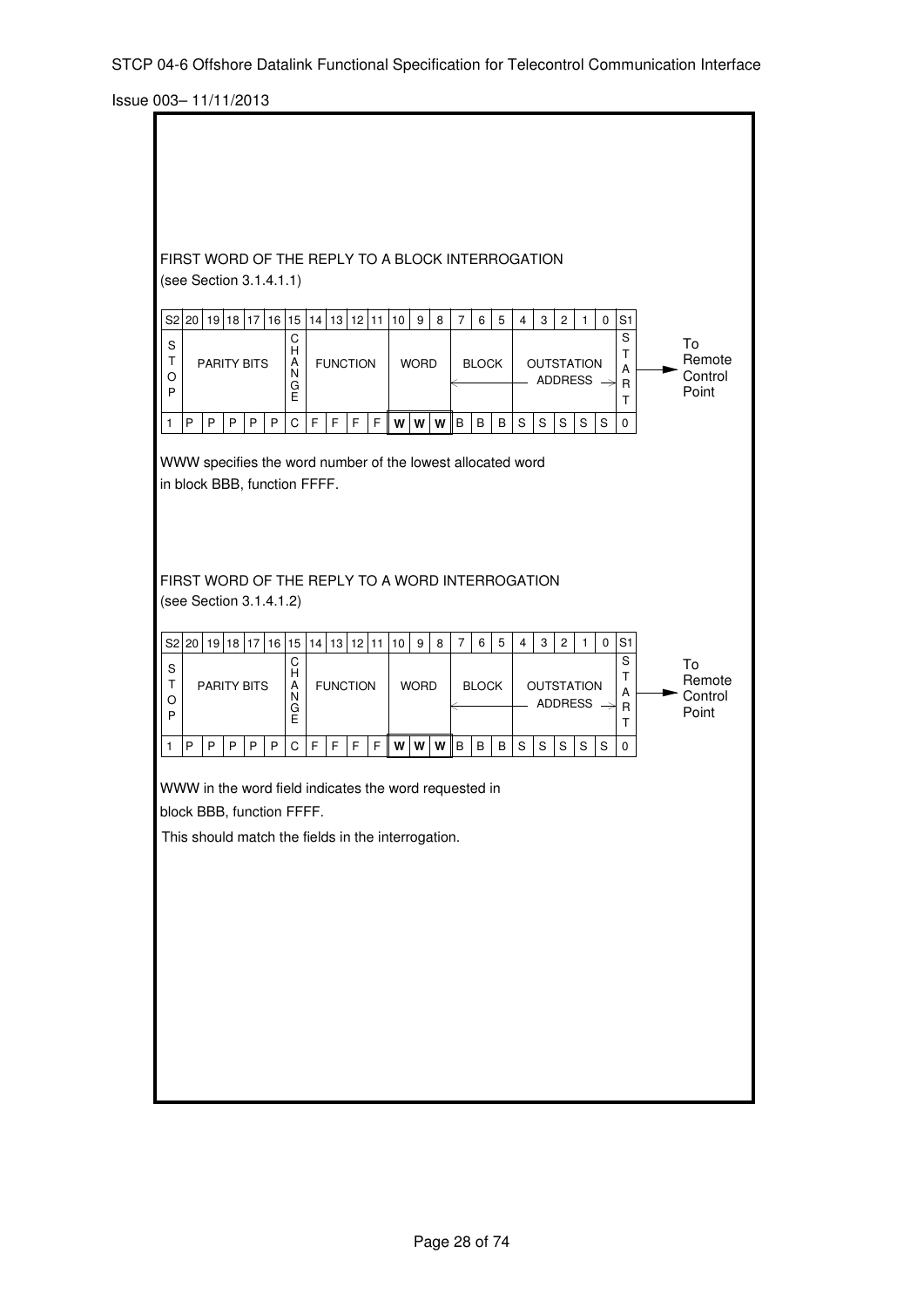FIRST WORD OF THE REPLY TO A BLOCK INTERROGATION
(see Section 3.1.4.1.1)

| S2 | 20 | 19 | 18 | 17 | 16 | 15 | 14 | 13 | 12 | 11 | 10 | 9 | 8 | 7 | 6 | 5 | 4 | 3 | 2 | 1 | 0 | S1 |
|---|---|---|---|---|---|---|---|---|---|---|---|---|---|---|---|---|---|---|---|---|---|---|
| STOP | PARITY BITS | | | | | CHANGE | FUNCTION | | | | WORD | | | BLOCK | | | OUTSTATION ADDRESS | | | | | START |
| 1 | P | P | P | P | P | C | F | F | F | F | **W** | **W** | **W** | B | B | B | S | S | S | S | S | 0 |

→ To Remote Control Point

WWW specifies the word number of the lowest allocated word in block BBB, function FFFF.

FIRST WORD OF THE REPLY TO A WORD INTERROGATION
(see Section 3.1.4.1.2)

| S2 | 20 | 19 | 18 | 17 | 16 | 15 | 14 | 13 | 12 | 11 | 10 | 9 | 8 | 7 | 6 | 5 | 4 | 3 | 2 | 1 | 0 | S1 |
|---|---|---|---|---|---|---|---|---|---|---|---|---|---|---|---|---|---|---|---|---|---|---|
| STOP | PARITY BITS | | | | | CHANGE | FUNCTION | | | | WORD | | | BLOCK | | | OUTSTATION ADDRESS | | | | | START |
| 1 | P | P | P | P | P | C | F | F | F | F | **W** | **W** | **W** | B | B | B | S | S | S | S | S | 0 |

→ To Remote Control Point

WWW in the word field indicates the word requested in block BBB, function FFFF.

This should match the fields in the interrogation.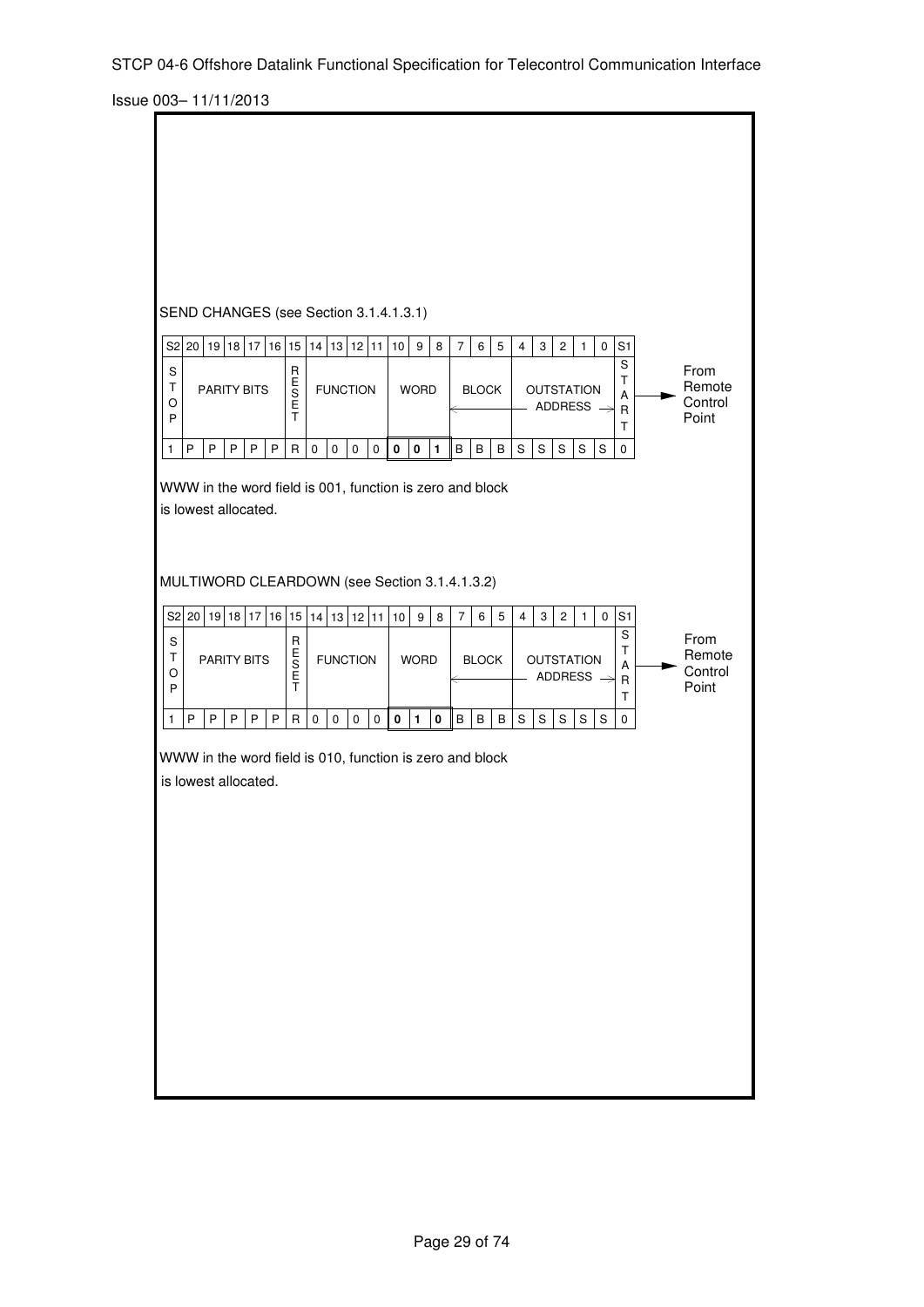SEND CHANGES (see Section 3.1.4.1.3.1)

| S2 | 20 | 19 | 18 | 17 | 16 | 15 | 14 | 13 | 12 | 11 | 10 | 9 | 8 | 7 | 6 | 5 | 4 | 3 | 2 | 1 | 0 | S1 |
|---|---|---|---|---|---|---|---|---|---|---|---|---|---|---|---|---|---|---|---|---|---|---|
| STOP | PARITY BITS | | | | | RESET | FUNCTION | | | | WORD | | | BLOCK | | | OUTSTATION ADDRESS | | | | | START |
| 1 | P | P | P | P | P | R | 0 | 0 | 0 | 0 | **0** | **0** | **1** | B | B | B | S | S | S | S | S | 0 |

From Remote Control Point

WWW in the word field is 001, function is zero and block is lowest allocated.

MULTIWORD CLEARDOWN (see Section 3.1.4.1.3.2)

| S2 | 20 | 19 | 18 | 17 | 16 | 15 | 14 | 13 | 12 | 11 | 10 | 9 | 8 | 7 | 6 | 5 | 4 | 3 | 2 | 1 | 0 | S1 |
|---|---|---|---|---|---|---|---|---|---|---|---|---|---|---|---|---|---|---|---|---|---|---|
| STOP | PARITY BITS | | | | | RESET | FUNCTION | | | | WORD | | | BLOCK | | | OUTSTATION ADDRESS | | | | | START |
| 1 | P | P | P | P | P | R | 0 | 0 | 0 | 0 | **0** | **1** | **0** | B | B | B | S | S | S | S | S | 0 |

From Remote Control Point

WWW in the word field is 010, function is zero and block is lowest allocated.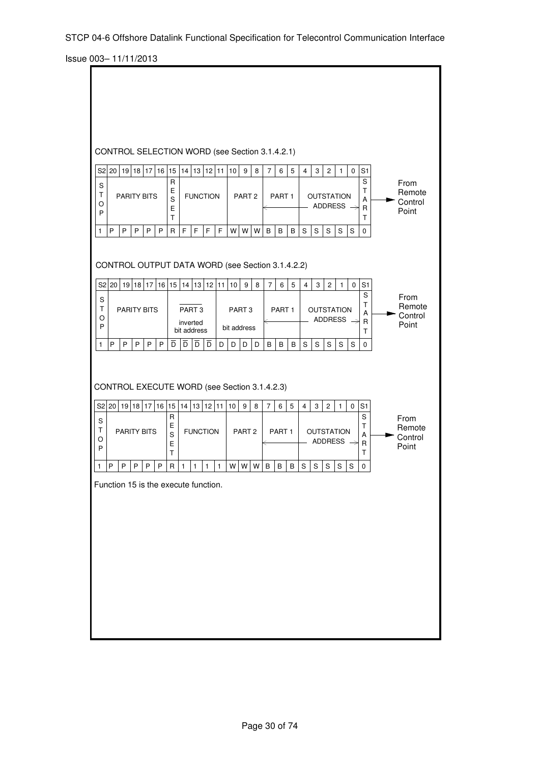CONTROL SELECTION WORD (see Section 3.1.4.2.1)

| S2 | 20 | 19 | 18 | 17 | 16 | 15 | 14 | 13 | 12 | 11 | 10 | 9 | 8 | 7 | 6 | 5 | 4 | 3 | 2 | 1 | 0 | S1 |
|---|---|---|---|---|---|---|---|---|---|---|---|---|---|---|---|---|---|---|---|---|---|---|
| STOP | PARITY BITS | | | | | RESET | FUNCTION | | | | PART 2 | | | PART 1 ← | | | OUTSTATION ADDRESS → | | | | | START |
| 1 | P | P | P | P | P | R | F | F | F | F | W | W | W | B | B | B | S | S | S | S | S | 0 |

From Remote Control Point

CONTROL OUTPUT DATA WORD (see Section 3.1.4.2.2)

| S2 | 20 | 19 | 18 | 17 | 16 | 15 | 14 | 13 | 12 | 11 | 10 | 9 | 8 | 7 | 6 | 5 | 4 | 3 | 2 | 1 | 0 | S1 |
|---|---|---|---|---|---|---|---|---|---|---|---|---|---|---|---|---|---|---|---|---|---|---|
| STOP | PARITY BITS | | | | | $\overline{\text{PART 3}}$ inverted bit address | | | | PART 3 bit address | | | | PART 1 ← | | | OUTSTATION ADDRESS → | | | | | START |
| 1 | P | P | P | P | P | $\overline{D}$ | $\overline{D}$ | $\overline{D}$ | $\overline{D}$ | D | D | D | D | B | B | B | S | S | S | S | S | 0 |

From Remote Control Point

CONTROL EXECUTE WORD (see Section 3.1.4.2.3)

| S2 | 20 | 19 | 18 | 17 | 16 | 15 | 14 | 13 | 12 | 11 | 10 | 9 | 8 | 7 | 6 | 5 | 4 | 3 | 2 | 1 | 0 | S1 |
|---|---|---|---|---|---|---|---|---|---|---|---|---|---|---|---|---|---|---|---|---|---|---|
| STOP | PARITY BITS | | | | | RESET | FUNCTION | | | | PART 2 | | | PART 1 ← | | | OUTSTATION ADDRESS → | | | | | START |
| 1 | P | P | P | P | P | R | 1 | 1 | 1 | 1 | W | W | W | B | B | B | S | S | S | S | S | 0 |

From Remote Control Point

Function 15 is the execute function.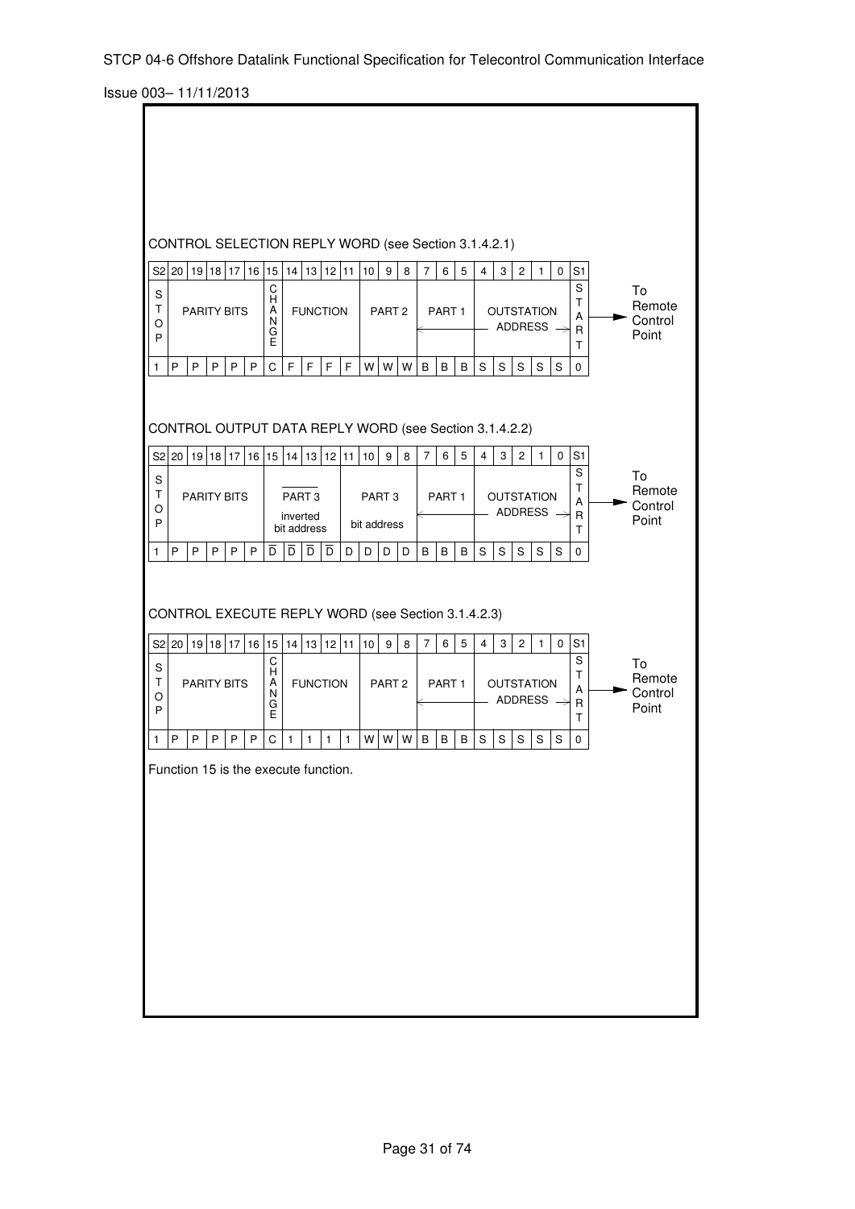CONTROL SELECTION REPLY WORD (see Section 3.1.4.2.1)

| S2 | 20 | 19 | 18 | 17 | 16 | 15 | 14 | 13 | 12 | 11 | 10 | 9 | 8 | 7 | 6 | 5 | 4 | 3 | 2 | 1 | 0 | S1 |
|---|---|---|---|---|---|---|---|---|---|---|---|---|---|---|---|---|---|---|---|---|---|---|
| STOP | PARITY BITS | | | | | CHANGE | FUNCTION | | | | PART 2 | | | PART 1 | | | OUTSTATION ADDRESS | | | | | START |
| 1 | P | P | P | P | P | C | F | F | F | F | W | W | W | B | B | B | S | S | S | S | S | 0 |

→ To Remote Control Point

CONTROL OUTPUT DATA REPLY WORD (see Section 3.1.4.2.2)

| S2 | 20 | 19 | 18 | 17 | 16 | 15 | 14 | 13 | 12 | 11 | 10 | 9 | 8 | 7 | 6 | 5 | 4 | 3 | 2 | 1 | 0 | S1 |
|---|---|---|---|---|---|---|---|---|---|---|---|---|---|---|---|---|---|---|---|---|---|---|
| STOP | PARITY BITS | | | | | $\overline{\text{PART 3}}$ inverted bit address | | | | PART 3 bit address | | | | PART 1 | | | OUTSTATION ADDRESS | | | | | START |
| 1 | P | P | P | P | P | $\overline{D}$ | $\overline{D}$ | $\overline{D}$ | $\overline{D}$ | D | D | D | D | B | B | B | S | S | S | S | S | 0 |

→ To Remote Control Point

CONTROL EXECUTE REPLY WORD (see Section 3.1.4.2.3)

| S2 | 20 | 19 | 18 | 17 | 16 | 15 | 14 | 13 | 12 | 11 | 10 | 9 | 8 | 7 | 6 | 5 | 4 | 3 | 2 | 1 | 0 | S1 |
|---|---|---|---|---|---|---|---|---|---|---|---|---|---|---|---|---|---|---|---|---|---|---|
| STOP | PARITY BITS | | | | | CHANGE | FUNCTION | | | | PART 2 | | | PART 1 | | | OUTSTATION ADDRESS | | | | | START |
| 1 | P | P | P | P | P | C | 1 | 1 | 1 | 1 | W | W | W | B | B | B | S | S | S | S | S | 0 |

→ To Remote Control Point

Function 15 is the execute function.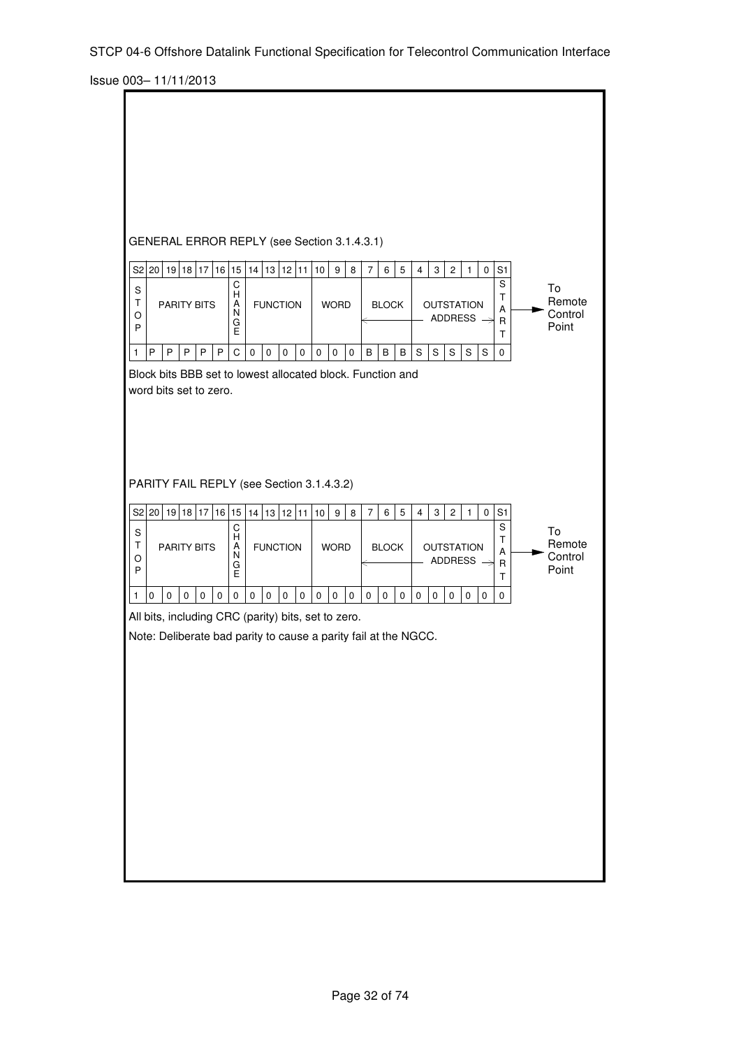GENERAL ERROR REPLY (see Section 3.1.4.3.1)

| S2 | 20 | 19 | 18 | 17 | 16 | 15 | 14 | 13 | 12 | 11 | 10 | 9 | 8 | 7 | 6 | 5 | 4 | 3 | 2 | 1 | 0 | S1 |
|---|---|---|---|---|---|---|---|---|---|---|---|---|---|---|---|---|---|---|---|---|---|---|
| STOP | PARITY BITS | | | | | CHANGE | FUNCTION | | | | WORD | | | BLOCK | | | OUTSTATION ADDRESS | | | | | START |
| 1 | P | P | P | P | P | C | 0 | 0 | 0 | 0 | 0 | 0 | 0 | B | B | B | S | S | S | S | S | 0 |

→ To Remote Control Point

Block bits BBB set to lowest allocated block. Function and word bits set to zero.

PARITY FAIL REPLY (see Section 3.1.4.3.2)

| S2 | 20 | 19 | 18 | 17 | 16 | 15 | 14 | 13 | 12 | 11 | 10 | 9 | 8 | 7 | 6 | 5 | 4 | 3 | 2 | 1 | 0 | S1 |
|---|---|---|---|---|---|---|---|---|---|---|---|---|---|---|---|---|---|---|---|---|---|---|
| STOP | PARITY BITS | | | | | CHANGE | FUNCTION | | | | WORD | | | BLOCK | | | OUTSTATION ADDRESS | | | | | START |
| 1 | 0 | 0 | 0 | 0 | 0 | 0 | 0 | 0 | 0 | 0 | 0 | 0 | 0 | 0 | 0 | 0 | 0 | 0 | 0 | 0 | 0 | 0 |

→ To Remote Control Point

All bits, including CRC (parity) bits, set to zero.

Note: Deliberate bad parity to cause a parity fail at the NGCC.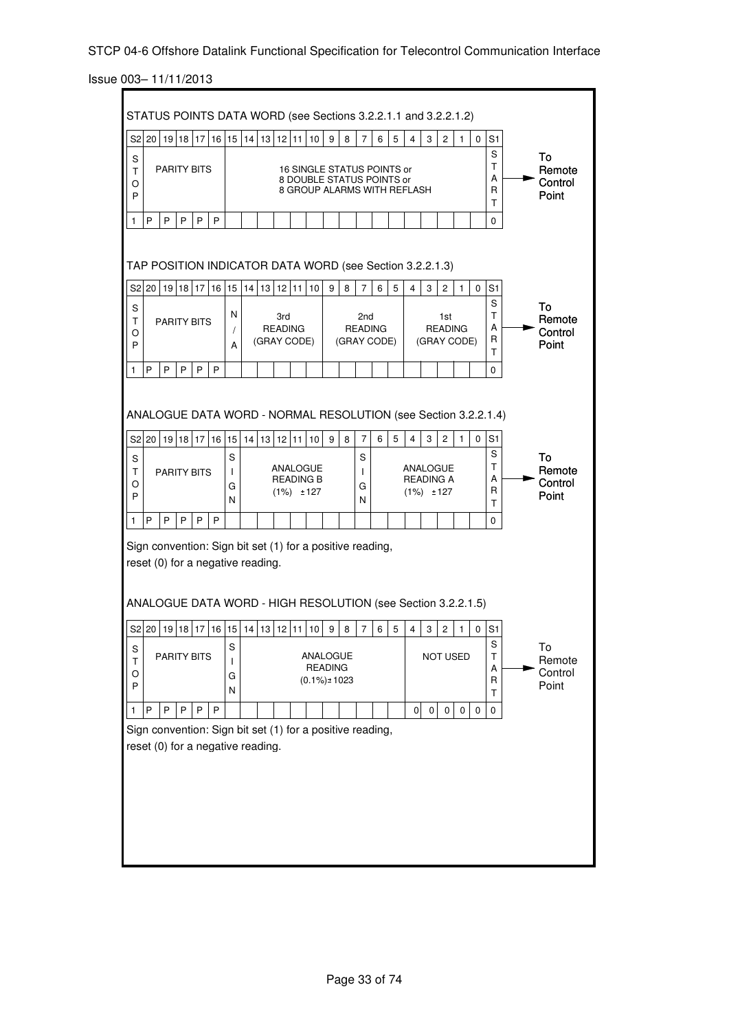STATUS POINTS DATA WORD (see Sections 3.2.2.1.1 and 3.2.2.1.2)

| S2 | 20 | 19 | 18 | 17 | 16 | 15 | 14 | 13 | 12 | 11 | 10 | 9 | 8 | 7 | 6 | 5 | 4 | 3 | 2 | 1 | 0 | S1 |
|---|---|---|---|---|---|---|---|---|---|---|---|---|---|---|---|---|---|---|---|---|---|---|
| STOP | PARITY BITS | | | | | 16 SINGLE STATUS POINTS or 8 DOUBLE STATUS POINTS or 8 GROUP ALARMS WITH REFLASH | | | | | | | | | | | | | | | | START |
| 1 | P | P | P | P | P | | | | | | | | | | | | | | | | | 0 |

→ To Remote Control Point

TAP POSITION INDICATOR DATA WORD (see Section 3.2.2.1.3)

| S2 | 20 | 19 | 18 | 17 | 16 | 15 | 14 | 13 | 12 | 11 | 10 | 9 | 8 | 7 | 6 | 5 | 4 | 3 | 2 | 1 | 0 | S1 |
|---|---|---|---|---|---|---|---|---|---|---|---|---|---|---|---|---|---|---|---|---|---|---|
| STOP | PARITY BITS | | | | | N/A | 3rd READING (GRAY CODE) | | | | | 2nd READING (GRAY CODE) | | | | | 1st READING (GRAY CODE) | | | | | START |
| 1 | P | P | P | P | P | | | | | | | | | | | | | | | | | 0 |

→ To Remote Control Point

ANALOGUE DATA WORD - NORMAL RESOLUTION (see Section 3.2.2.1.4)

| S2 | 20 | 19 | 18 | 17 | 16 | 15 | 14 | 13 | 12 | 11 | 10 | 9 | 8 | 7 | 6 | 5 | 4 | 3 | 2 | 1 | 0 | S1 |
|---|---|---|---|---|---|---|---|---|---|---|---|---|---|---|---|---|---|---|---|---|---|---|
| STOP | PARITY BITS | | | | | SIGN | ANALOGUE READING B (1%) ±127 | | | | | | | SIGN | ANALOGUE READING A (1%) ±127 | | | | | | | START |
| 1 | P | P | P | P | P | | | | | | | | | | | | | | | | | 0 |

→ To Remote Control Point

Sign convention: Sign bit set (1) for a positive reading, reset (0) for a negative reading.

ANALOGUE DATA WORD - HIGH RESOLUTION (see Section 3.2.2.1.5)

| S2 | 20 | 19 | 18 | 17 | 16 | 15 | 14 | 13 | 12 | 11 | 10 | 9 | 8 | 7 | 6 | 5 | 4 | 3 | 2 | 1 | 0 | S1 |
|---|---|---|---|---|---|---|---|---|---|---|---|---|---|---|---|---|---|---|---|---|---|---|
| STOP | PARITY BITS | | | | | SIGN | ANALOGUE READING (0.1%)±1023 | | | | | | | | | | NOT USED | | | | | START |
| 1 | P | P | P | P | P | | | | | | | | | | | | 0 | 0 | 0 | 0 | 0 | 0 |

→ To Remote Control Point

Sign convention: Sign bit set (1) for a positive reading, reset (0) for a negative reading.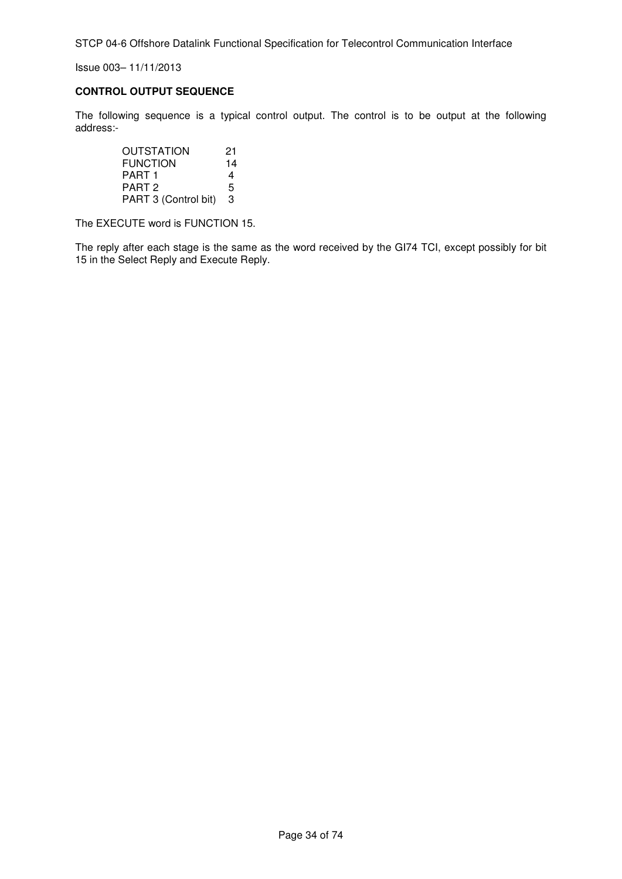**CONTROL OUTPUT SEQUENCE**

The following sequence is a typical control output. The control is to be output at the following address:-

| | |
|---|---|
| OUTSTATION | 21 |
| FUNCTION | 14 |
| PART 1 | 4 |
| PART 2 | 5 |
| PART 3 (Control bit) | 3 |

The EXECUTE word is FUNCTION 15.

The reply after each stage is the same as the word received by the GI74 TCI, except possibly for bit 15 in the Select Reply and Execute Reply.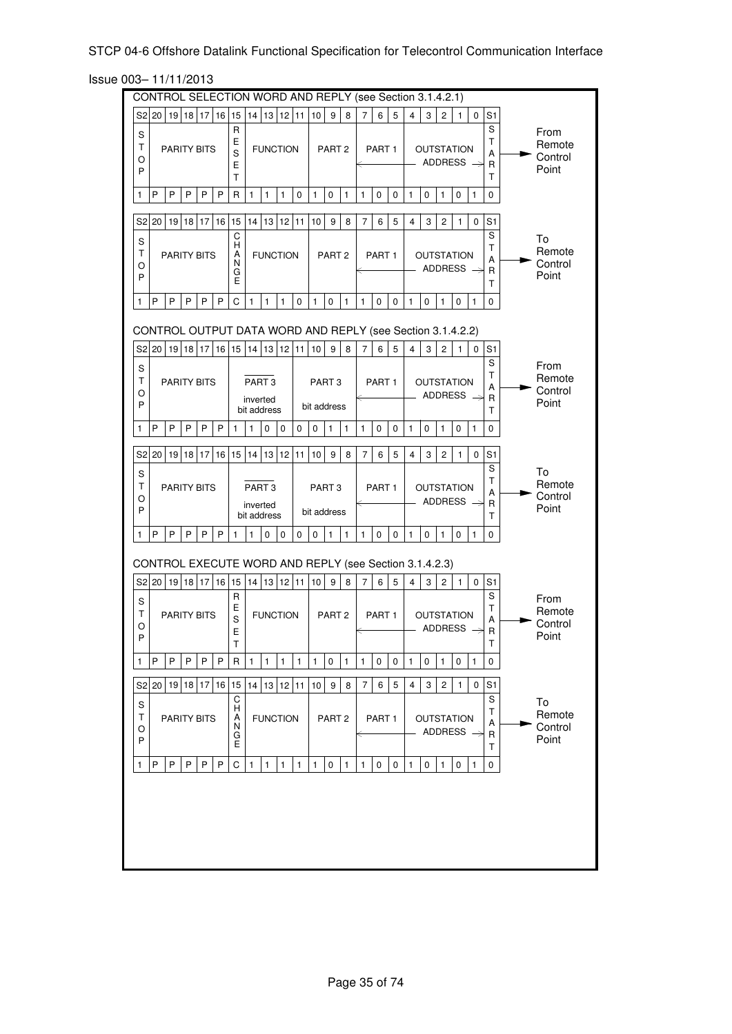**CONTROL SELECTION WORD AND REPLY (see Section 3.1.4.2.1)**

From Remote Control Point:

| S2 | 20 | 19 | 18 | 17 | 16 | 15 | 14 | 13 | 12 | 11 | 10 | 9 | 8 | 7 | 6 | 5 | 4 | 3 | 2 | 1 | 0 | S1 |
|---|---|---|---|---|---|---|---|---|---|---|---|---|---|---|---|---|---|---|---|---|---|---|
| STOP | PARITY BITS | | | | | RESET | FUNCTION | | | | PART 2 | | | PART 1 | | | OUTSTATION ADDRESS | | | | | START |
| 1 | P | P | P | P | P | R | 1 | 1 | 1 | 0 | 1 | 0 | 1 | 1 | 0 | 0 | 1 | 0 | 1 | 0 | 1 | 0 |

To Remote Control Point:

| S2 | 20 | 19 | 18 | 17 | 16 | 15 | 14 | 13 | 12 | 11 | 10 | 9 | 8 | 7 | 6 | 5 | 4 | 3 | 2 | 1 | 0 | S1 |
|---|---|---|---|---|---|---|---|---|---|---|---|---|---|---|---|---|---|---|---|---|---|---|
| STOP | PARITY BITS | | | | | CHANGE | FUNCTION | | | | PART 2 | | | PART 1 | | | OUTSTATION ADDRESS | | | | | START |
| 1 | P | P | P | P | P | C | 1 | 1 | 1 | 0 | 1 | 0 | 1 | 1 | 0 | 0 | 1 | 0 | 1 | 0 | 1 | 0 |

**CONTROL OUTPUT DATA WORD AND REPLY (see Section 3.1.4.2.2)**

From Remote Control Point:

| S2 | 20 | 19 | 18 | 17 | 16 | 15 | 14 | 13 | 12 | 11 | 10 | 9 | 8 | 7 | 6 | 5 | 4 | 3 | 2 | 1 | 0 | S1 |
|---|---|---|---|---|---|---|---|---|---|---|---|---|---|---|---|---|---|---|---|---|---|---|
| STOP | PARITY BITS | | | | | $\overline{\text{PART 3}}$ inverted bit address | | | | | PART 3 bit address | | | PART 1 | | | OUTSTATION ADDRESS | | | | | START |
| 1 | P | P | P | P | P | 1 | 1 | 0 | 0 | 0 | 0 | 1 | 1 | 1 | 0 | 0 | 1 | 0 | 1 | 0 | 1 | 0 |

To Remote Control Point:

| S2 | 20 | 19 | 18 | 17 | 16 | 15 | 14 | 13 | 12 | 11 | 10 | 9 | 8 | 7 | 6 | 5 | 4 | 3 | 2 | 1 | 0 | S1 |
|---|---|---|---|---|---|---|---|---|---|---|---|---|---|---|---|---|---|---|---|---|---|---|
| STOP | PARITY BITS | | | | | $\overline{\text{PART 3}}$ inverted bit address | | | | | PART 3 bit address | | | PART 1 | | | OUTSTATION ADDRESS | | | | | START |
| 1 | P | P | P | P | P | 1 | 1 | 0 | 0 | 0 | 0 | 1 | 1 | 1 | 0 | 0 | 1 | 0 | 1 | 0 | 1 | 0 |

**CONTROL EXECUTE WORD AND REPLY (see Section 3.1.4.2.3)**

From Remote Control Point:

| S2 | 20 | 19 | 18 | 17 | 16 | 15 | 14 | 13 | 12 | 11 | 10 | 9 | 8 | 7 | 6 | 5 | 4 | 3 | 2 | 1 | 0 | S1 |
|---|---|---|---|---|---|---|---|---|---|---|---|---|---|---|---|---|---|---|---|---|---|---|
| STOP | PARITY BITS | | | | | RESET | FUNCTION | | | | PART 2 | | | PART 1 | | | OUTSTATION ADDRESS | | | | | START |
| 1 | P | P | P | P | P | R | 1 | 1 | 1 | 1 | 1 | 0 | 1 | 1 | 0 | 0 | 1 | 0 | 1 | 0 | 1 | 0 |

To Remote Control Point:

| S2 | 20 | 19 | 18 | 17 | 16 | 15 | 14 | 13 | 12 | 11 | 10 | 9 | 8 | 7 | 6 | 5 | 4 | 3 | 2 | 1 | 0 | S1 |
|---|---|---|---|---|---|---|---|---|---|---|---|---|---|---|---|---|---|---|---|---|---|---|
| STOP | PARITY BITS | | | | | CHANGE | FUNCTION | | | | PART 2 | | | PART 1 | | | OUTSTATION ADDRESS | | | | | START |
| 1 | P | P | P | P | P | C | 1 | 1 | 1 | 1 | 1 | 0 | 1 | 1 | 0 | 0 | 1 | 0 | 1 | 0 | 1 | 0 |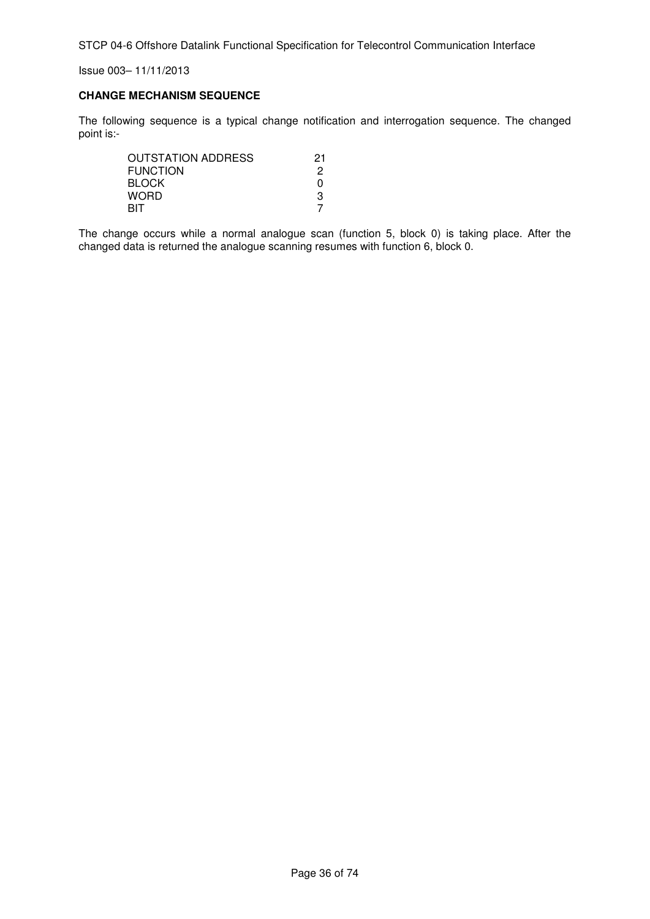**CHANGE MECHANISM SEQUENCE**

The following sequence is a typical change notification and interrogation sequence. The changed point is:-

| | |
|---|---|
| OUTSTATION ADDRESS | 21 |
| FUNCTION | 2 |
| BLOCK | 0 |
| WORD | 3 |
| BIT | 7 |

The change occurs while a normal analogue scan (function 5, block 0) is taking place. After the changed data is returned the analogue scanning resumes with function 6, block 0.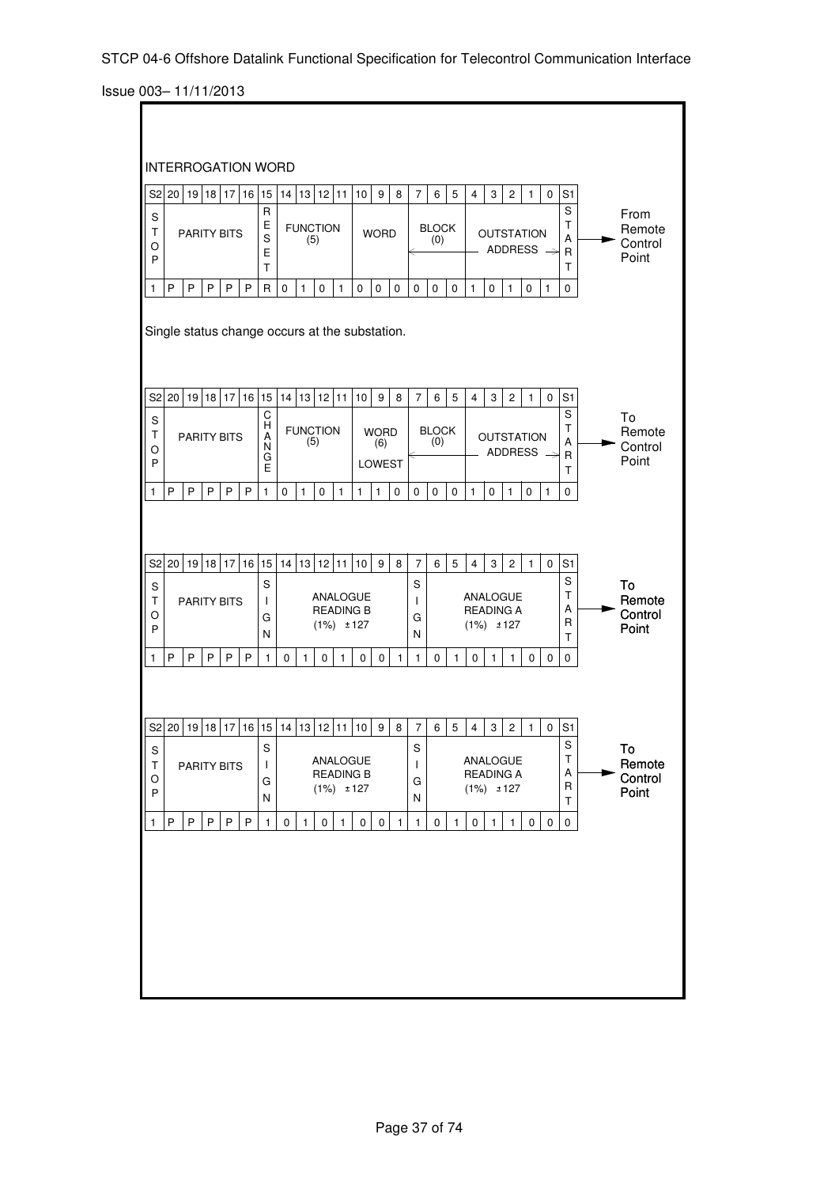INTERROGATION WORD

| S2 | 20 | 19 | 18 | 17 | 16 | 15 | 14 | 13 | 12 | 11 | 10 | 9 | 8 | 7 | 6 | 5 | 4 | 3 | 2 | 1 | 0 | S1 | |
|---|---|---|---|---|---|---|---|---|---|---|---|---|---|---|---|---|---|---|---|---|---|---|---|
| STOP | PARITY BITS | | | | | RESET | FUNCTION (5) | | | | WORD | | | BLOCK (0) | | | OUTSTATION ADDRESS | | | | | START | From Remote Control Point |
| 1 | P | P | P | P | P | R | 0 | 1 | 0 | 1 | 0 | 0 | 0 | 0 | 0 | 0 | 1 | 0 | 1 | 0 | 1 | 0 | |

Single status change occurs at the substation.

| S2 | 20 | 19 | 18 | 17 | 16 | 15 | 14 | 13 | 12 | 11 | 10 | 9 | 8 | 7 | 6 | 5 | 4 | 3 | 2 | 1 | 0 | S1 | |
|---|---|---|---|---|---|---|---|---|---|---|---|---|---|---|---|---|---|---|---|---|---|---|---|
| STOP | PARITY BITS | | | | | CHANGE | FUNCTION (5) | | | | WORD (6) LOWEST | | | BLOCK (0) | | | OUTSTATION ADDRESS | | | | | START | To Remote Control Point |
| 1 | P | P | P | P | P | 1 | 0 | 1 | 0 | 1 | 1 | 1 | 0 | 0 | 0 | 0 | 1 | 0 | 1 | 0 | 1 | 0 | |

| S2 | 20 | 19 | 18 | 17 | 16 | 15 | 14 | 13 | 12 | 11 | 10 | 9 | 8 | 7 | 6 | 5 | 4 | 3 | 2 | 1 | 0 | S1 | |
|---|---|---|---|---|---|---|---|---|---|---|---|---|---|---|---|---|---|---|---|---|---|---|---|
| STOP | PARITY BITS | | | | | SIGN | ANALOGUE READING B (1%) ±127 | | | | | | | SIGN | ANALOGUE READING A (1%) ±127 | | | | | | | START | To Remote Control Point |
| 1 | P | P | P | P | P | 1 | 0 | 1 | 0 | 1 | 0 | 0 | 1 | 1 | 0 | 1 | 0 | 1 | 1 | 0 | 0 | 0 | |

| S2 | 20 | 19 | 18 | 17 | 16 | 15 | 14 | 13 | 12 | 11 | 10 | 9 | 8 | 7 | 6 | 5 | 4 | 3 | 2 | 1 | 0 | S1 | |
|---|---|---|---|---|---|---|---|---|---|---|---|---|---|---|---|---|---|---|---|---|---|---|---|
| STOP | PARITY BITS | | | | | SIGN | ANALOGUE READING B (1%) ±127 | | | | | | | SIGN | ANALOGUE READING A (1%) ±127 | | | | | | | START | To Remote Control Point |
| 1 | P | P | P | P | P | 1 | 0 | 1 | 0 | 1 | 0 | 0 | 1 | 1 | 0 | 1 | 0 | 1 | 1 | 0 | 0 | 0 | |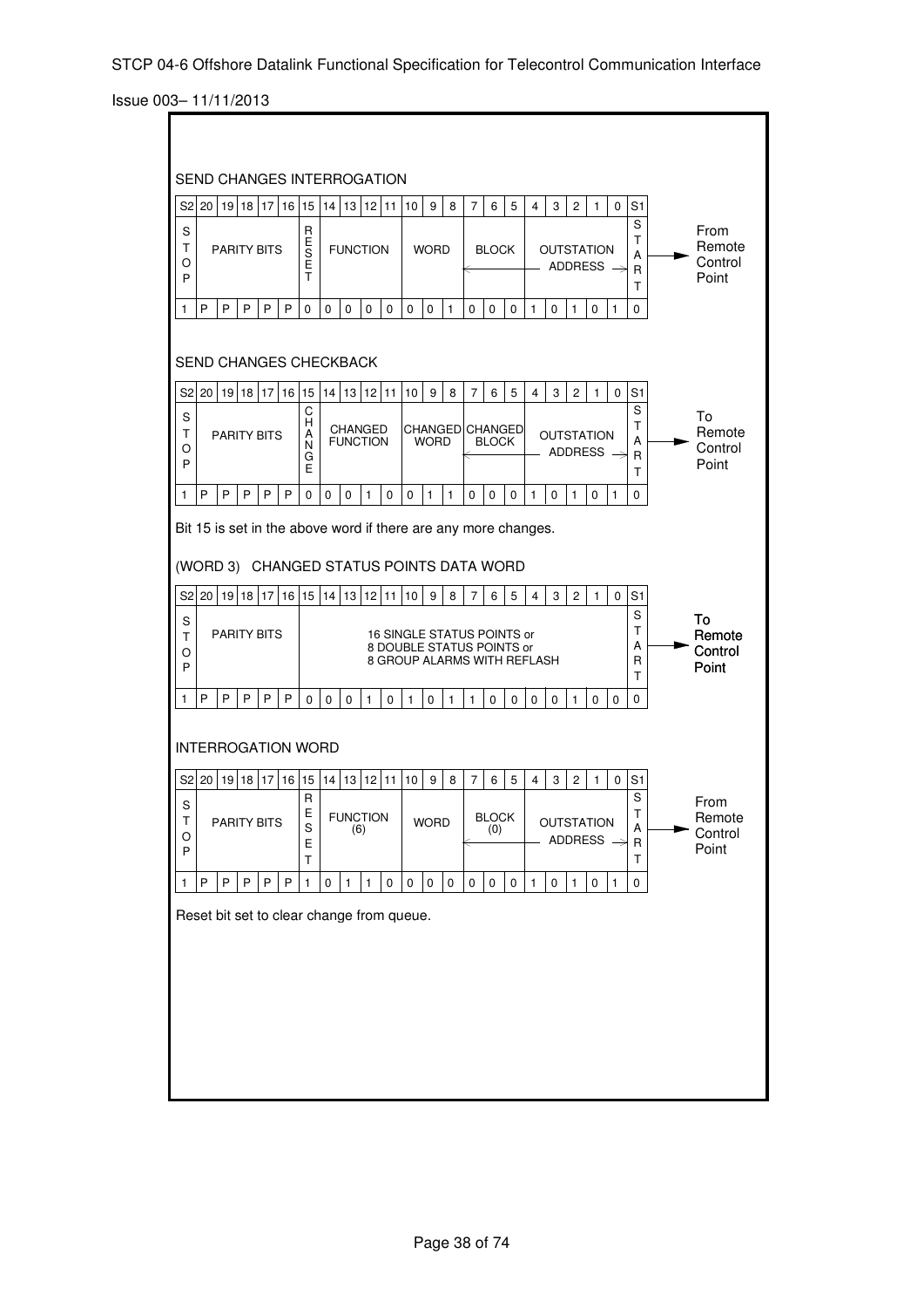SEND CHANGES INTERROGATION

| S2 | 20 | 19 | 18 | 17 | 16 | 15 | 14 | 13 | 12 | 11 | 10 | 9 | 8 | 7 | 6 | 5 | 4 | 3 | 2 | 1 | 0 | S1 | |
|---|---|---|---|---|---|---|---|---|---|---|---|---|---|---|---|---|---|---|---|---|---|---|---|
| STOP | PARITY BITS | | | | | RESET | FUNCTION | | | | WORD | | | BLOCK | | | OUTSTATION ADDRESS | | | | | START | From Remote Control Point |
| 1 | P | P | P | P | P | 0 | 0 | 0 | 0 | 0 | 0 | 0 | 1 | 0 | 0 | 0 | 1 | 0 | 1 | 0 | 1 | 0 | |

SEND CHANGES CHECKBACK

| S2 | 20 | 19 | 18 | 17 | 16 | 15 | 14 | 13 | 12 | 11 | 10 | 9 | 8 | 7 | 6 | 5 | 4 | 3 | 2 | 1 | 0 | S1 | |
|---|---|---|---|---|---|---|---|---|---|---|---|---|---|---|---|---|---|---|---|---|---|---|---|
| STOP | PARITY BITS | | | | | CHANGE | CHANGED FUNCTION | | | | CHANGED WORD | | | CHANGED BLOCK | | | OUTSTATION ADDRESS | | | | | START | To Remote Control Point |
| 1 | P | P | P | P | P | 0 | 0 | 0 | 1 | 0 | 0 | 1 | 1 | 0 | 0 | 0 | 1 | 0 | 1 | 0 | 1 | 0 | |

Bit 15 is set in the above word if there are any more changes.

(WORD 3) CHANGED STATUS POINTS DATA WORD

| S2 | 20 | 19 | 18 | 17 | 16 | 15 | 14 | 13 | 12 | 11 | 10 | 9 | 8 | 7 | 6 | 5 | 4 | 3 | 2 | 1 | 0 | S1 | |
|---|---|---|---|---|---|---|---|---|---|---|---|---|---|---|---|---|---|---|---|---|---|---|---|
| STOP | PARITY BITS | | | | | 16 SINGLE STATUS POINTS or 8 DOUBLE STATUS POINTS or 8 GROUP ALARMS WITH REFLASH | | | | | | | | | | | | | | | | START | To Remote Control Point |
| 1 | P | P | P | P | P | 0 | 0 | 0 | 1 | 0 | 1 | 0 | 1 | 1 | 0 | 0 | 0 | 0 | 1 | 0 | 0 | 0 | |

INTERROGATION WORD

| S2 | 20 | 19 | 18 | 17 | 16 | 15 | 14 | 13 | 12 | 11 | 10 | 9 | 8 | 7 | 6 | 5 | 4 | 3 | 2 | 1 | 0 | S1 | |
|---|---|---|---|---|---|---|---|---|---|---|---|---|---|---|---|---|---|---|---|---|---|---|---|
| STOP | PARITY BITS | | | | | RESET | FUNCTION (6) | | | | WORD | | | BLOCK (0) | | | OUTSTATION ADDRESS | | | | | START | From Remote Control Point |
| 1 | P | P | P | P | P | 1 | 0 | 1 | 1 | 0 | 0 | 0 | 0 | 0 | 0 | 0 | 1 | 0 | 1 | 0 | 1 | 0 | |

Reset bit set to clear change from queue.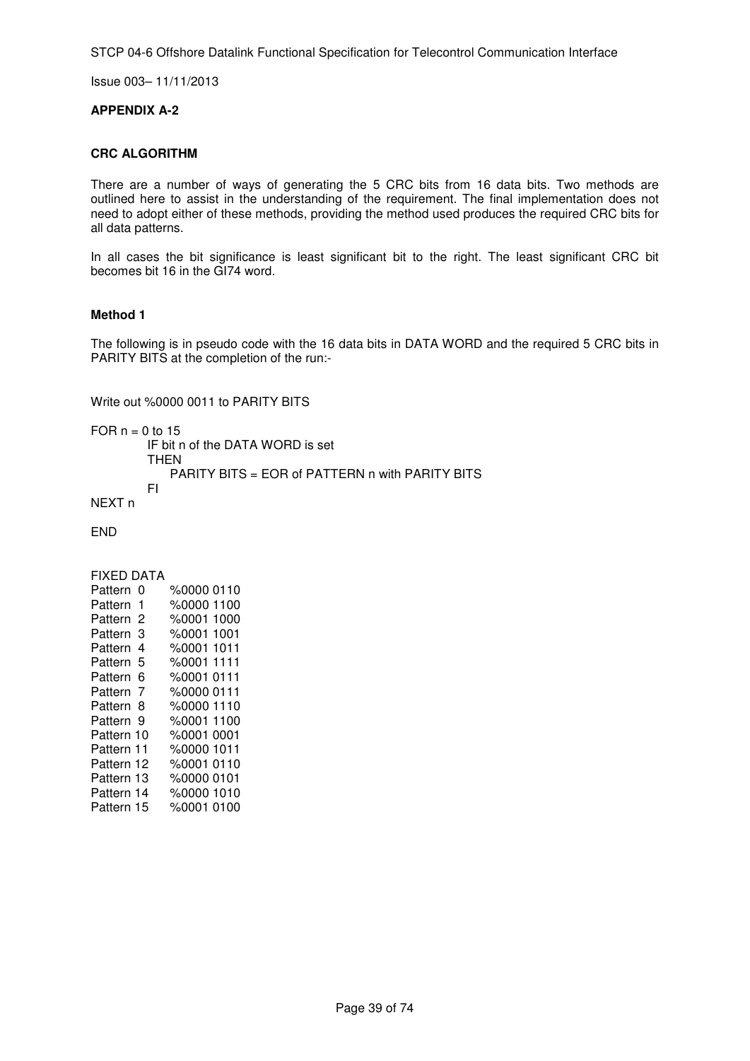**APPENDIX A-2**

**CRC ALGORITHM**

There are a number of ways of generating the 5 CRC bits from 16 data bits. Two methods are outlined here to assist in the understanding of the requirement. The final implementation does not need to adopt either of these methods, providing the method used produces the required CRC bits for all data patterns.

In all cases the bit significance is least significant bit to the right. The least significant CRC bit becomes bit 16 in the GI74 word.

**Method 1**

The following is in pseudo code with the 16 data bits in DATA WORD and the required 5 CRC bits in PARITY BITS at the completion of the run:-

```
Write out %0000 0011 to PARITY BITS

FOR n = 0 to 15
            IF bit n of the DATA WORD is set
            THEN
                 PARITY BITS = EOR of PATTERN n with PARITY BITS
            FI
NEXT n

END


FIXED DATA
Pattern  0      %0000 0110
Pattern  1      %0000 1100
Pattern  2      %0001 1000
Pattern  3      %0001 1001
Pattern  4      %0001 1011
Pattern  5      %0001 1111
Pattern  6      %0001 0111
Pattern  7      %0000 0111
Pattern  8      %0000 1110
Pattern  9      %0001 1100
Pattern 10      %0001 0001
Pattern 11      %0000 1011
Pattern 12      %0001 0110
Pattern 13      %0000 0101
Pattern 14      %0000 1010
Pattern 15      %0001 0100
```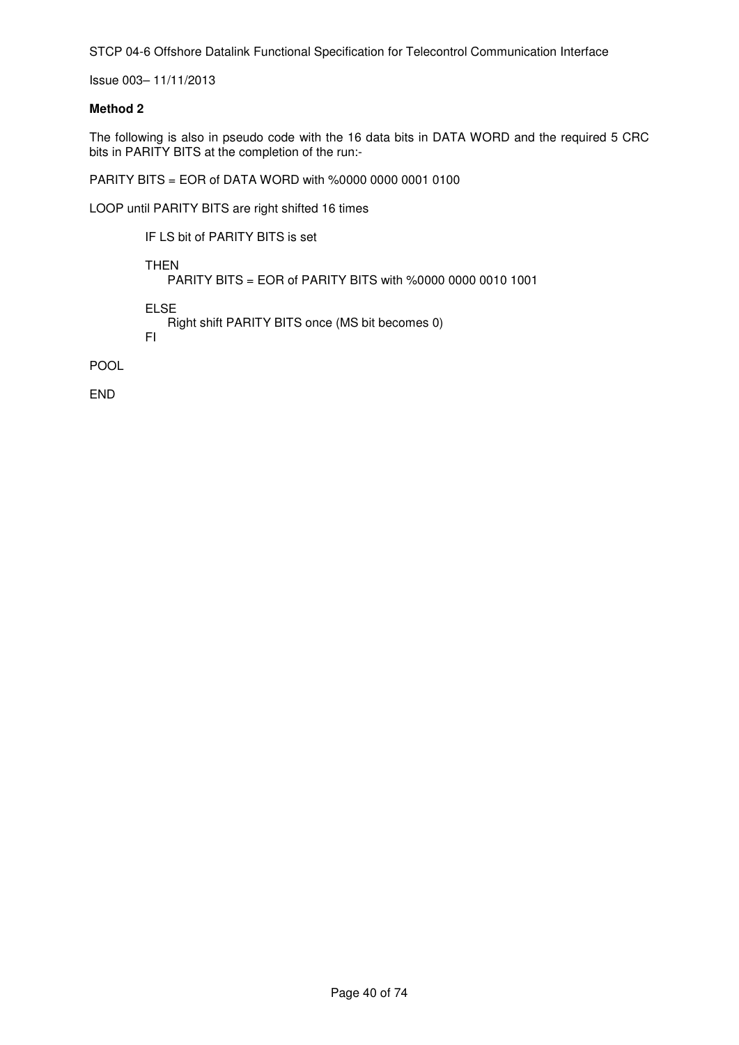**Method 2**

The following is also in pseudo code with the 16 data bits in DATA WORD and the required 5 CRC bits in PARITY BITS at the completion of the run:-

```
PARITY BITS = EOR of DATA WORD with %0000 0000 0001 0100

LOOP until PARITY BITS are right shifted 16 times

        IF LS bit of PARITY BITS is set

        THEN
            PARITY BITS = EOR of PARITY BITS with %0000 0000 0010 1001

        ELSE
            Right shift PARITY BITS once (MS bit becomes 0)
        FI

POOL

END
```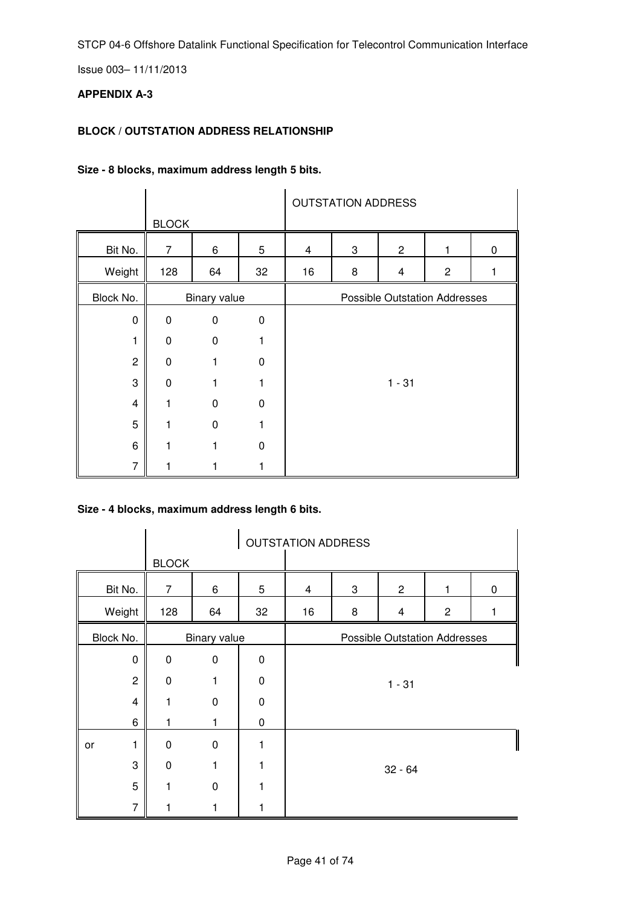**APPENDIX A-3**

**BLOCK / OUTSTATION ADDRESS RELATIONSHIP**

**Size - 8 blocks, maximum address length 5 bits.**

| | BLOCK | | | OUTSTATION ADDRESS | | | | |
|---|---|---|---|---|---|---|---|---|
| Bit No. | 7 | 6 | 5 | 4 | 3 | 2 | 1 | 0 |
| Weight | 128 | 64 | 32 | 16 | 8 | 4 | 2 | 1 |
| Block No. | Binary value | | | Possible Outstation Addresses | | | | |
| 0 | 0 | 0 | 0 | 1 - 31 | | | | |
| 1 | 0 | 0 | 1 | | | | | |
| 2 | 0 | 1 | 0 | | | | | |
| 3 | 0 | 1 | 1 | | | | | |
| 4 | 1 | 0 | 0 | | | | | |
| 5 | 1 | 0 | 1 | | | | | |
| 6 | 1 | 1 | 0 | | | | | |
| 7 | 1 | 1 | 1 | | | | | |

**Size - 4 blocks, maximum address length 6 bits.**

| | BLOCK | | OUTSTATION ADDRESS | | | | | |
|---|---|---|---|---|---|---|---|---|
| Bit No. | 7 | 6 | 5 | 4 | 3 | 2 | 1 | 0 |
| Weight | 128 | 64 | 32 | 16 | 8 | 4 | 2 | 1 |
| Block No. | Binary value | | | Possible Outstation Addresses | | | | |
| 0 | 0 | 0 | 0 | 1 - 31 | | | | |
| 2 | 0 | 1 | 0 | | | | | |
| 4 | 1 | 0 | 0 | | | | | |
| 6 | 1 | 1 | 0 | | | | | |
| or 1 | 0 | 0 | 1 | 32 - 64 | | | | |
| 3 | 0 | 1 | 1 | | | | | |
| 5 | 1 | 0 | 1 | | | | | |
| 7 | 1 | 1 | 1 | | | | | |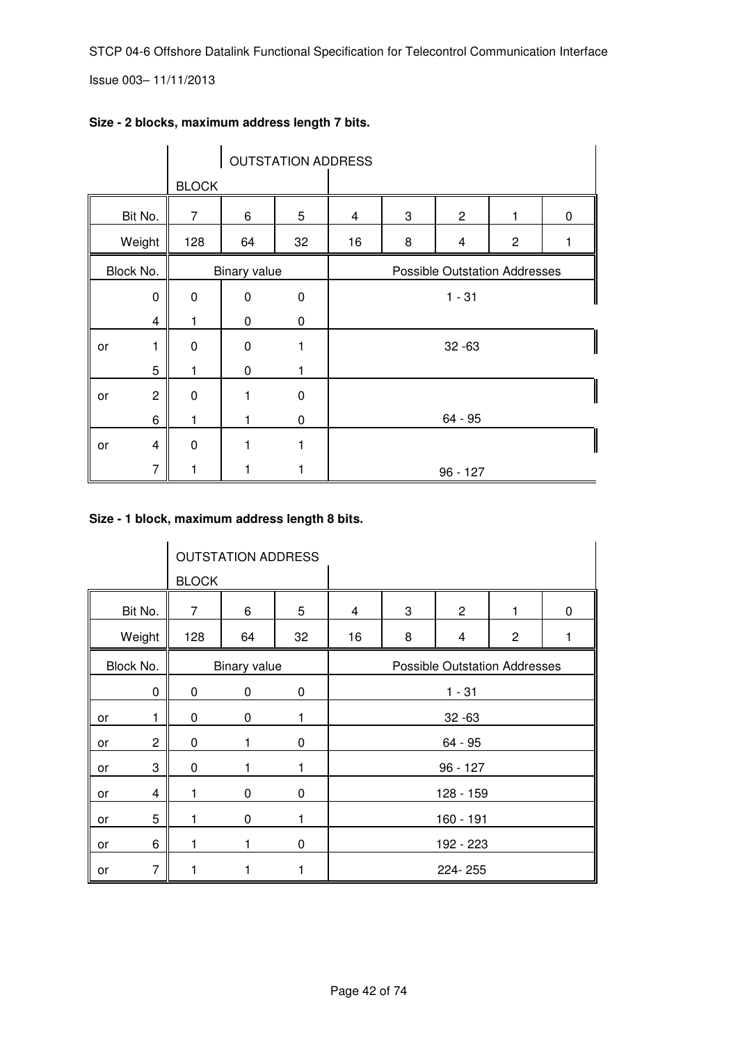**Size - 2 blocks, maximum address length 7 bits.**

| | BLOCK | OUTSTATION ADDRESS | | | | | | |
|---|---|---|---|---|---|---|---|---|
| Bit No. | 7 | 6 | 5 | 4 | 3 | 2 | 1 | 0 |
| Weight | 128 | 64 | 32 | 16 | 8 | 4 | 2 | 1 |
| Block No. | Binary value | | | Possible Outstation Addresses | | | | |
| 0 | 0 | 0 | 0 | 1 - 31 | | | | |
| 4 | 1 | 0 | 0 | | | | | |
| or 1 | 0 | 0 | 1 | 32 -63 | | | | |
| 5 | 1 | 0 | 1 | | | | | |
| or 2 | 0 | 1 | 0 | | | | | |
| 6 | 1 | 1 | 0 | 64 - 95 | | | | |
| or 4 | 0 | 1 | 1 | | | | | |
| 7 | 1 | 1 | 1 | 96 - 127 | | | | |

**Size - 1 block, maximum address length 8 bits.**

| | OUTSTATION ADDRESS BLOCK | | | | | | | |
|---|---|---|---|---|---|---|---|---|
| Bit No. | 7 | 6 | 5 | 4 | 3 | 2 | 1 | 0 |
| Weight | 128 | 64 | 32 | 16 | 8 | 4 | 2 | 1 |
| Block No. | Binary value | | | Possible Outstation Addresses | | | | |
| 0 | 0 | 0 | 0 | 1 - 31 | | | | |
| or 1 | 0 | 0 | 1 | 32 -63 | | | | |
| or 2 | 0 | 1 | 0 | 64 - 95 | | | | |
| or 3 | 0 | 1 | 1 | 96 - 127 | | | | |
| or 4 | 1 | 0 | 0 | 128 - 159 | | | | |
| or 5 | 1 | 0 | 1 | 160 - 191 | | | | |
| or 6 | 1 | 1 | 0 | 192 - 223 | | | | |
| or 7 | 1 | 1 | 1 | 224- 255 | | | | |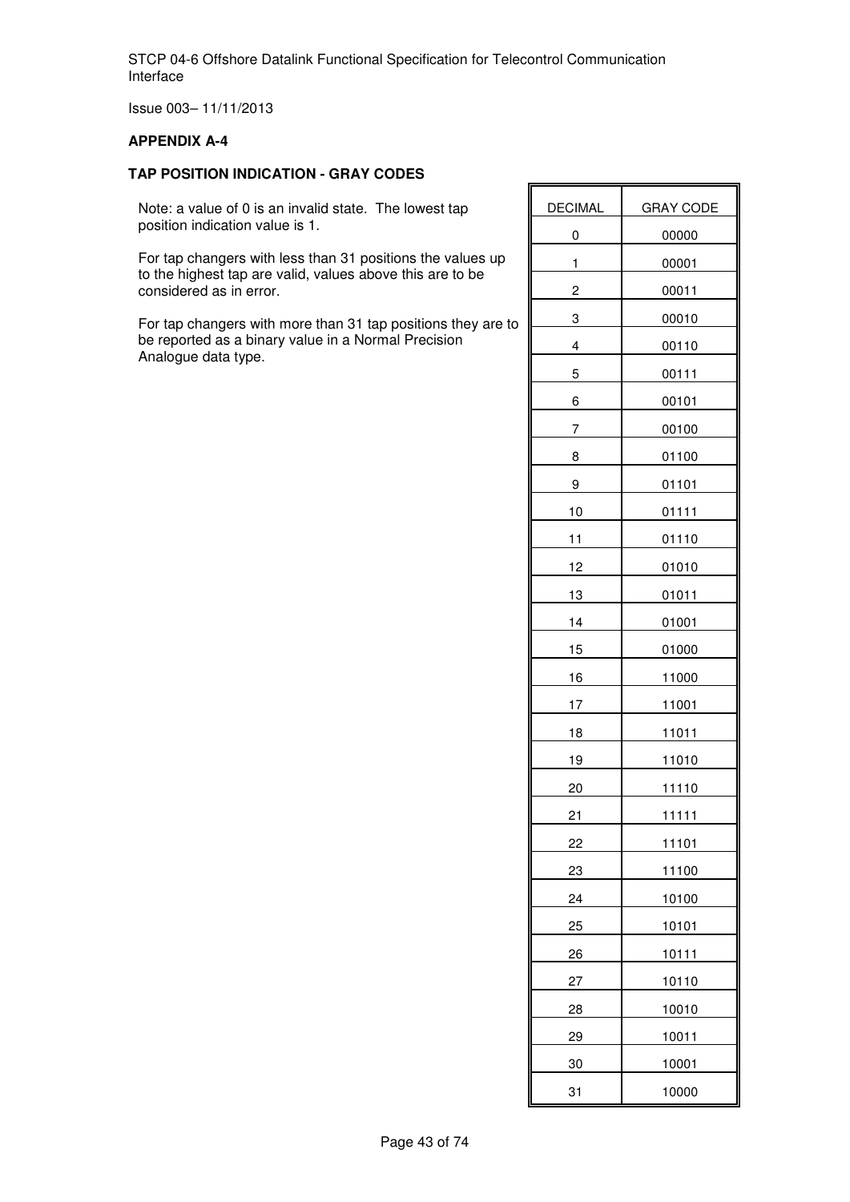**APPENDIX A-4**

**TAP POSITION INDICATION - GRAY CODES**

Note: a value of 0 is an invalid state. The lowest tap position indication value is 1.

For tap changers with less than 31 positions the values up to the highest tap are valid, values above this are to be considered as in error.

For tap changers with more than 31 tap positions they are to be reported as a binary value in a Normal Precision Analogue data type.

| DECIMAL | GRAY CODE |
|---|---|
| 0 | 00000 |
| 1 | 00001 |
| 2 | 00011 |
| 3 | 00010 |
| 4 | 00110 |
| 5 | 00111 |
| 6 | 00101 |
| 7 | 00100 |
| 8 | 01100 |
| 9 | 01101 |
| 10 | 01111 |
| 11 | 01110 |
| 12 | 01010 |
| 13 | 01011 |
| 14 | 01001 |
| 15 | 01000 |
| 16 | 11000 |
| 17 | 11001 |
| 18 | 11011 |
| 19 | 11010 |
| 20 | 11110 |
| 21 | 11111 |
| 22 | 11101 |
| 23 | 11100 |
| 24 | 10100 |
| 25 | 10101 |
| 26 | 10111 |
| 27 | 10110 |
| 28 | 10010 |
| 29 | 10011 |
| 30 | 10001 |
| 31 | 10000 |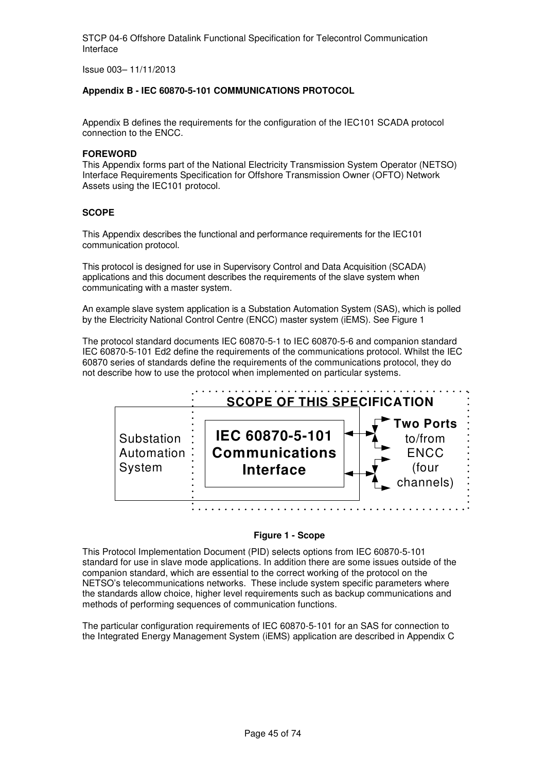**Appendix B - IEC 60870-5-101 COMMUNICATIONS PROTOCOL**

Appendix B defines the requirements for the configuration of the IEC101 SCADA protocol connection to the ENCC.

**FOREWORD**

This Appendix forms part of the National Electricity Transmission System Operator (NETSO) Interface Requirements Specification for Offshore Transmission Owner (OFTO) Network Assets using the IEC101 protocol.

**SCOPE**

This Appendix describes the functional and performance requirements for the IEC101 communication protocol.

This protocol is designed for use in Supervisory Control and Data Acquisition (SCADA) applications and this document describes the requirements of the slave system when communicating with a master system.

An example slave system application is a Substation Automation System (SAS), which is polled by the Electricity National Control Centre (ENCC) master system (iEMS). See Figure 1

The protocol standard documents IEC 60870-5-1 to IEC 60870-5-6 and companion standard IEC 60870-5-101 Ed2 define the requirements of the communications protocol. Whilst the IEC 60870 series of standards define the requirements of the communications protocol, they do not describe how to use the protocol when implemented on particular systems.

SCOPE OF THIS SPECIFICATION

Substation Automation System

IEC 60870-5-101 Communications Interface

Two Ports to/from ENCC (four channels)

**Figure 1 - Scope**

This Protocol Implementation Document (PID) selects options from IEC 60870-5-101 standard for use in slave mode applications. In addition there are some issues outside of the companion standard, which are essential to the correct working of the protocol on the NETSO's telecommunications networks. These include system specific parameters where the standards allow choice, higher level requirements such as backup communications and methods of performing sequences of communication functions.

The particular configuration requirements of IEC 60870-5-101 for an SAS for connection to the Integrated Energy Management System (iEMS) application are described in Appendix C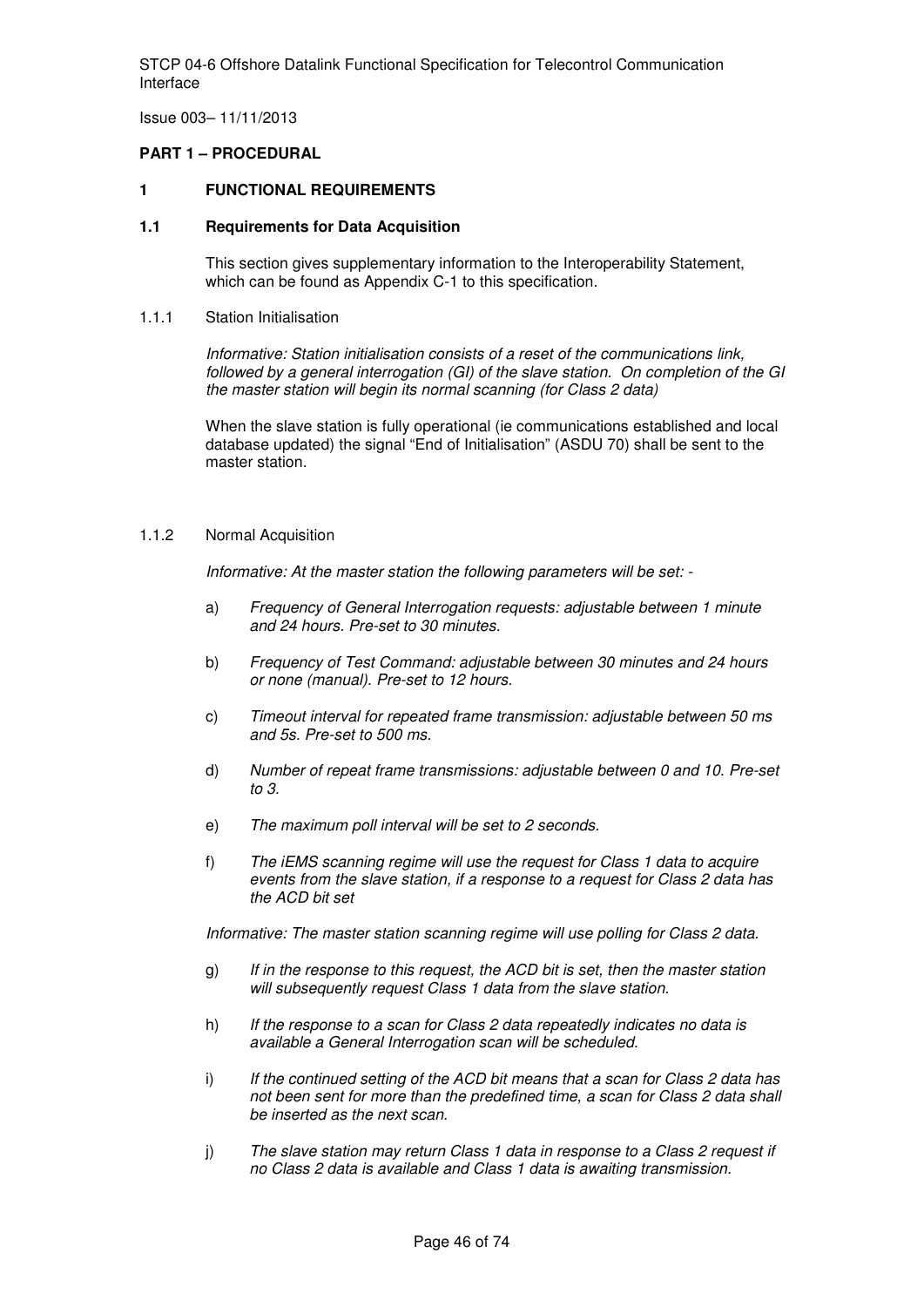**PART 1 – PROCEDURAL**

## 1 FUNCTIONAL REQUIREMENTS

### 1.1 Requirements for Data Acquisition

This section gives supplementary information to the Interoperability Statement, which can be found as Appendix C-1 to this specification.

#### 1.1.1 Station Initialisation

*Informative: Station initialisation consists of a reset of the communications link, followed by a general interrogation (GI) of the slave station. On completion of the GI the master station will begin its normal scanning (for Class 2 data)*

When the slave station is fully operational (ie communications established and local database updated) the signal "End of Initialisation" (ASDU 70) shall be sent to the master station.

#### 1.1.2 Normal Acquisition

*Informative: At the master station the following parameters will be set: -*

a) *Frequency of General Interrogation requests: adjustable between 1 minute and 24 hours. Pre-set to 30 minutes.*

b) *Frequency of Test Command: adjustable between 30 minutes and 24 hours or none (manual). Pre-set to 12 hours.*

c) *Timeout interval for repeated frame transmission: adjustable between 50 ms and 5s. Pre-set to 500 ms.*

d) *Number of repeat frame transmissions: adjustable between 0 and 10. Pre-set to 3.*

e) *The maximum poll interval will be set to 2 seconds.*

f) *The iEMS scanning regime will use the request for Class 1 data to acquire events from the slave station, if a response to a request for Class 2 data has the ACD bit set*

*Informative: The master station scanning regime will use polling for Class 2 data.*

g) *If in the response to this request, the ACD bit is set, then the master station will subsequently request Class 1 data from the slave station.*

h) *If the response to a scan for Class 2 data repeatedly indicates no data is available a General Interrogation scan will be scheduled.*

i) *If the continued setting of the ACD bit means that a scan for Class 2 data has not been sent for more than the predefined time, a scan for Class 2 data shall be inserted as the next scan.*

j) *The slave station may return Class 1 data in response to a Class 2 request if no Class 2 data is available and Class 1 data is awaiting transmission.*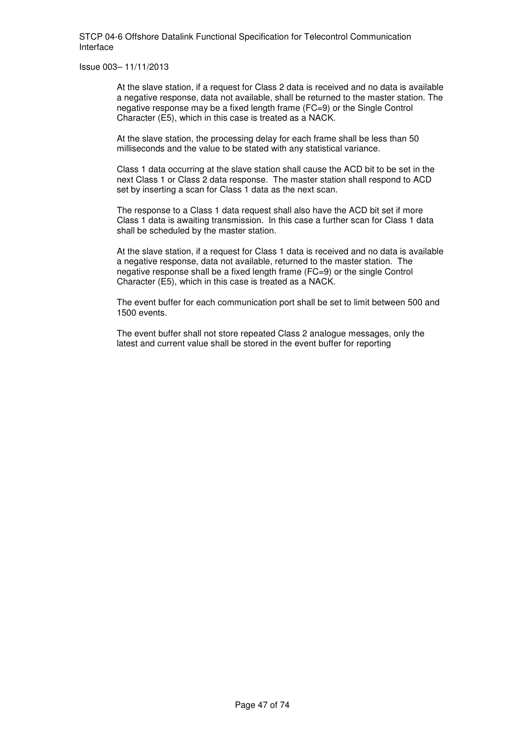At the slave station, if a request for Class 2 data is received and no data is available a negative response, data not available, shall be returned to the master station. The negative response may be a fixed length frame (FC=9) or the Single Control Character (E5), which in this case is treated as a NACK.

At the slave station, the processing delay for each frame shall be less than 50 milliseconds and the value to be stated with any statistical variance.

Class 1 data occurring at the slave station shall cause the ACD bit to be set in the next Class 1 or Class 2 data response. The master station shall respond to ACD set by inserting a scan for Class 1 data as the next scan.

The response to a Class 1 data request shall also have the ACD bit set if more Class 1 data is awaiting transmission. In this case a further scan for Class 1 data shall be scheduled by the master station.

At the slave station, if a request for Class 1 data is received and no data is available a negative response, data not available, returned to the master station. The negative response shall be a fixed length frame (FC=9) or the single Control Character (E5), which in this case is treated as a NACK.

The event buffer for each communication port shall be set to limit between 500 and 1500 events.

The event buffer shall not store repeated Class 2 analogue messages, only the latest and current value shall be stored in the event buffer for reporting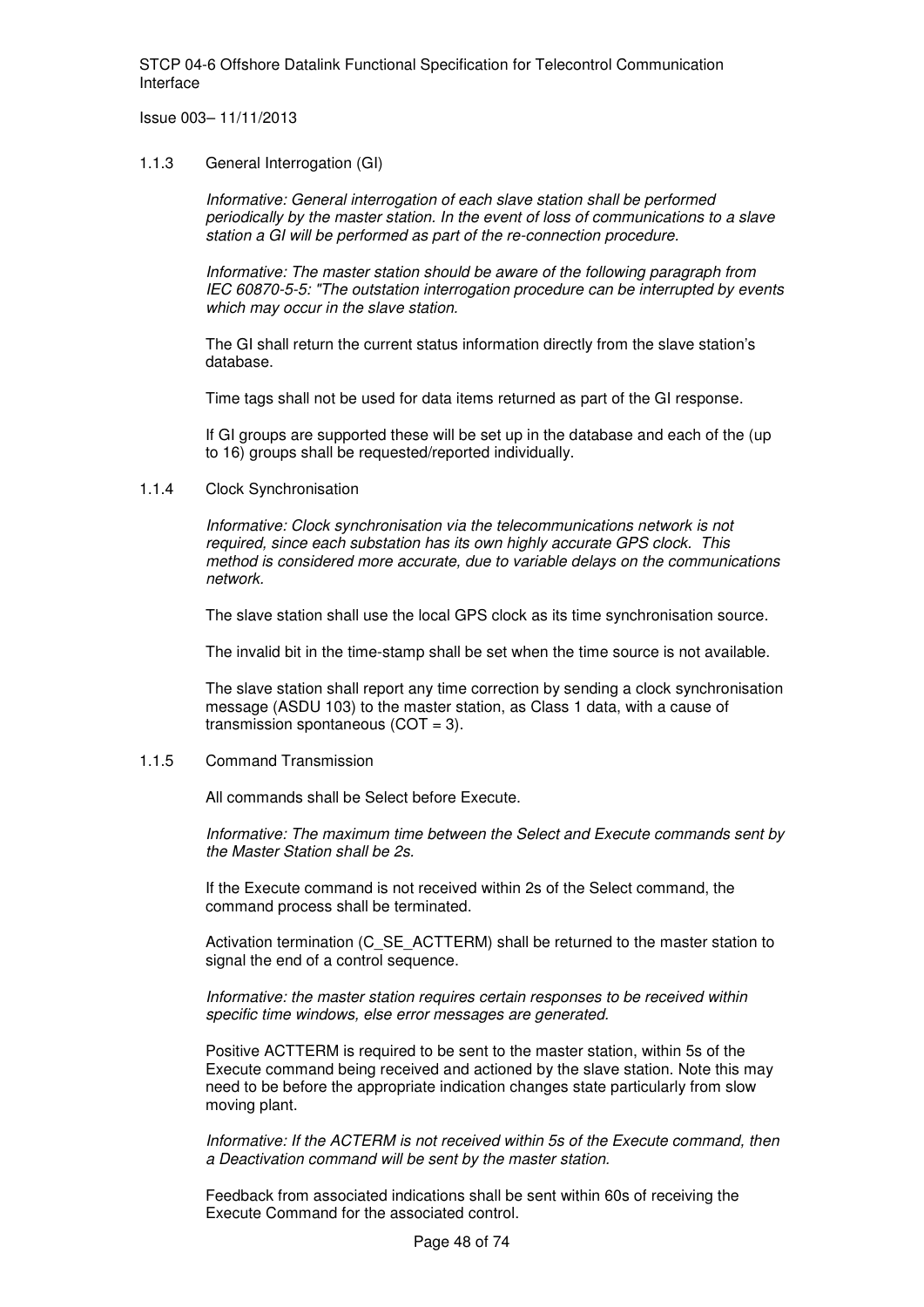### 1.1.3 General Interrogation (GI)

*Informative: General interrogation of each slave station shall be performed periodically by the master station. In the event of loss of communications to a slave station a GI will be performed as part of the re-connection procedure.*

*Informative: The master station should be aware of the following paragraph from IEC 60870-5-5: "The outstation interrogation procedure can be interrupted by events which may occur in the slave station.*

The GI shall return the current status information directly from the slave station's database.

Time tags shall not be used for data items returned as part of the GI response.

If GI groups are supported these will be set up in the database and each of the (up to 16) groups shall be requested/reported individually.

### 1.1.4 Clock Synchronisation

*Informative: Clock synchronisation via the telecommunications network is not required, since each substation has its own highly accurate GPS clock. This method is considered more accurate, due to variable delays on the communications network.*

The slave station shall use the local GPS clock as its time synchronisation source.

The invalid bit in the time-stamp shall be set when the time source is not available.

The slave station shall report any time correction by sending a clock synchronisation message (ASDU 103) to the master station, as Class 1 data, with a cause of transmission spontaneous (COT = 3).

### 1.1.5 Command Transmission

All commands shall be Select before Execute.

*Informative: The maximum time between the Select and Execute commands sent by the Master Station shall be 2s.*

If the Execute command is not received within 2s of the Select command, the command process shall be terminated.

Activation termination (C_SE_ACTTERM) shall be returned to the master station to signal the end of a control sequence.

*Informative: the master station requires certain responses to be received within specific time windows, else error messages are generated.*

Positive ACTTERM is required to be sent to the master station, within 5s of the Execute command being received and actioned by the slave station. Note this may need to be before the appropriate indication changes state particularly from slow moving plant.

*Informative: If the ACTERM is not received within 5s of the Execute command, then a Deactivation command will be sent by the master station.*

Feedback from associated indications shall be sent within 60s of receiving the Execute Command for the associated control.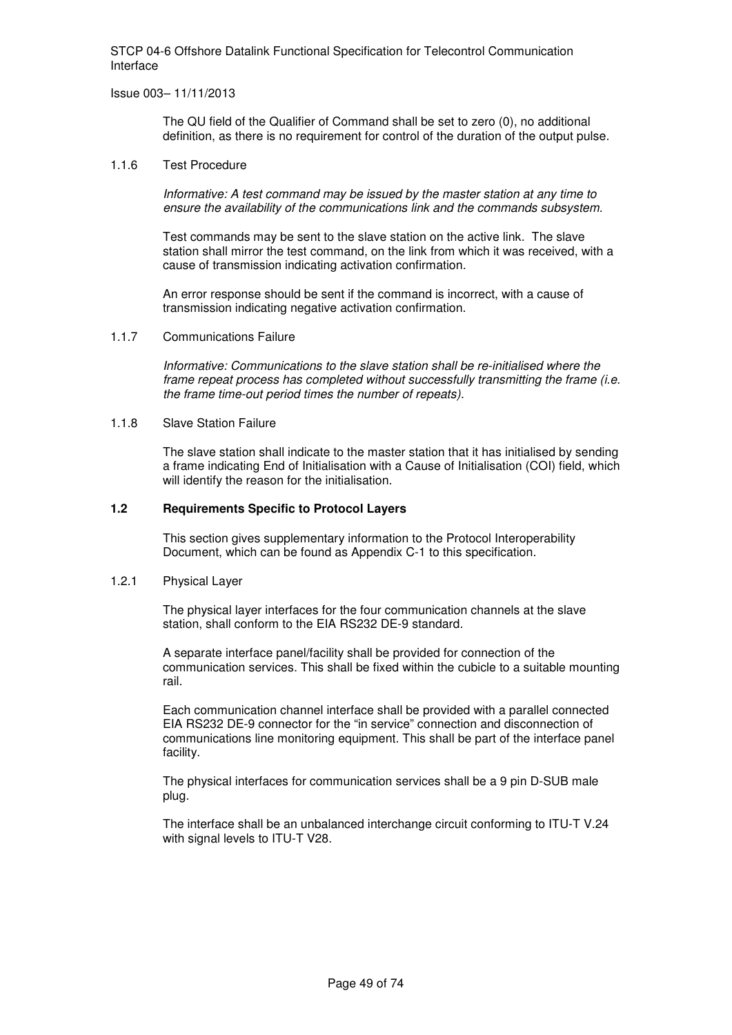The QU field of the Qualifier of Command shall be set to zero (0), no additional definition, as there is no requirement for control of the duration of the output pulse.

1.1.6 Test Procedure

*Informative: A test command may be issued by the master station at any time to ensure the availability of the communications link and the commands subsystem.*

Test commands may be sent to the slave station on the active link. The slave station shall mirror the test command, on the link from which it was received, with a cause of transmission indicating activation confirmation.

An error response should be sent if the command is incorrect, with a cause of transmission indicating negative activation confirmation.

1.1.7 Communications Failure

*Informative: Communications to the slave station shall be re-initialised where the frame repeat process has completed without successfully transmitting the frame (i.e. the frame time-out period times the number of repeats).*

1.1.8 Slave Station Failure

The slave station shall indicate to the master station that it has initialised by sending a frame indicating End of Initialisation with a Cause of Initialisation (COI) field, which will identify the reason for the initialisation.

### 1.2 Requirements Specific to Protocol Layers

This section gives supplementary information to the Protocol Interoperability Document, which can be found as Appendix C-1 to this specification.

1.2.1 Physical Layer

The physical layer interfaces for the four communication channels at the slave station, shall conform to the EIA RS232 DE-9 standard.

A separate interface panel/facility shall be provided for connection of the communication services. This shall be fixed within the cubicle to a suitable mounting rail.

Each communication channel interface shall be provided with a parallel connected EIA RS232 DE-9 connector for the "in service" connection and disconnection of communications line monitoring equipment. This shall be part of the interface panel facility.

The physical interfaces for communication services shall be a 9 pin D-SUB male plug.

The interface shall be an unbalanced interchange circuit conforming to ITU-T V.24 with signal levels to ITU-T V28.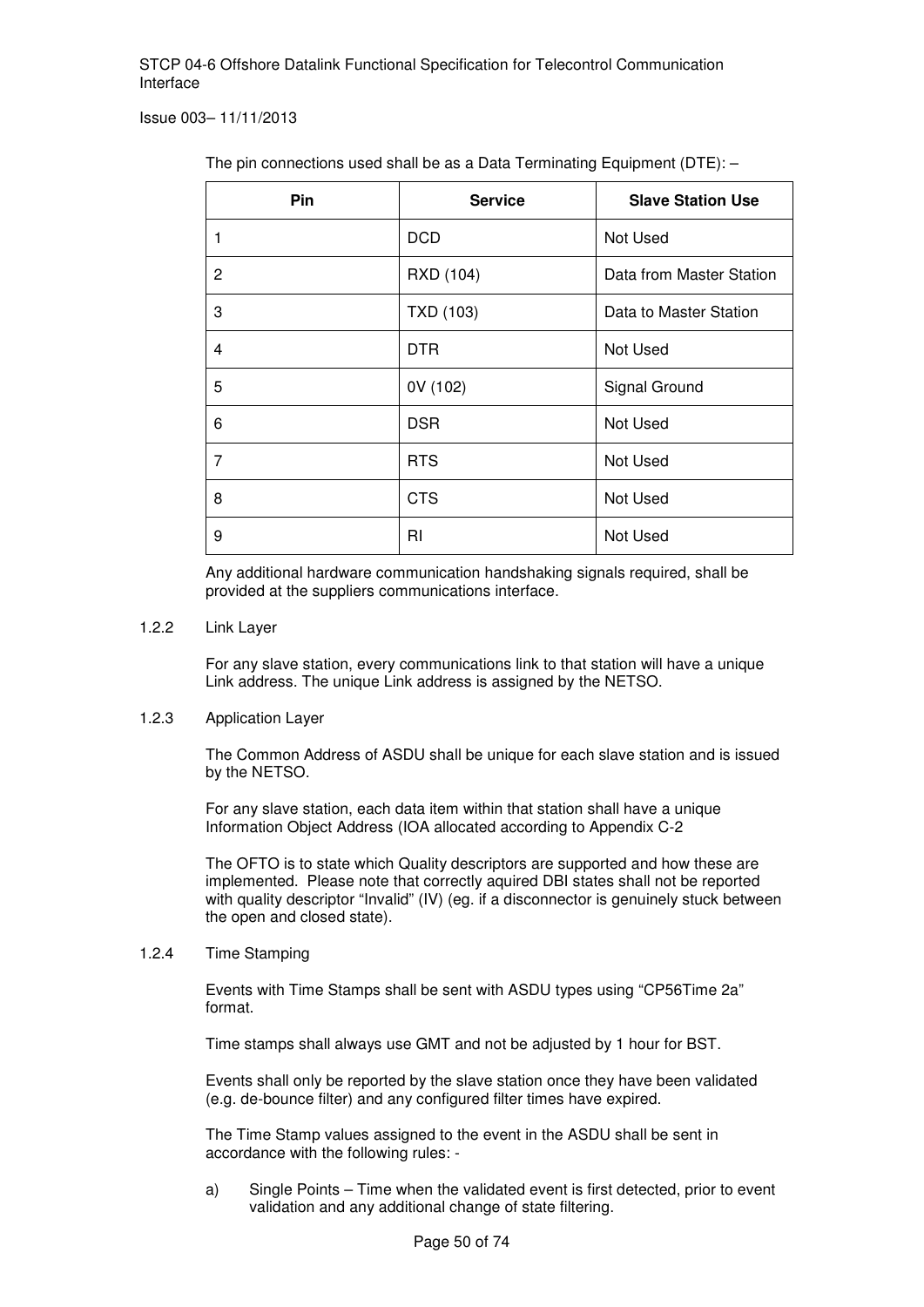The pin connections used shall be as a Data Terminating Equipment (DTE): –

| Pin | Service | Slave Station Use |
|---|---|---|
| 1 | DCD | Not Used |
| 2 | RXD (104) | Data from Master Station |
| 3 | TXD (103) | Data to Master Station |
| 4 | DTR | Not Used |
| 5 | 0V (102) | Signal Ground |
| 6 | DSR | Not Used |
| 7 | RTS | Not Used |
| 8 | CTS | Not Used |
| 9 | RI | Not Used |

Any additional hardware communication handshaking signals required, shall be provided at the suppliers communications interface.

### 1.2.2 Link Layer

For any slave station, every communications link to that station will have a unique Link address. The unique Link address is assigned by the NETSO.

### 1.2.3 Application Layer

The Common Address of ASDU shall be unique for each slave station and is issued by the NETSO.

For any slave station, each data item within that station shall have a unique Information Object Address (IOA allocated according to Appendix C-2

The OFTO is to state which Quality descriptors are supported and how these are implemented. Please note that correctly aquired DBI states shall not be reported with quality descriptor "Invalid" (IV) (eg. if a disconnector is genuinely stuck between the open and closed state).

### 1.2.4 Time Stamping

Events with Time Stamps shall be sent with ASDU types using "CP56Time 2a" format.

Time stamps shall always use GMT and not be adjusted by 1 hour for BST.

Events shall only be reported by the slave station once they have been validated (e.g. de-bounce filter) and any configured filter times have expired.

The Time Stamp values assigned to the event in the ASDU shall be sent in accordance with the following rules: -

a) Single Points – Time when the validated event is first detected, prior to event validation and any additional change of state filtering.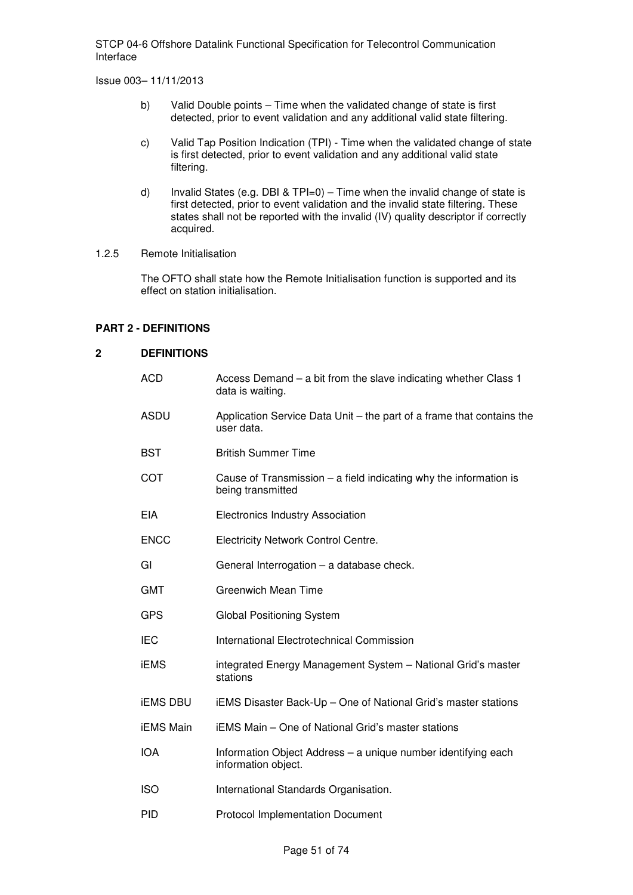b) Valid Double points – Time when the validated change of state is first detected, prior to event validation and any additional valid state filtering.

c) Valid Tap Position Indication (TPI) - Time when the validated change of state is first detected, prior to event validation and any additional valid state filtering.

d) Invalid States (e.g. DBI & TPI=0) – Time when the invalid change of state is first detected, prior to event validation and the invalid state filtering. These states shall not be reported with the invalid (IV) quality descriptor if correctly acquired.

1.2.5 Remote Initialisation

The OFTO shall state how the Remote Initialisation function is supported and its effect on station initialisation.

**PART 2 - DEFINITIONS**

## 2 DEFINITIONS

| | |
|---|---|
| ACD | Access Demand – a bit from the slave indicating whether Class 1 data is waiting. |
| ASDU | Application Service Data Unit – the part of a frame that contains the user data. |
| BST | British Summer Time |
| COT | Cause of Transmission – a field indicating why the information is being transmitted |
| EIA | Electronics Industry Association |
| ENCC | Electricity Network Control Centre. |
| GI | General Interrogation – a database check. |
| GMT | Greenwich Mean Time |
| GPS | Global Positioning System |
| IEC | International Electrotechnical Commission |
| iEMS | integrated Energy Management System – National Grid's master stations |
| iEMS DBU | iEMS Disaster Back-Up – One of National Grid's master stations |
| iEMS Main | iEMS Main – One of National Grid's master stations |
| IOA | Information Object Address – a unique number identifying each information object. |
| ISO | International Standards Organisation. |
| PID | Protocol Implementation Document |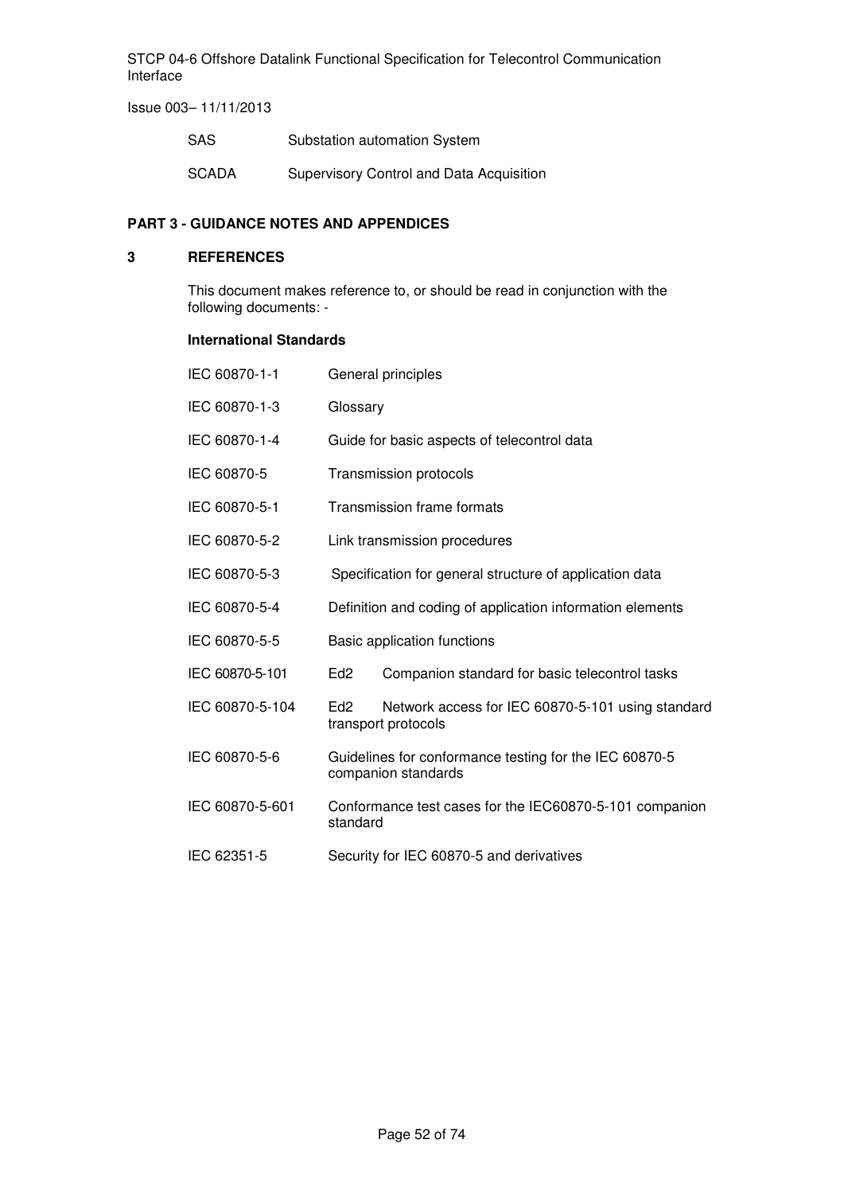| | |
|---|---|
| SAS | Substation automation System |
| SCADA | Supervisory Control and Data Acquisition |

## PART 3 - GUIDANCE NOTES AND APPENDICES

## 3 REFERENCES

This document makes reference to, or should be read in conjunction with the following documents: -

**International Standards**

| | |
|---|---|
| IEC 60870-1-1 | General principles |
| IEC 60870-1-3 | Glossary |
| IEC 60870-1-4 | Guide for basic aspects of telecontrol data |
| IEC 60870-5 | Transmission protocols |
| IEC 60870-5-1 | Transmission frame formats |
| IEC 60870-5-2 | Link transmission procedures |
| IEC 60870-5-3 | Specification for general structure of application data |
| IEC 60870-5-4 | Definition and coding of application information elements |
| IEC 60870-5-5 | Basic application functions |
| IEC 60870-5-101 | Ed2 Companion standard for basic telecontrol tasks |
| IEC 60870-5-104 | Ed2 Network access for IEC 60870-5-101 using standard transport protocols |
| IEC 60870-5-6 | Guidelines for conformance testing for the IEC 60870-5 companion standards |
| IEC 60870-5-601 | Conformance test cases for the IEC60870-5-101 companion standard |
| IEC 62351-5 | Security for IEC 60870-5 and derivatives |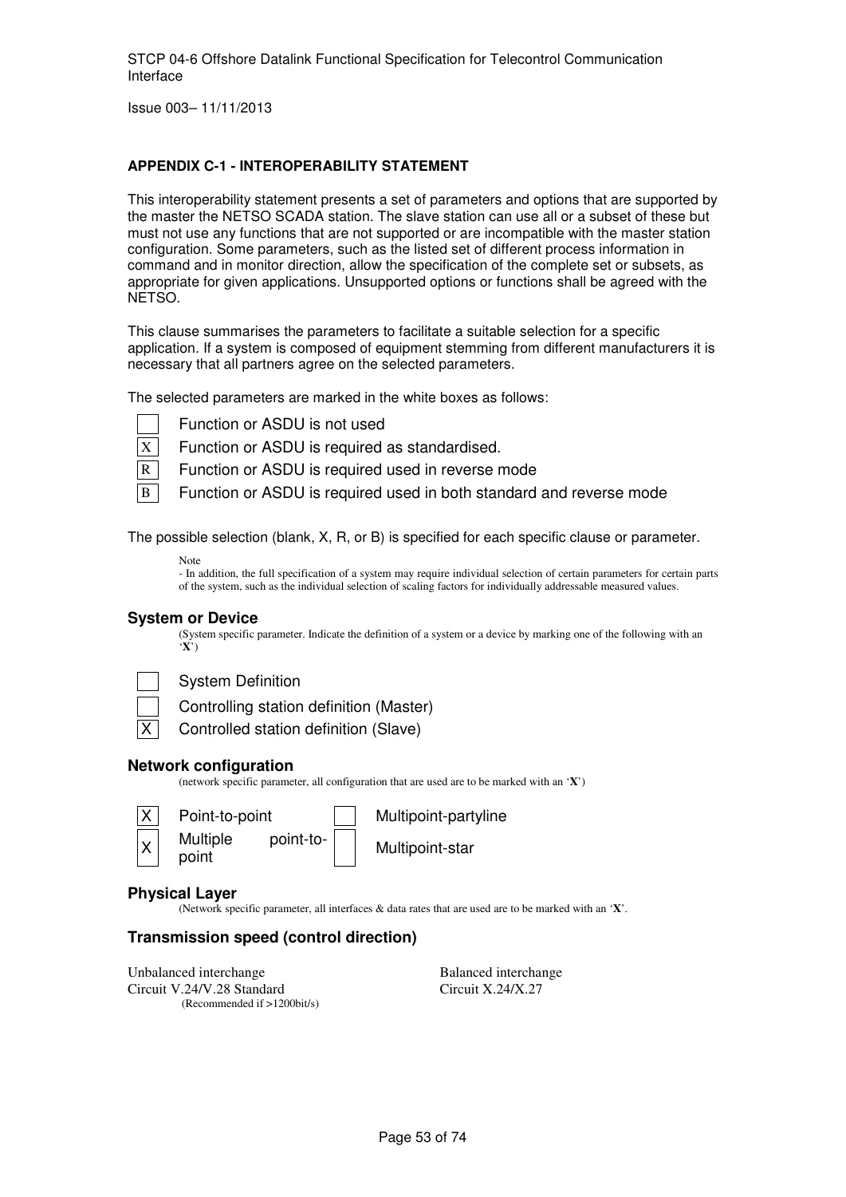**APPENDIX C-1 - INTEROPERABILITY STATEMENT**

This interoperability statement presents a set of parameters and options that are supported by the master the NETSO SCADA station. The slave station can use all or a subset of these but must not use any functions that are not supported or are incompatible with the master station configuration. Some parameters, such as the listed set of different process information in command and in monitor direction, allow the specification of the complete set or subsets, as appropriate for given applications. Unsupported options or functions shall be agreed with the NETSO.

This clause summarises the parameters to facilitate a suitable selection for a specific application. If a system is composed of equipment stemming from different manufacturers it is necessary that all partners agree on the selected parameters.

The selected parameters are marked in the white boxes as follows:

| | |
|---|---|
| | Function or ASDU is not used |
| X | Function or ASDU is required as standardised. |
| R | Function or ASDU is required used in reverse mode |
| B | Function or ASDU is required used in both standard and reverse mode |

The possible selection (blank, X, R, or B) is specified for each specific clause or parameter.

Note
- In addition, the full specification of a system may require individual selection of certain parameters for certain parts of the system, such as the individual selection of scaling factors for individually addressable measured values.

### System or Device

(System specific parameter. Indicate the definition of a system or a device by marking one of the following with an '**X**')

| | |
|---|---|
| | System Definition |
| | Controlling station definition (Master) |
| X | Controlled station definition (Slave) |

### Network configuration

(network specific parameter, all configuration that are used are to be marked with an '**X**')

| | | | |
|---|---|---|---|
| X | Point-to-point | | Multipoint-partyline |
| X | Multiple point-to-point | | Multipoint-star |

### Physical Layer

(Network specific parameter, all interfaces & data rates that are used are to be marked with an '**X**'.

### Transmission speed (control direction)

| Unbalanced interchange | Balanced interchange |
|---|---|
| Circuit V.24/V.28 Standard (Recommended if >1200bit/s) | Circuit X.24/X.27 |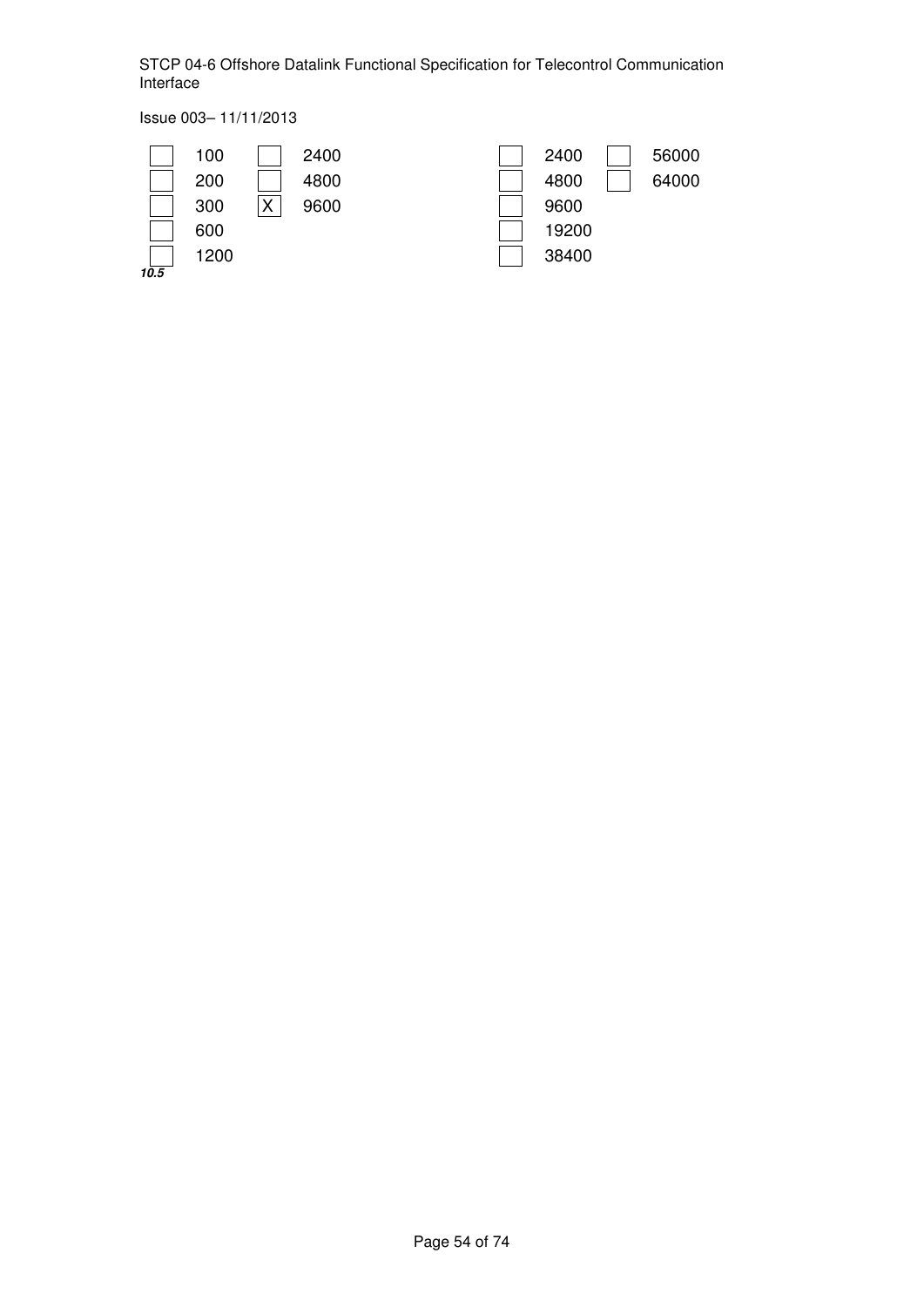| | | | | | | | | |
|---|---|---|---|---|---|---|---|---|
| ☐ | 100 | ☐ | 2400 | | ☐ | 2400 | ☐ | 56000 |
| ☐ | 200 | ☐ | 4800 | | ☐ | 4800 | ☐ | 64000 |
| ☐ | 300 | ☒ | 9600 | | ☐ | 9600 | | |
| ☐ | 600 | | | | ☐ | 19200 | | |
| ☐ | 1200 | | | | ☐ | 38400 | | |

***10.5***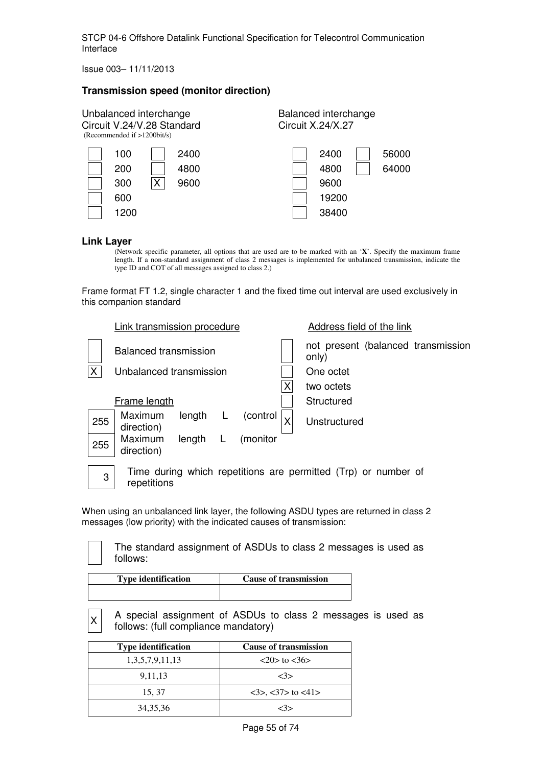### Transmission speed (monitor direction)

Unbalanced interchange
Circuit V.24/V.28 Standard
(Recommended if >1200bit/s)

| | | | |
|---|---|---|---|
| ☐ | 100 | ☐ | 2400 |
| ☐ | 200 | ☐ | 4800 |
| ☐ | 300 | X | 9600 |
| ☐ | 600 | | |
| ☐ | 1200 | | |

Balanced interchange
Circuit X.24/X.27

| | | | |
|---|---|---|---|
| ☐ | 2400 | ☐ | 56000 |
| ☐ | 4800 | ☐ | 64000 |
| ☐ | 9600 | | |
| ☐ | 19200 | | |
| ☐ | 38400 | | |

### Link Layer

(Network specific parameter, all options that are used are to be marked with an '**X**'. Specify the maximum frame length. If a non-standard assignment of class 2 messages is implemented for unbalanced transmission, indicate the type ID and COT of all messages assigned to class 2.)

Frame format FT 1.2, single character 1 and the fixed time out interval are used exclusively in this companion standard

<u>Link transmission procedure</u>

- ☐ Balanced transmission
- X Unbalanced transmission

<u>Frame length</u>

- 255 Maximum length L (control direction)
- 255 Maximum length L (monitor direction)

<u>Address field of the link</u>

- ☐ not present (balanced transmission only)
- ☐ One octet
- X two octets
- ☐ Structured
- X Unstructured

3 Time during which repetitions are permitted (Trp) or number of repetitions

When using an unbalanced link layer, the following ASDU types are returned in class 2 messages (low priority) with the indicated causes of transmission:

☐ The standard assignment of ASDUs to class 2 messages is used as follows:

| Type identification | Cause of transmission |
|---|---|
| | |

X A special assignment of ASDUs to class 2 messages is used as follows: (full compliance mandatory)

| Type identification | Cause of transmission |
|---|---|
| 1,3,5,7,9,11,13 | <20> to <36> |
| 9,11,13 | <3> |
| 15, 37 | <3>, <37> to <41> |
| 34,35,36 | <3> |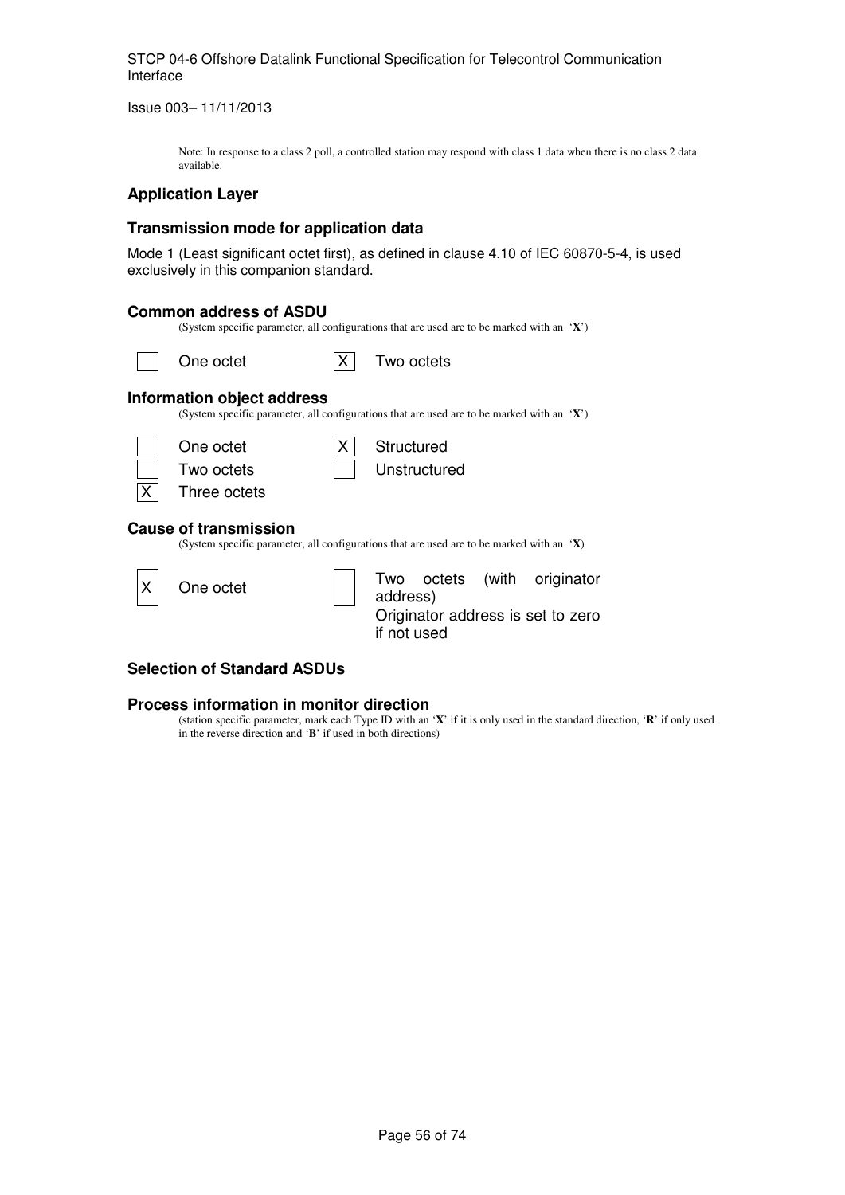Note: In response to a class 2 poll, a controlled station may respond with class 1 data when there is no class 2 data available.

## Application Layer

### Transmission mode for application data

Mode 1 (Least significant octet first), as defined in clause 4.10 of IEC 60870-5-4, is used exclusively in this companion standard.

### Common address of ASDU

(System specific parameter, all configurations that are used are to be marked with an '**X**')

- [ ] One octet
- [X] Two octets

### Information object address

(System specific parameter, all configurations that are used are to be marked with an '**X**')

- [ ] One octet
- [ ] Two octets
- [X] Three octets

- [X] Structured
- [ ] Unstructured

### Cause of transmission

(System specific parameter, all configurations that are used are to be marked with an '**X**)

- [X] One octet
- [ ] Two octets (with originator address)
  Originator address is set to zero if not used

### Selection of Standard ASDUs

### Process information in monitor direction

(station specific parameter, mark each Type ID with an '**X**' if it is only used in the standard direction, '**R**' if only used in the reverse direction and '**B**' if used in both directions)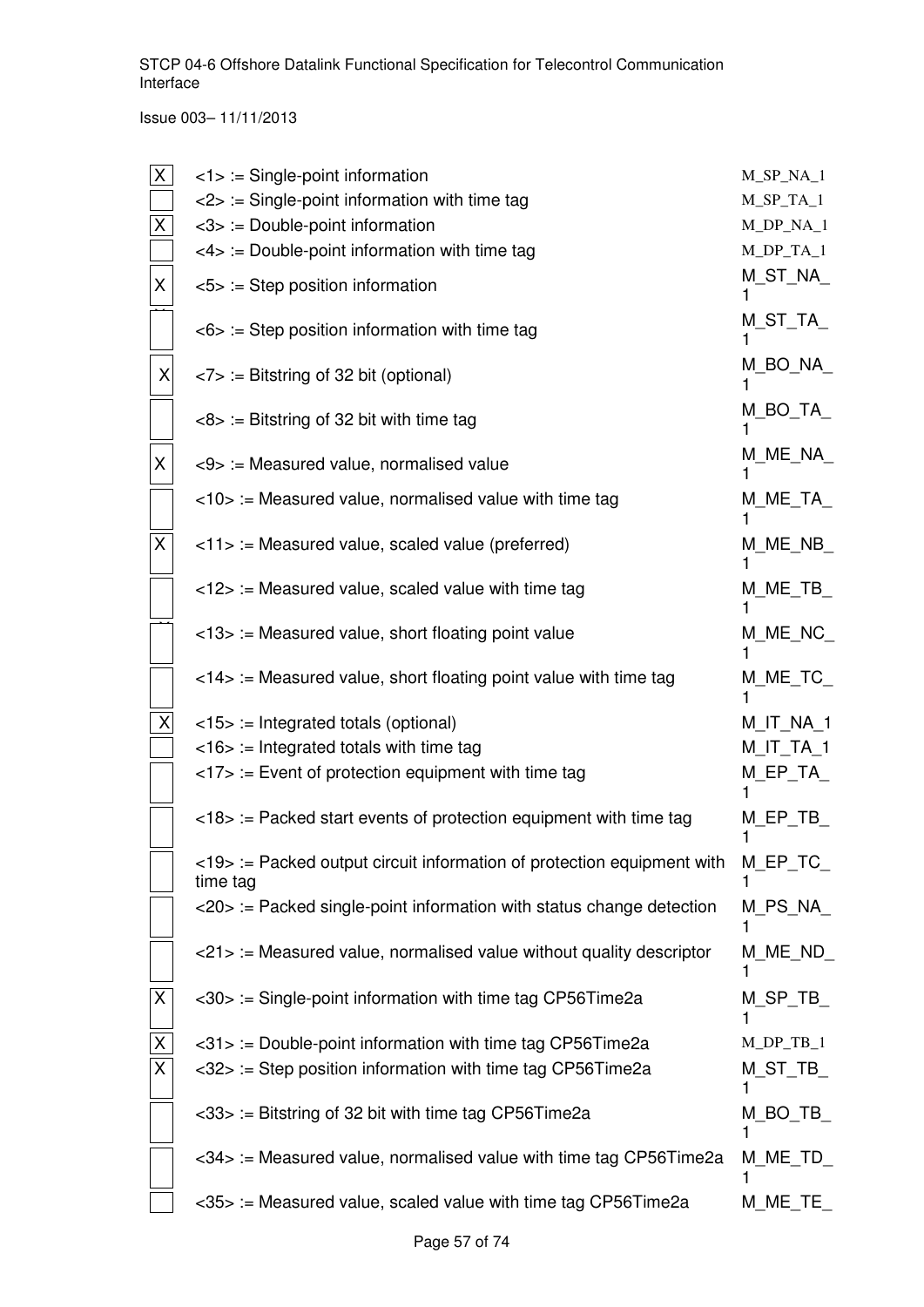| | | |
|---|---|---|
| X | <1> := Single-point information | M_SP_NA_1 |
| | <2> := Single-point information with time tag | M_SP_TA_1 |
| X | <3> := Double-point information | M_DP_NA_1 |
| | <4> := Double-point information with time tag | M_DP_TA_1 |
| X | <5> := Step position information | M_ST_NA_1 |
| | <6> := Step position information with time tag | M_ST_TA_1 |
| X | <7> := Bitstring of 32 bit (optional) | M_BO_NA_1 |
| | <8> := Bitstring of 32 bit with time tag | M_BO_TA_1 |
| X | <9> := Measured value, normalised value | M_ME_NA_1 |
| | <10> := Measured value, normalised value with time tag | M_ME_TA_1 |
| X | <11> := Measured value, scaled value (preferred) | M_ME_NB_1 |
| | <12> := Measured value, scaled value with time tag | M_ME_TB_1 |
| | <13> := Measured value, short floating point value | M_ME_NC_1 |
| | <14> := Measured value, short floating point value with time tag | M_ME_TC_1 |
| X | <15> := Integrated totals (optional) | M_IT_NA_1 |
| | <16> := Integrated totals with time tag | M_IT_TA_1 |
| | <17> := Event of protection equipment with time tag | M_EP_TA_1 |
| | <18> := Packed start events of protection equipment with time tag | M_EP_TB_1 |
| | <19> := Packed output circuit information of protection equipment with time tag | M_EP_TC_1 |
| | <20> := Packed single-point information with status change detection | M_PS_NA_1 |
| | <21> := Measured value, normalised value without quality descriptor | M_ME_ND_1 |
| X | <30> := Single-point information with time tag CP56Time2a | M_SP_TB_1 |
| X | <31> := Double-point information with time tag CP56Time2a | M_DP_TB_1 |
| X | <32> := Step position information with time tag CP56Time2a | M_ST_TB_1 |
| | <33> := Bitstring of 32 bit with time tag CP56Time2a | M_BO_TB_1 |
| | <34> := Measured value, normalised value with time tag CP56Time2a | M_ME_TD_1 |
| | <35> := Measured value, scaled value with time tag CP56Time2a | M_ME_TE_ |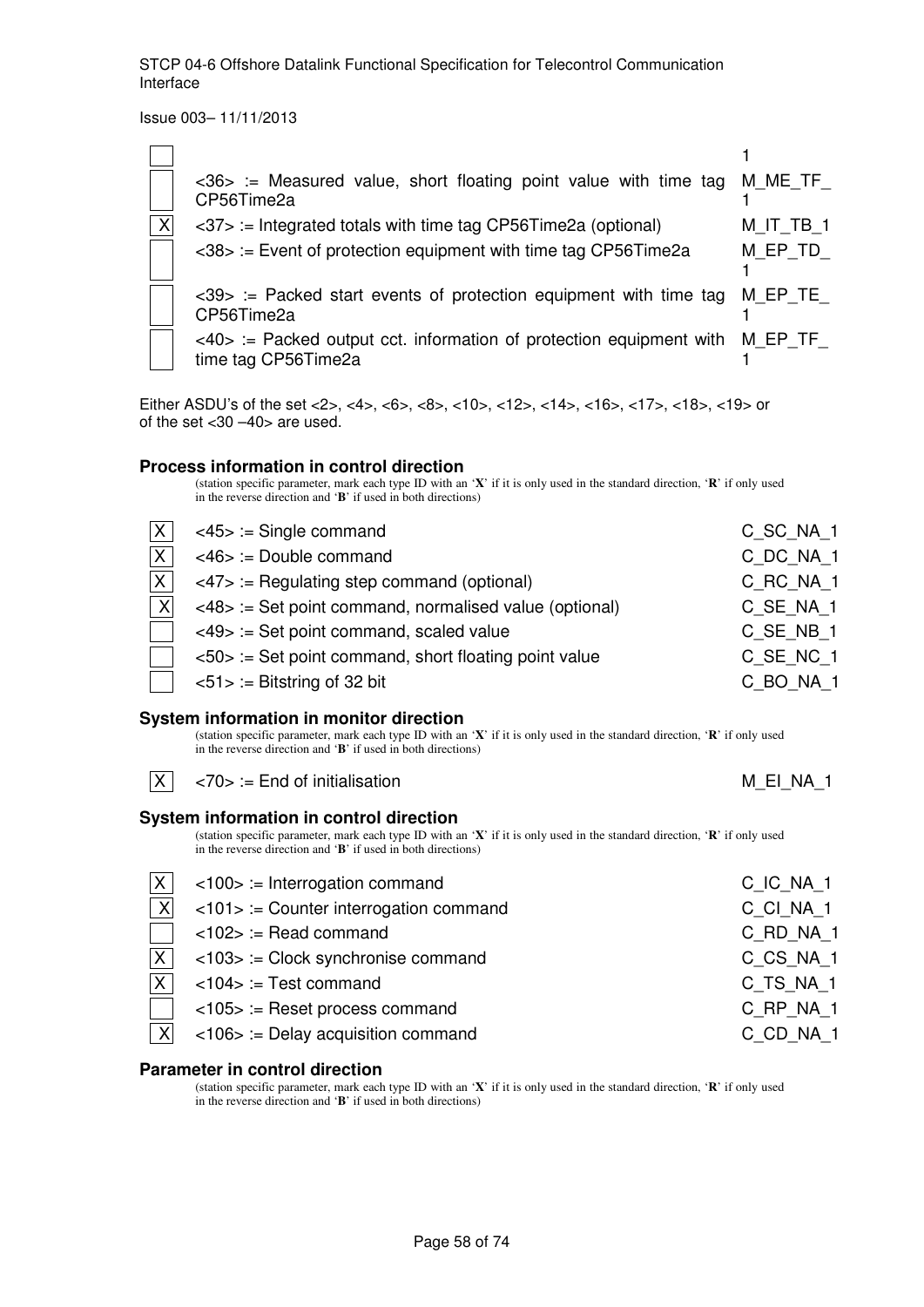| | | |
|---|---|---|
| | | 1 |
| | <36> := Measured value, short floating point value with time tag CP56Time2a | M_ME_TF_1 |
| X | <37> := Integrated totals with time tag CP56Time2a (optional) | M_IT_TB_1 |
| | <38> := Event of protection equipment with time tag CP56Time2a | M_EP_TD_1 |
| | <39> := Packed start events of protection equipment with time tag CP56Time2a | M_EP_TE_1 |
| | <40> := Packed output cct. information of protection equipment with time tag CP56Time2a | M_EP_TF_1 |

Either ASDU's of the set <2>, <4>, <6>, <8>, <10>, <12>, <14>, <16>, <17>, <18>, <19> or of the set <30 –40> are used.

### Process information in control direction

(station specific parameter, mark each type ID with an '**X**' if it is only used in the standard direction, '**R**' if only used in the reverse direction and '**B**' if used in both directions)

| | | |
|---|---|---|
| X | <45> := Single command | C_SC_NA_1 |
| X | <46> := Double command | C_DC_NA_1 |
| X | <47> := Regulating step command (optional) | C_RC_NA_1 |
| X | <48> := Set point command, normalised value (optional) | C_SE_NA_1 |
| | <49> := Set point command, scaled value | C_SE_NB_1 |
| | <50> := Set point command, short floating point value | C_SE_NC_1 |
| | <51> := Bitstring of 32 bit | C_BO_NA_1 |

### System information in monitor direction

(station specific parameter, mark each type ID with an '**X**' if it is only used in the standard direction, '**R**' if only used in the reverse direction and '**B**' if used in both directions)

| | | |
|---|---|---|
| X | <70> := End of initialisation | M_EI_NA_1 |

### System information in control direction

(station specific parameter, mark each type ID with an '**X**' if it is only used in the standard direction, '**R**' if only used in the reverse direction and '**B**' if used in both directions)

| | | |
|---|---|---|
| X | <100> := Interrogation command | C_IC_NA_1 |
| X | <101> := Counter interrogation command | C_CI_NA_1 |
| | <102> := Read command | C_RD_NA_1 |
| X | <103> := Clock synchronise command | C_CS_NA_1 |
| X | <104> := Test command | C_TS_NA_1 |
| | <105> := Reset process command | C_RP_NA_1 |
| X | <106> := Delay acquisition command | C_CD_NA_1 |

### Parameter in control direction

(station specific parameter, mark each type ID with an '**X**' if it is only used in the standard direction, '**R**' if only used in the reverse direction and '**B**' if used in both directions)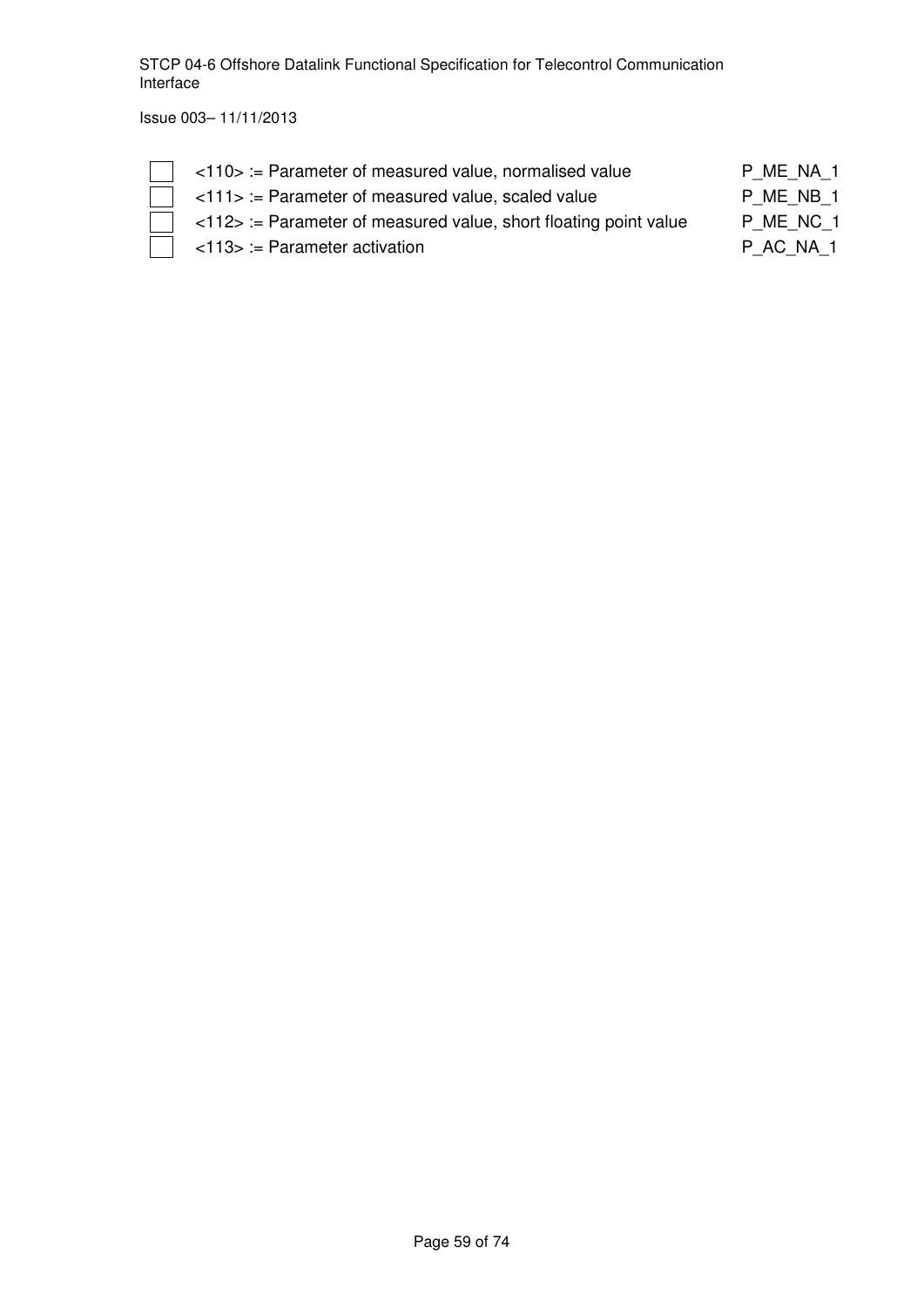- [ ] <110> := Parameter of measured value, normalised value P_ME_NA_1
- [ ] <111> := Parameter of measured value, scaled value P_ME_NB_1
- [ ] <112> := Parameter of measured value, short floating point value P_ME_NC_1
- [ ] <113> := Parameter activation P_AC_NA_1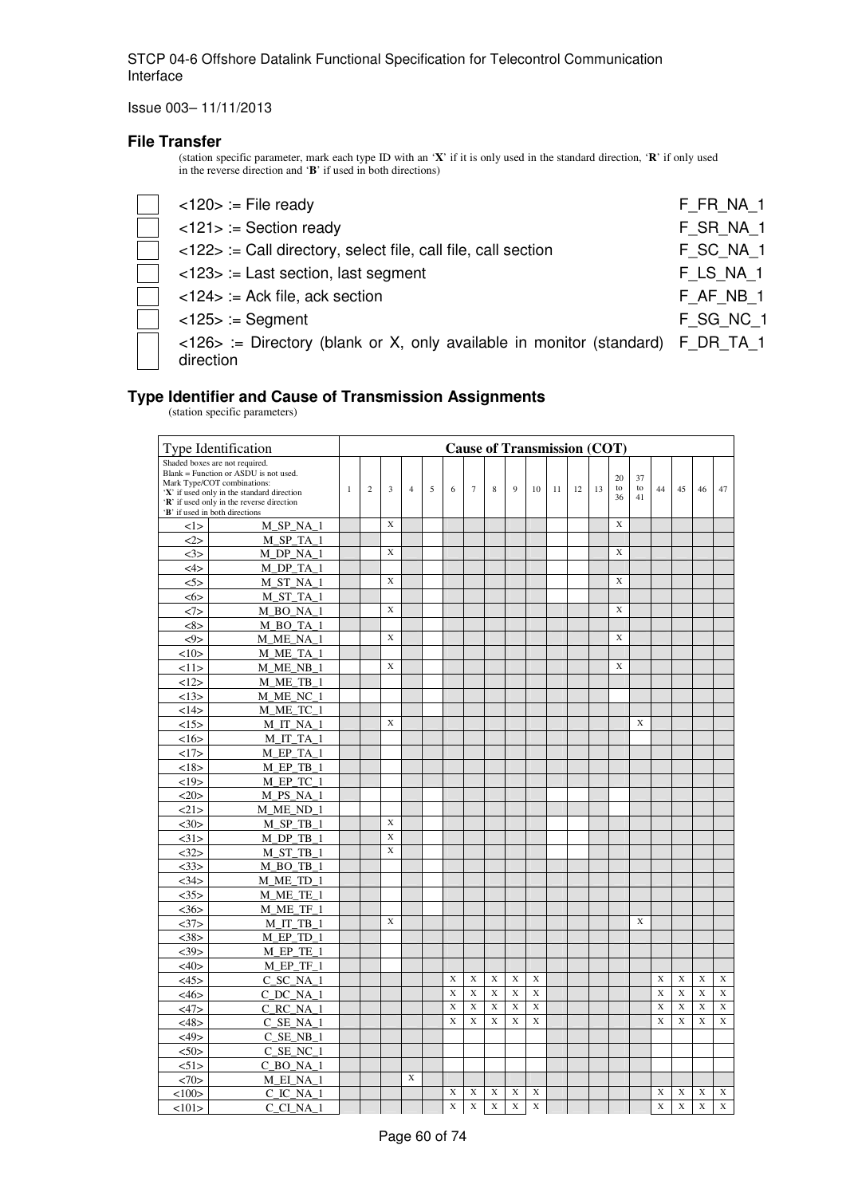### File Transfer

(station specific parameter, mark each type ID with an 'X' if it is only used in the standard direction, 'R' if only used in the reverse direction and 'B' if used in both directions)

| | | |
|---|---|---|
| ☐ | <120> := File ready | F_FR_NA_1 |
| ☐ | <121> := Section ready | F_SR_NA_1 |
| ☐ | <122> := Call directory, select file, call file, call section | F_SC_NA_1 |
| ☐ | <123> := Last section, last segment | F_LS_NA_1 |
| ☐ | <124> := Ack file, ack section | F_AF_NB_1 |
| ☐ | <125> := Segment | F_SG_NC_1 |
| ☐ | <126> := Directory (blank or X, only available in monitor (standard) direction | F_DR_TA_1 |

### Type Identifier and Cause of Transmission Assignments

(station specific parameters)

| Type Identification | | Cause of Transmission (COT) | | | | | | | | | | | | | | | | | | |
|---|---|---|---|---|---|---|---|---|---|---|---|---|---|---|---|---|---|---|---|---|
| Shaded boxes are not required. Blank = Function or ASDU is not used. Mark Type/COT combinations: 'X' if used only in the standard direction 'R' if used only in the reverse direction 'B' if used in both directions | | 1 | 2 | 3 | 4 | 5 | 6 | 7 | 8 | 9 | 10 | 11 | 12 | 13 | 20 to 36 | 37 to 41 | 44 | 45 | 46 | 47 |
| <1> | M_SP_NA_1 | | | X | | | | | | | | | | | X | | | | | |
| <2> | M_SP_TA_1 | | | | | | | | | | | | | | | | | | | |
| <3> | M_DP_NA_1 | | | X | | | | | | | | | | | X | | | | | |
| <4> | M_DP_TA_1 | | | | | | | | | | | | | | | | | | | |
| <5> | M_ST_NA_1 | | | X | | | | | | | | | | | X | | | | | |
| <6> | M_ST_TA_1 | | | | | | | | | | | | | | | | | | | |
| <7> | M_BO_NA_1 | | | X | | | | | | | | | | | X | | | | | |
| <8> | M_BO_TA_1 | | | | | | | | | | | | | | | | | | | |
| <9> | M_ME_NA_1 | | | X | | | | | | | | | | | X | | | | | |
| <10> | M_ME_TA_1 | | | | | | | | | | | | | | | | | | | |
| <11> | M_ME_NB_1 | | | X | | | | | | | | | | | X | | | | | |
| <12> | M_ME_TB_1 | | | | | | | | | | | | | | | | | | | |
| <13> | M_ME_NC_1 | | | | | | | | | | | | | | | | | | | |
| <14> | M_ME_TC_1 | | | | | | | | | | | | | | | | | | | |
| <15> | M_IT_NA_1 | | | X | | | | | | | | | | | | X | | | | |
| <16> | M_IT_TA_1 | | | | | | | | | | | | | | | | | | | |
| <17> | M_EP_TA_1 | | | | | | | | | | | | | | | | | | | |
| <18> | M_EP_TB_1 | | | | | | | | | | | | | | | | | | | |
| <19> | M_EP_TC_1 | | | | | | | | | | | | | | | | | | | |
| <20> | M_PS_NA_1 | | | | | | | | | | | | | | | | | | | |
| <21> | M_ME_ND_1 | | | | | | | | | | | | | | | | | | | |
| <30> | M_SP_TB_1 | | | X | | | | | | | | | | | | | | | | |
| <31> | M_DP_TB_1 | | | X | | | | | | | | | | | | | | | | |
| <32> | M_ST_TB_1 | | | X | | | | | | | | | | | | | | | | |
| <33> | M_BO_TB_1 | | | | | | | | | | | | | | | | | | | |
| <34> | M_ME_TD_1 | | | | | | | | | | | | | | | | | | | |
| <35> | M_ME_TE_1 | | | | | | | | | | | | | | | | | | | |
| <36> | M_ME_TF_1 | | | | | | | | | | | | | | | | | | | |
| <37> | M_IT_TB_1 | | | X | | | | | | | | | | | | X | | | | |
| <38> | M_EP_TD_1 | | | | | | | | | | | | | | | | | | | |
| <39> | M_EP_TE_1 | | | | | | | | | | | | | | | | | | | |
| <40> | M_EP_TF_1 | | | | | | | | | | | | | | | | | | | |
| <45> | C_SC_NA_1 | | | | | | X | X | X | X | X | | | | | | X | X | X | X |
| <46> | C_DC_NA_1 | | | | | | X | X | X | X | X | | | | | | X | X | X | X |
| <47> | C_RC_NA_1 | | | | | | X | X | X | X | X | | | | | | X | X | X | X |
| <48> | C_SE_NA_1 | | | | | | X | X | X | X | X | | | | | | X | X | X | X |
| <49> | C_SE_NB_1 | | | | | | | | | | | | | | | | | | | |
| <50> | C_SE_NC_1 | | | | | | | | | | | | | | | | | | | |
| <51> | C_BO_NA_1 | | | | | | | | | | | | | | | | | | | |
| <70> | M_EI_NA_1 | | | | X | | | | | | | | | | | | | | | |
| <100> | C_IC_NA_1 | | | | | | X | X | X | X | X | | | | | | X | X | X | X |
| <101> | C_CI_NA_1 | | | | | | X | X | X | X | X | | | | | | X | X | X | X |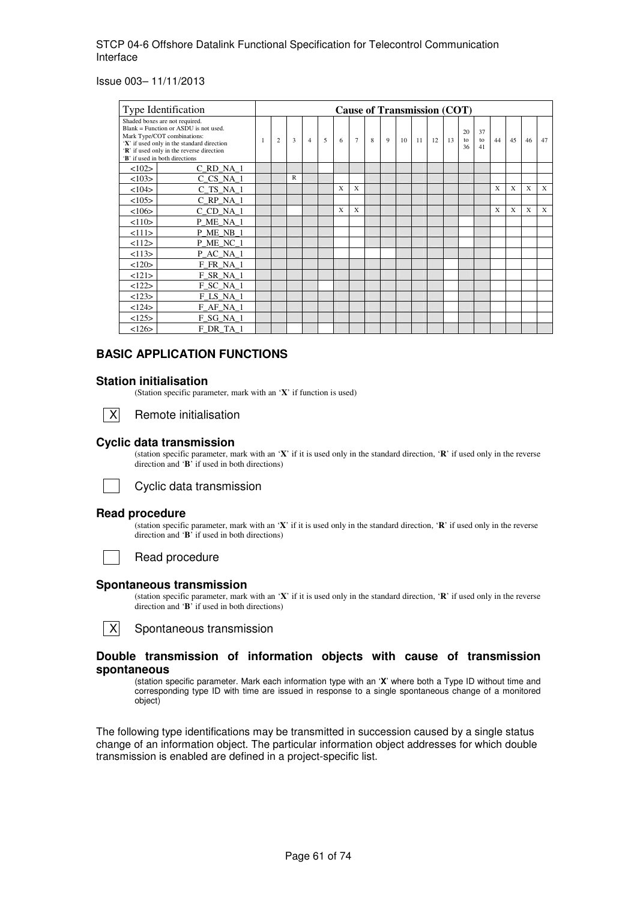| Type Identification | | Cause of Transmission (COT) | | | | | | | | | | | | | | | | | | |
|---|---|---|---|---|---|---|---|---|---|---|---|---|---|---|---|---|---|---|---|---|
| Shaded boxes are not required. Blank = Function or ASDU is not used. Mark Type/COT combinations: 'X' if used only in the standard direction 'R' if used only in the reverse direction 'B' if used in both directions | | 1 | 2 | 3 | 4 | 5 | 6 | 7 | 8 | 9 | 10 | 11 | 12 | 13 | 20 to 36 | 37 to 41 | 44 | 45 | 46 | 47 |
| <102> | C_RD_NA_1 | | | | | | | | | | | | | | | | | | | |
| <103> | C_CS_NA_1 | | | R | | | | | | | | | | | | | | | | |
| <104> | C_TS_NA_1 | | | | | | X | X | | | | | | | | | X | X | X | X |
| <105> | C_RP_NA_1 | | | | | | | | | | | | | | | | | | | |
| <106> | C_CD_NA_1 | | | | | | X | X | | | | | | | | | X | X | X | X |
| <110> | P_ME_NA_1 | | | | | | | | | | | | | | | | | | | |
| <111> | P_ME_NB_1 | | | | | | | | | | | | | | | | | | | |
| <112> | P_ME_NC_1 | | | | | | | | | | | | | | | | | | | |
| <113> | P_AC_NA_1 | | | | | | | | | | | | | | | | | | | |
| <120> | F_FR_NA_1 | | | | | | | | | | | | | | | | | | | |
| <121> | F_SR_NA_1 | | | | | | | | | | | | | | | | | | | |
| <122> | F_SC_NA_1 | | | | | | | | | | | | | | | | | | | |
| <123> | F_LS_NA_1 | | | | | | | | | | | | | | | | | | | |
| <124> | F_AF_NA_1 | | | | | | | | | | | | | | | | | | | |
| <125> | F_SG_NA_1 | | | | | | | | | | | | | | | | | | | |
| <126> | F_DR_TA_1 | | | | | | | | | | | | | | | | | | | |

## BASIC APPLICATION FUNCTIONS

### Station initialisation

(Station specific parameter, mark with an '**X**' if function is used)

[X] Remote initialisation

### Cyclic data transmission

(station specific parameter, mark with an '**X**' if it is used only in the standard direction, '**R**' if used only in the reverse direction and '**B**' if used in both directions)

[ ] Cyclic data transmission

### Read procedure

(station specific parameter, mark with an '**X**' if it is used only in the standard direction, '**R**' if used only in the reverse direction and '**B**' if used in both directions)

[ ] Read procedure

### Spontaneous transmission

(station specific parameter, mark with an '**X**' if it is used only in the standard direction, '**R**' if used only in the reverse direction and '**B**' if used in both directions)

[X] Spontaneous transmission

### Double transmission of information objects with cause of transmission spontaneous

(station specific parameter. Mark each information type with an '**X**' where both a Type ID without time and corresponding type ID with time are issued in response to a single spontaneous change of a monitored object)

The following type identifications may be transmitted in succession caused by a single status change of an information object. The particular information object addresses for which double transmission is enabled are defined in a project-specific list.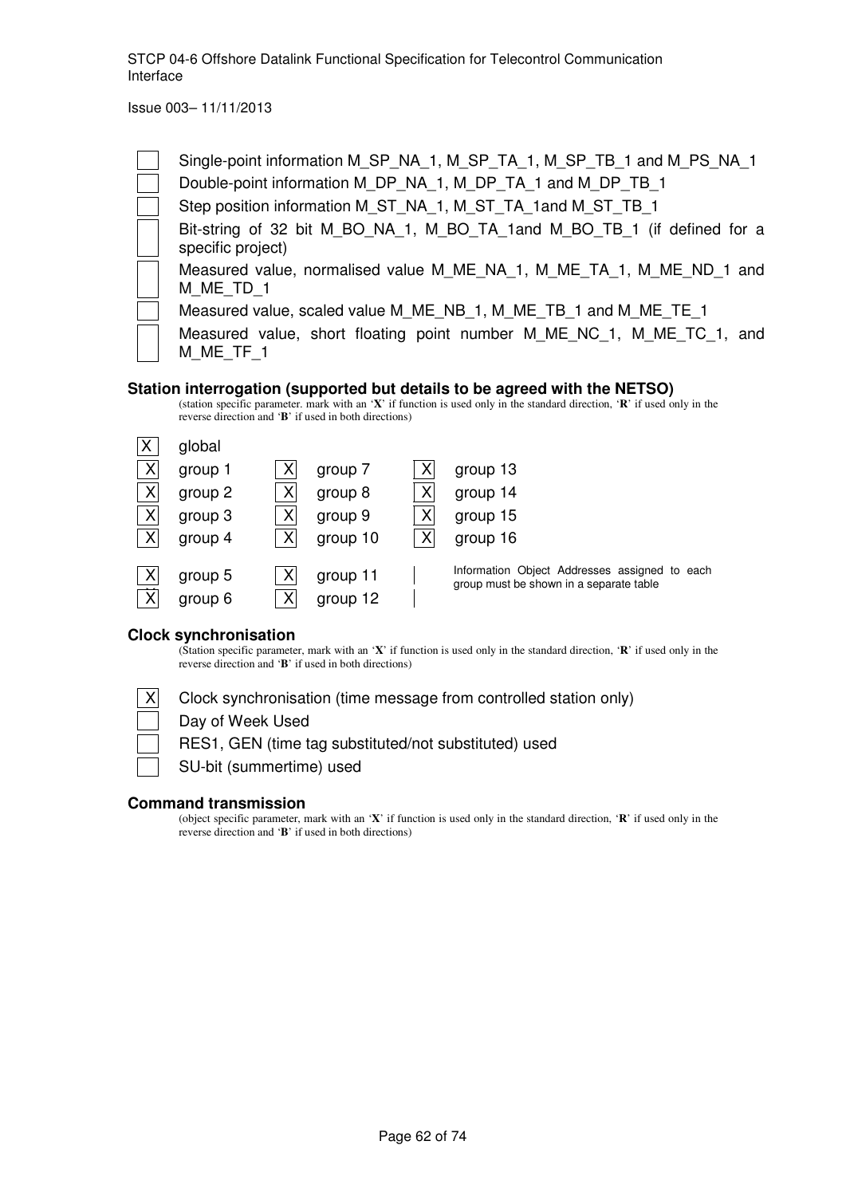| | |
|---|---|
| ☐ | Single-point information M_SP_NA_1, M_SP_TA_1, M_SP_TB_1 and M_PS_NA_1 |
| ☐ | Double-point information M_DP_NA_1, M_DP_TA_1 and M_DP_TB_1 |
| ☐ | Step position information M_ST_NA_1, M_ST_TA_1and M_ST_TB_1 |
| ☐ | Bit-string of 32 bit M_BO_NA_1, M_BO_TA_1and M_BO_TB_1 (if defined for a specific project) |
| ☐ | Measured value, normalised value M_ME_NA_1, M_ME_TA_1, M_ME_ND_1 and M_ME_TD_1 |
| ☐ | Measured value, scaled value M_ME_NB_1, M_ME_TB_1 and M_ME_TE_1 |
| ☐ | Measured value, short floating point number M_ME_NC_1, M_ME_TC_1, and M_ME_TF_1 |

**Station interrogation (supported but details to be agreed with the NETSO)**

(station specific parameter. mark with an '**X**' if function is used only in the standard direction, '**R**' if used only in the reverse direction and '**B**' if used in both directions)

| | | | | | |
|---|---|---|---|---|---|
| X | global | | | | |
| X | group 1 | X | group 7 | X | group 13 |
| X | group 2 | X | group 8 | X | group 14 |
| X | group 3 | X | group 9 | X | group 15 |
| X | group 4 | X | group 10 | X | group 16 |
| X | group 5 | X | group 11 | | Information Object Addresses assigned to each group must be shown in a separate table |
| X | group 6 | X | group 12 | | |

**Clock synchronisation**

(Station specific parameter, mark with an '**X**' if function is used only in the standard direction, '**R**' if used only in the reverse direction and '**B**' if used in both directions)

| | |
|---|---|
| X | Clock synchronisation (time message from controlled station only) |
| ☐ | Day of Week Used |
| ☐ | RES1, GEN (time tag substituted/not substituted) used |
| ☐ | SU-bit (summertime) used |

**Command transmission**

(object specific parameter, mark with an '**X**' if function is used only in the standard direction, '**R**' if used only in the reverse direction and '**B**' if used in both directions)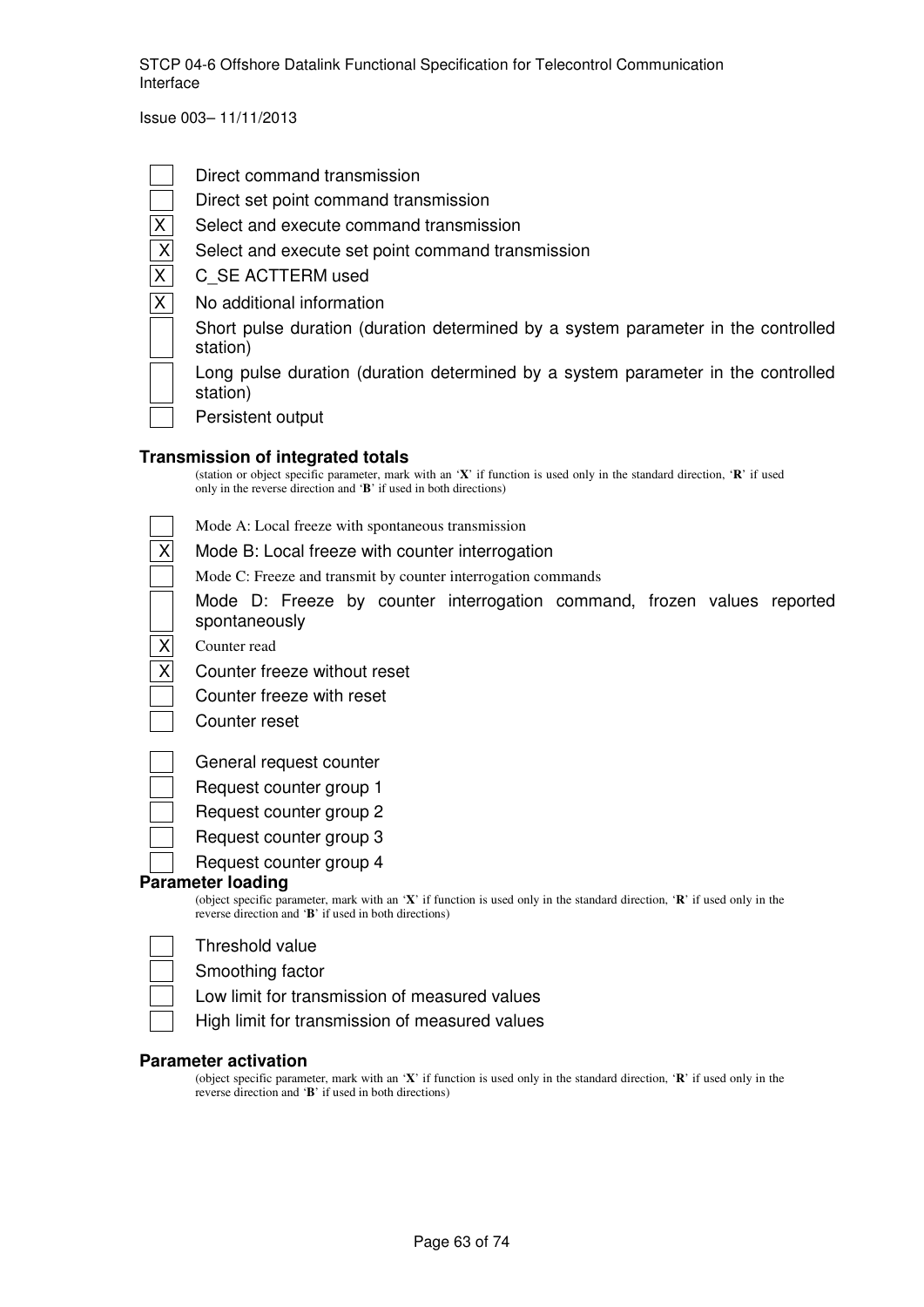- [ ] Direct command transmission
- [ ] Direct set point command transmission
- [x] Select and execute command transmission
- [x] Select and execute set point command transmission
- [x] C_SE ACTTERM used
- [x] No additional information
- [ ] Short pulse duration (duration determined by a system parameter in the controlled station)
- [ ] Long pulse duration (duration determined by a system parameter in the controlled station)
- [ ] Persistent output

**Transmission of integrated totals**

(station or object specific parameter, mark with an '**X**' if function is used only in the standard direction, '**R**' if used only in the reverse direction and '**B**' if used in both directions)

- [ ] Mode A: Local freeze with spontaneous transmission
- [x] Mode B: Local freeze with counter interrogation
- [ ] Mode C: Freeze and transmit by counter interrogation commands
- [ ] Mode D: Freeze by counter interrogation command, frozen values reported spontaneously
- [x] Counter read
- [x] Counter freeze without reset
- [ ] Counter freeze with reset
- [ ] Counter reset

- [ ] General request counter
- [ ] Request counter group 1
- [ ] Request counter group 2
- [ ] Request counter group 3
- [ ] Request counter group 4

**Parameter loading**

(object specific parameter, mark with an '**X**' if function is used only in the standard direction, '**R**' if used only in the reverse direction and '**B**' if used in both directions)

- [ ] Threshold value
- [ ] Smoothing factor
- [ ] Low limit for transmission of measured values
- [ ] High limit for transmission of measured values

**Parameter activation**

(object specific parameter, mark with an '**X**' if function is used only in the standard direction, '**R**' if used only in the reverse direction and '**B**' if used in both directions)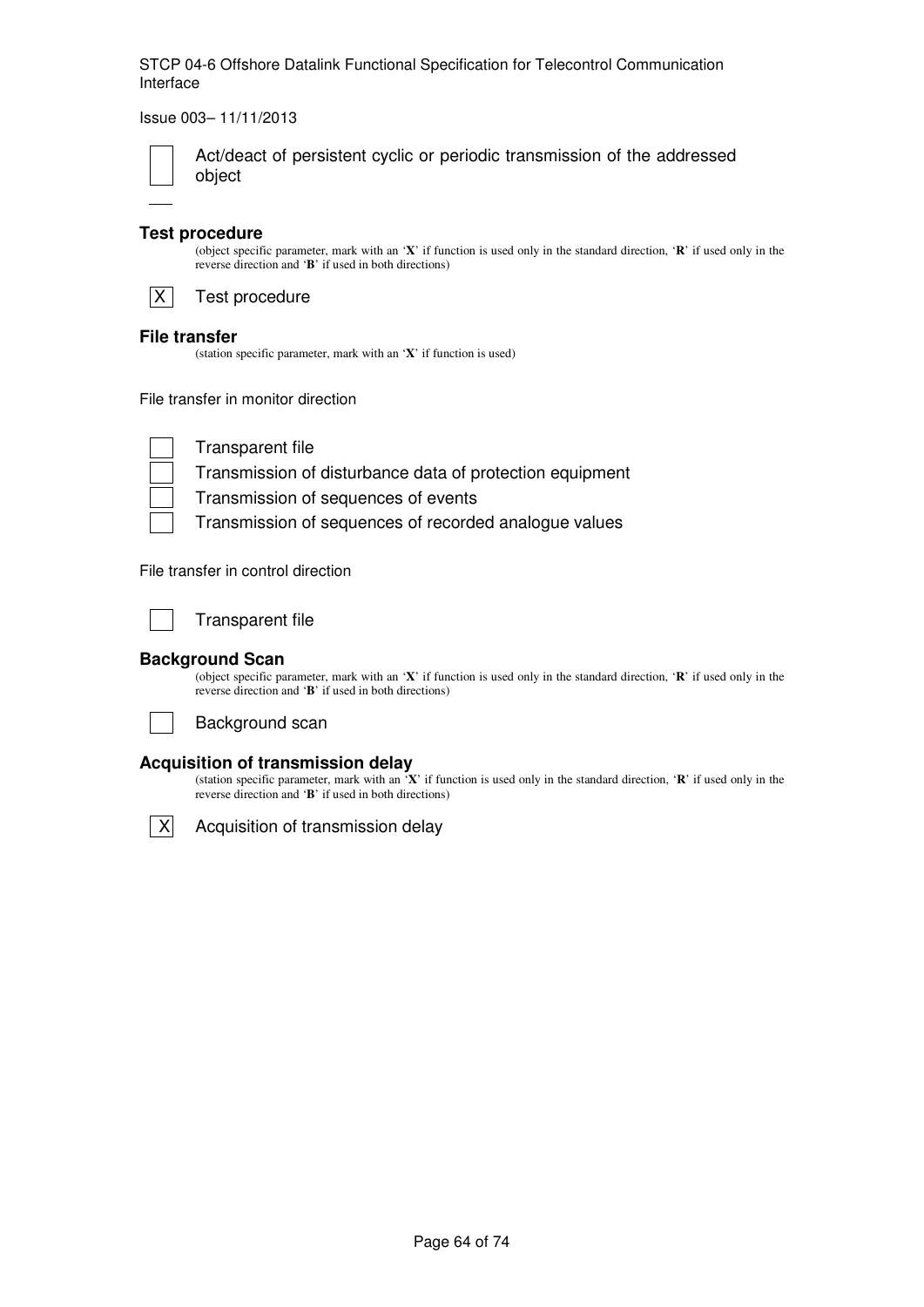☐ Act/deact of persistent cyclic or periodic transmission of the addressed object

**Test procedure**

(object specific parameter, mark with an '**X**' if function is used only in the standard direction, '**R**' if used only in the reverse direction and '**B**' if used in both directions)

☒ Test procedure

**File transfer**

(station specific parameter, mark with an '**X**' if function is used)

File transfer in monitor direction

☐ Transparent file
☐ Transmission of disturbance data of protection equipment
☐ Transmission of sequences of events
☐ Transmission of sequences of recorded analogue values

File transfer in control direction

☐ Transparent file

**Background Scan**

(object specific parameter, mark with an '**X**' if function is used only in the standard direction, '**R**' if used only in the reverse direction and '**B**' if used in both directions)

☐ Background scan

**Acquisition of transmission delay**

(station specific parameter, mark with an '**X**' if function is used only in the standard direction, '**R**' if used only in the reverse direction and '**B**' if used in both directions)

☒ Acquisition of transmission delay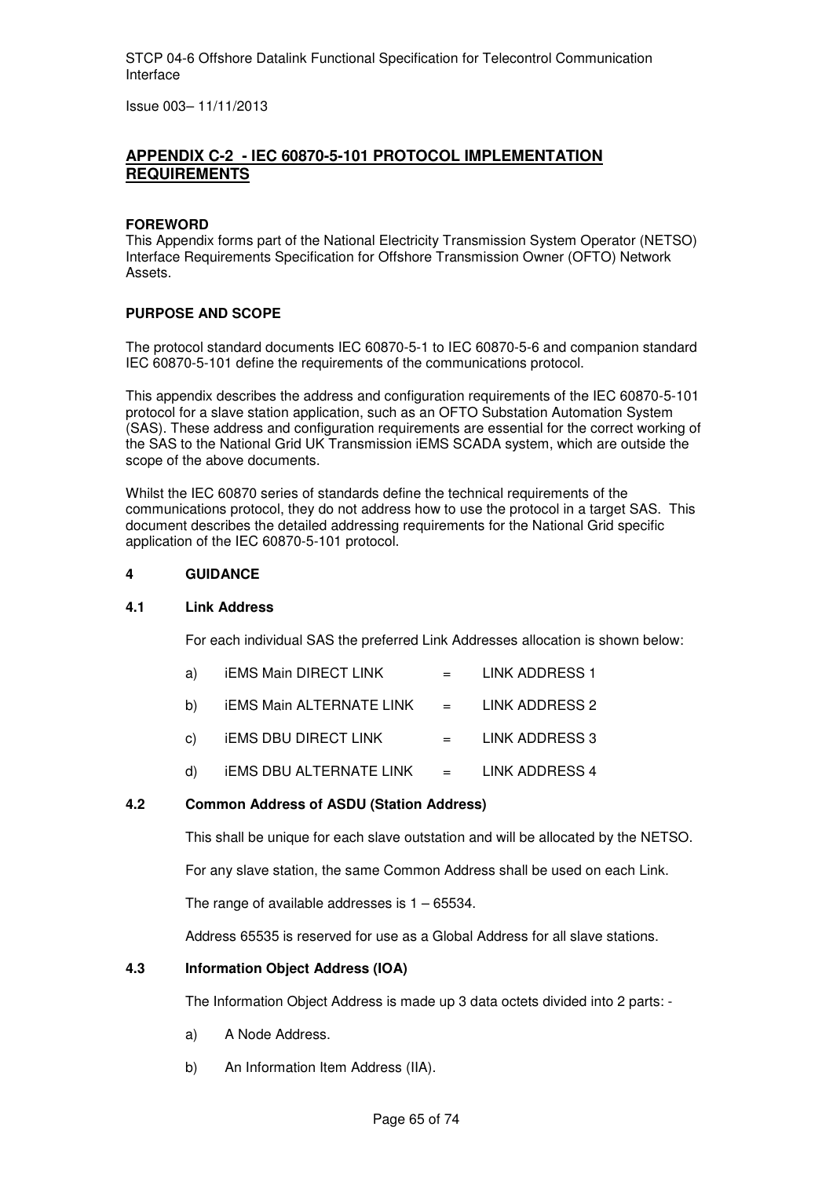## APPENDIX C-2 - IEC 60870-5-101 PROTOCOL IMPLEMENTATION REQUIREMENTS

**FOREWORD**

This Appendix forms part of the National Electricity Transmission System Operator (NETSO) Interface Requirements Specification for Offshore Transmission Owner (OFTO) Network Assets.

**PURPOSE AND SCOPE**

The protocol standard documents IEC 60870-5-1 to IEC 60870-5-6 and companion standard IEC 60870-5-101 define the requirements of the communications protocol.

This appendix describes the address and configuration requirements of the IEC 60870-5-101 protocol for a slave station application, such as an OFTO Substation Automation System (SAS). These address and configuration requirements are essential for the correct working of the SAS to the National Grid UK Transmission iEMS SCADA system, which are outside the scope of the above documents.

Whilst the IEC 60870 series of standards define the technical requirements of the communications protocol, they do not address how to use the protocol in a target SAS. This document describes the detailed addressing requirements for the National Grid specific application of the IEC 60870-5-101 protocol.

### 4 GUIDANCE

#### 4.1 Link Address

For each individual SAS the preferred Link Addresses allocation is shown below:

a) iEMS Main DIRECT LINK = LINK ADDRESS 1

b) iEMS Main ALTERNATE LINK = LINK ADDRESS 2

c) iEMS DBU DIRECT LINK = LINK ADDRESS 3

d) iEMS DBU ALTERNATE LINK = LINK ADDRESS 4

#### 4.2 Common Address of ASDU (Station Address)

This shall be unique for each slave outstation and will be allocated by the NETSO.

For any slave station, the same Common Address shall be used on each Link.

The range of available addresses is 1 – 65534.

Address 65535 is reserved for use as a Global Address for all slave stations.

#### 4.3 Information Object Address (IOA)

The Information Object Address is made up 3 data octets divided into 2 parts: -

a) A Node Address.

b) An Information Item Address (IIA).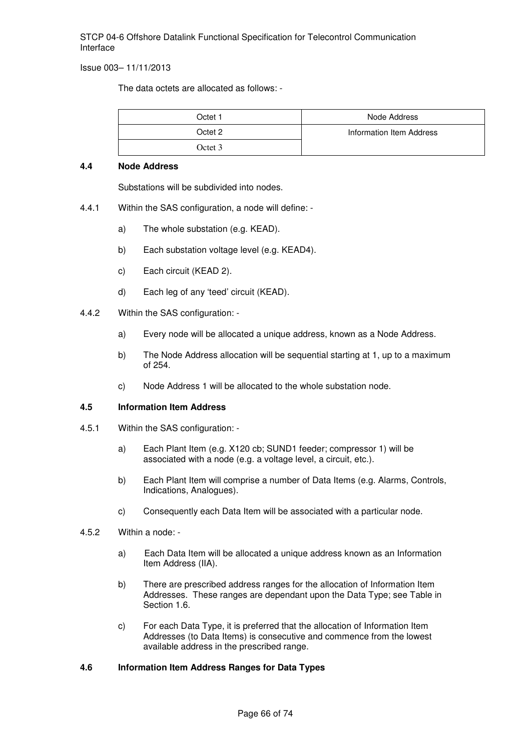The data octets are allocated as follows: -

| Octet 1 | Node Address |
|---|---|
| Octet 2 | Information Item Address |
| Octet 3 | |

### 4.4 Node Address

Substations will be subdivided into nodes.

4.4.1 Within the SAS configuration, a node will define: -

a) The whole substation (e.g. KEAD).

b) Each substation voltage level (e.g. KEAD4).

c) Each circuit (KEAD 2).

d) Each leg of any 'teed' circuit (KEAD).

4.4.2 Within the SAS configuration: -

a) Every node will be allocated a unique address, known as a Node Address.

b) The Node Address allocation will be sequential starting at 1, up to a maximum of 254.

c) Node Address 1 will be allocated to the whole substation node.

### 4.5 Information Item Address

4.5.1 Within the SAS configuration: -

a) Each Plant Item (e.g. X120 cb; SUND1 feeder; compressor 1) will be associated with a node (e.g. a voltage level, a circuit, etc.).

b) Each Plant Item will comprise a number of Data Items (e.g. Alarms, Controls, Indications, Analogues).

c) Consequently each Data Item will be associated with a particular node.

4.5.2 Within a node: -

a) Each Data Item will be allocated a unique address known as an Information Item Address (IIA).

b) There are prescribed address ranges for the allocation of Information Item Addresses. These ranges are dependant upon the Data Type; see Table in Section 1.6.

c) For each Data Type, it is preferred that the allocation of Information Item Addresses (to Data Items) is consecutive and commence from the lowest available address in the prescribed range.

### 4.6 Information Item Address Ranges for Data Types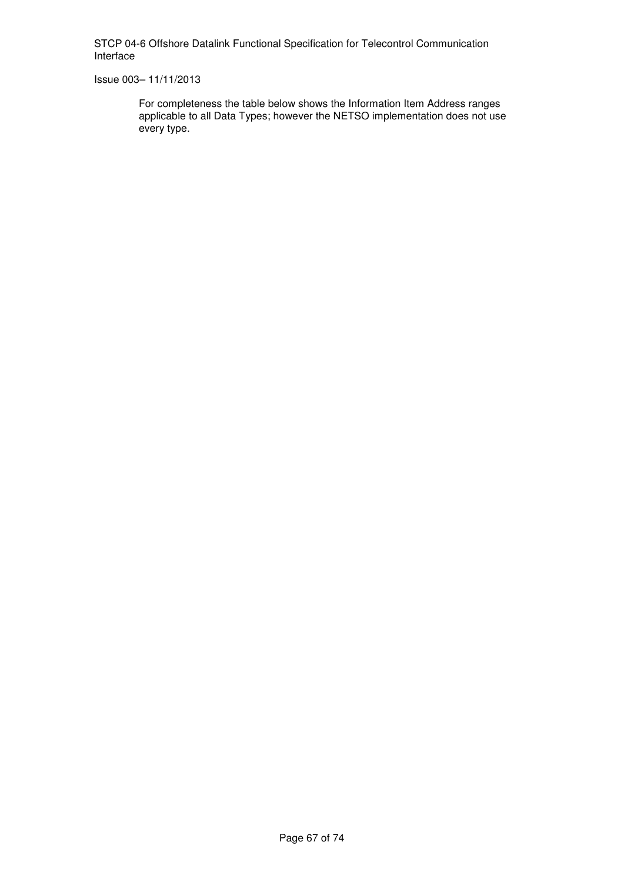For completeness the table below shows the Information Item Address ranges applicable to all Data Types; however the NETSO implementation does not use every type.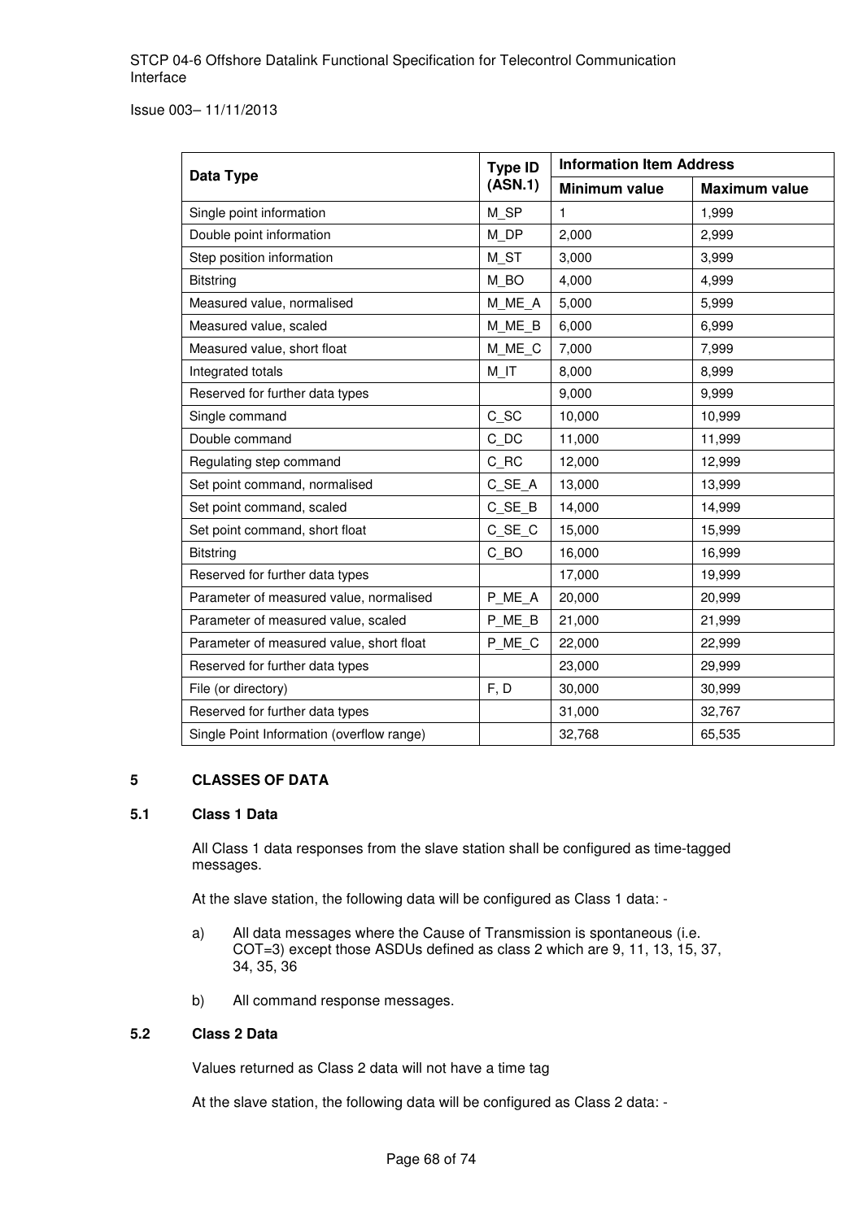| Data Type | Type ID (ASN.1) | Information Item Address | |
|---|---|---|---|
| | | Minimum value | Maximum value |
| Single point information | M_SP | 1 | 1,999 |
| Double point information | M_DP | 2,000 | 2,999 |
| Step position information | M_ST | 3,000 | 3,999 |
| Bitstring | M_BO | 4,000 | 4,999 |
| Measured value, normalised | M_ME_A | 5,000 | 5,999 |
| Measured value, scaled | M_ME_B | 6,000 | 6,999 |
| Measured value, short float | M_ME_C | 7,000 | 7,999 |
| Integrated totals | M_IT | 8,000 | 8,999 |
| Reserved for further data types | | 9,000 | 9,999 |
| Single command | C_SC | 10,000 | 10,999 |
| Double command | C_DC | 11,000 | 11,999 |
| Regulating step command | C_RC | 12,000 | 12,999 |
| Set point command, normalised | C_SE_A | 13,000 | 13,999 |
| Set point command, scaled | C_SE_B | 14,000 | 14,999 |
| Set point command, short float | C_SE_C | 15,000 | 15,999 |
| Bitstring | C_BO | 16,000 | 16,999 |
| Reserved for further data types | | 17,000 | 19,999 |
| Parameter of measured value, normalised | P_ME_A | 20,000 | 20,999 |
| Parameter of measured value, scaled | P_ME_B | 21,000 | 21,999 |
| Parameter of measured value, short float | P_ME_C | 22,000 | 22,999 |
| Reserved for further data types | | 23,000 | 29,999 |
| File (or directory) | F, D | 30,000 | 30,999 |
| Reserved for further data types | | 31,000 | 32,767 |
| Single Point Information (overflow range) | | 32,768 | 65,535 |

## 5 CLASSES OF DATA

### 5.1 Class 1 Data

All Class 1 data responses from the slave station shall be configured as time-tagged messages.

At the slave station, the following data will be configured as Class 1 data: -

a) All data messages where the Cause of Transmission is spontaneous (i.e. COT=3) except those ASDUs defined as class 2 which are 9, 11, 13, 15, 37, 34, 35, 36

b) All command response messages.

### 5.2 Class 2 Data

Values returned as Class 2 data will not have a time tag

At the slave station, the following data will be configured as Class 2 data: -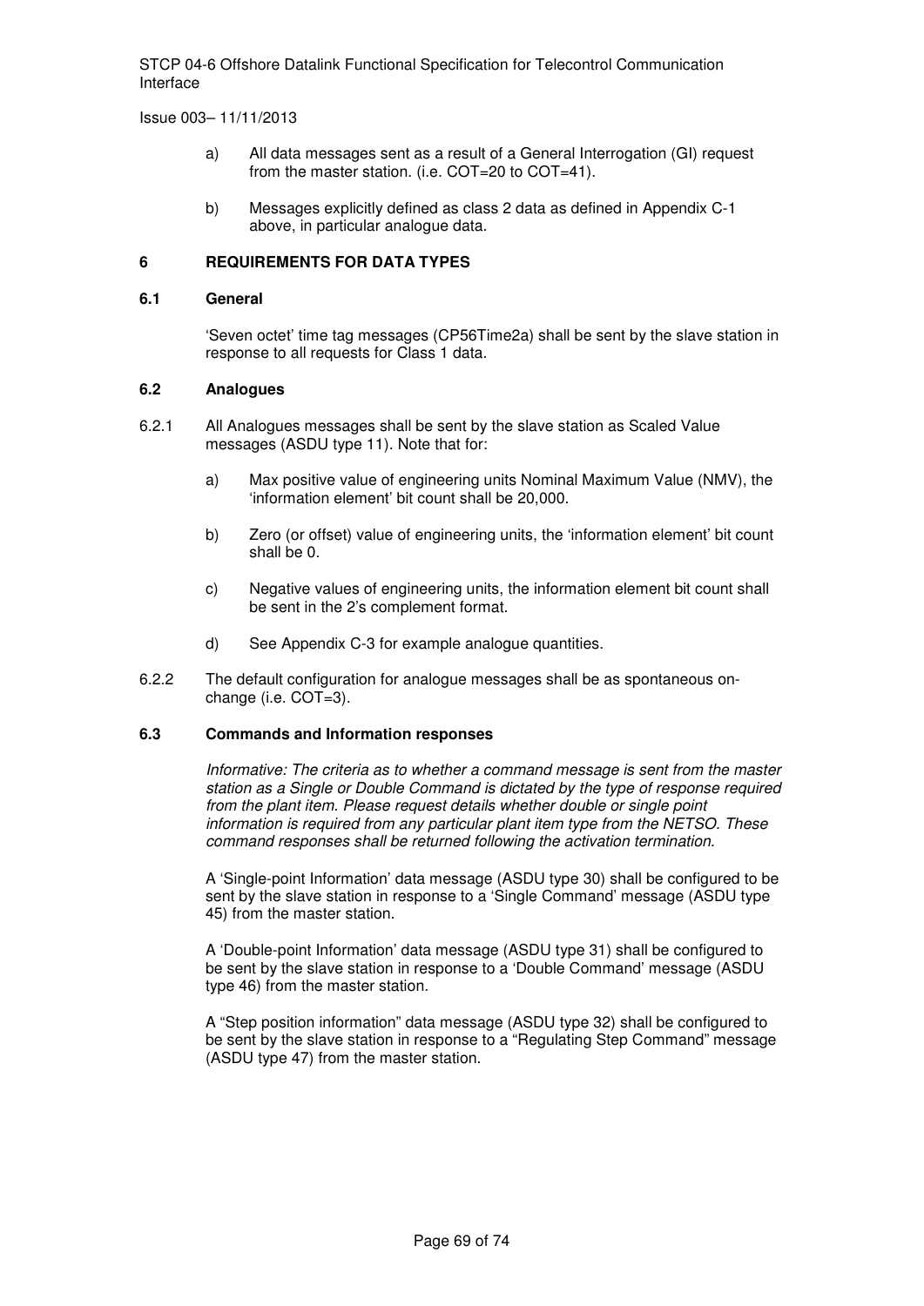a) All data messages sent as a result of a General Interrogation (GI) request from the master station. (i.e. COT=20 to COT=41).

b) Messages explicitly defined as class 2 data as defined in Appendix C-1 above, in particular analogue data.

## 6 REQUIREMENTS FOR DATA TYPES

### 6.1 General

'Seven octet' time tag messages (CP56Time2a) shall be sent by the slave station in response to all requests for Class 1 data.

### 6.2 Analogues

6.2.1 All Analogues messages shall be sent by the slave station as Scaled Value messages (ASDU type 11). Note that for:

a) Max positive value of engineering units Nominal Maximum Value (NMV), the 'information element' bit count shall be 20,000.

b) Zero (or offset) value of engineering units, the 'information element' bit count shall be 0.

c) Negative values of engineering units, the information element bit count shall be sent in the 2's complement format.

d) See Appendix C-3 for example analogue quantities.

6.2.2 The default configuration for analogue messages shall be as spontaneous on-change (i.e. COT=3).

### 6.3 Commands and Information responses

*Informative: The criteria as to whether a command message is sent from the master station as a Single or Double Command is dictated by the type of response required from the plant item. Please request details whether double or single point information is required from any particular plant item type from the NETSO. These command responses shall be returned following the activation termination.*

A 'Single-point Information' data message (ASDU type 30) shall be configured to be sent by the slave station in response to a 'Single Command' message (ASDU type 45) from the master station.

A 'Double-point Information' data message (ASDU type 31) shall be configured to be sent by the slave station in response to a 'Double Command' message (ASDU type 46) from the master station.

A "Step position information" data message (ASDU type 32) shall be configured to be sent by the slave station in response to a "Regulating Step Command" message (ASDU type 47) from the master station.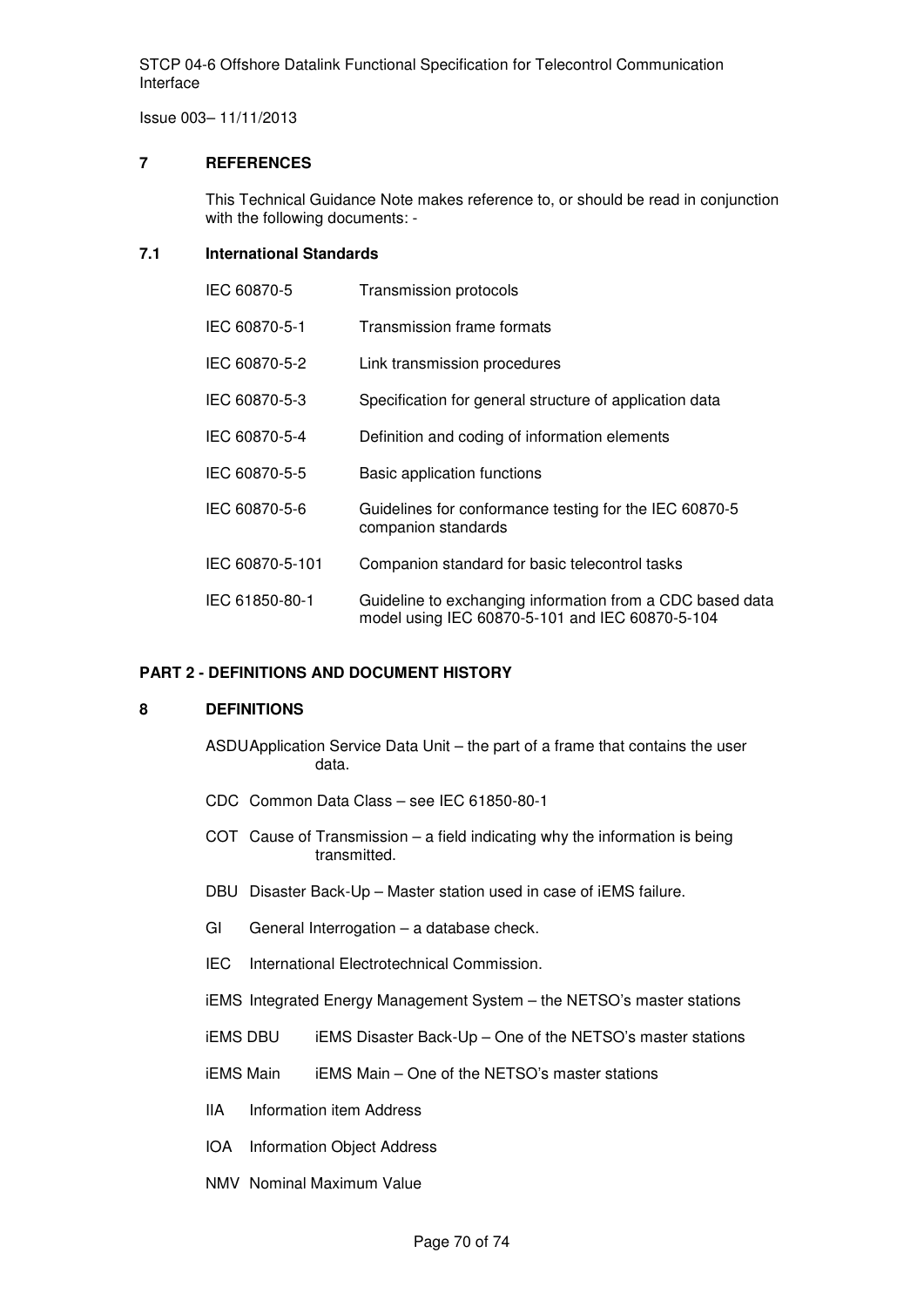## 7 REFERENCES

This Technical Guidance Note makes reference to, or should be read in conjunction with the following documents: -

### 7.1 International Standards

| | |
|---|---|
| IEC 60870-5 | Transmission protocols |
| IEC 60870-5-1 | Transmission frame formats |
| IEC 60870-5-2 | Link transmission procedures |
| IEC 60870-5-3 | Specification for general structure of application data |
| IEC 60870-5-4 | Definition and coding of information elements |
| IEC 60870-5-5 | Basic application functions |
| IEC 60870-5-6 | Guidelines for conformance testing for the IEC 60870-5 companion standards |
| IEC 60870-5-101 | Companion standard for basic telecontrol tasks |
| IEC 61850-80-1 | Guideline to exchanging information from a CDC based data model using IEC 60870-5-101 and IEC 60870-5-104 |

# PART 2 - DEFINITIONS AND DOCUMENT HISTORY

## 8 DEFINITIONS

ASDU Application Service Data Unit – the part of a frame that contains the user data.

CDC Common Data Class – see IEC 61850-80-1

COT Cause of Transmission – a field indicating why the information is being transmitted.

DBU Disaster Back-Up – Master station used in case of iEMS failure.

GI General Interrogation – a database check.

IEC International Electrotechnical Commission.

iEMS Integrated Energy Management System – the NETSO's master stations

iEMS DBU iEMS Disaster Back-Up – One of the NETSO's master stations

iEMS Main iEMS Main – One of the NETSO's master stations

IIA Information item Address

IOA Information Object Address

NMV Nominal Maximum Value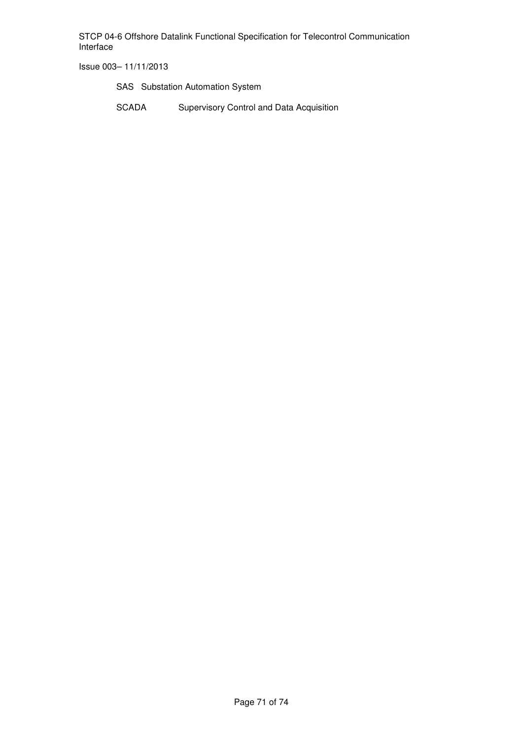SAS Substation Automation System

SCADA Supervisory Control and Data Acquisition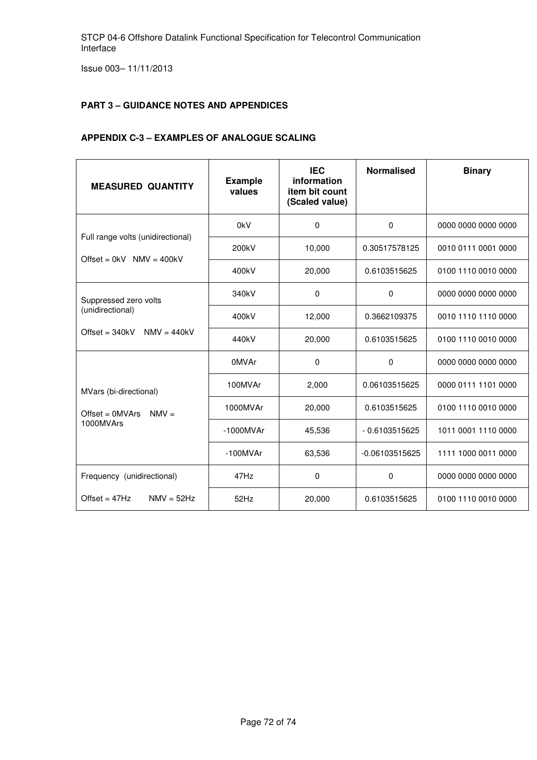## PART 3 – GUIDANCE NOTES AND APPENDICES

### APPENDIX C-3 – EXAMPLES OF ANALOGUE SCALING

| MEASURED QUANTITY | Example values | IEC information item bit count (Scaled value) | Normalised | Binary |
|---|---|---|---|---|
| Full range volts (unidirectional)<br><br>Offset = 0kV NMV = 400kV | 0kV | 0 | 0 | 0000 0000 0000 0000 |
| | 200kV | 10,000 | 0.30517578125 | 0010 0111 0001 0000 |
| | 400kV | 20,000 | 0.6103515625 | 0100 1110 0010 0000 |
| Suppressed zero volts (unidirectional)<br><br>Offset = 340kV NMV = 440kV | 340kV | 0 | 0 | 0000 0000 0000 0000 |
| | 400kV | 12,000 | 0.3662109375 | 0010 1110 1110 0000 |
| | 440kV | 20,000 | 0.6103515625 | 0100 1110 0010 0000 |
| MVars (bi-directional)<br><br>Offset = 0MVArs NMV = 1000MVArs | 0MVAr | 0 | 0 | 0000 0000 0000 0000 |
| | 100MVAr | 2,000 | 0.06103515625 | 0000 0111 1101 0000 |
| | 1000MVAr | 20,000 | 0.6103515625 | 0100 1110 0010 0000 |
| | -1000MVAr | 45,536 | - 0.6103515625 | 1011 0001 1110 0000 |
| | -100MVAr | 63,536 | -0.06103515625 | 1111 1000 0011 0000 |
| Frequency (unidirectional)<br><br>Offset = 47Hz NMV = 52Hz | 47Hz | 0 | 0 | 0000 0000 0000 0000 |
| | 52Hz | 20,000 | 0.6103515625 | 0100 1110 0010 0000 |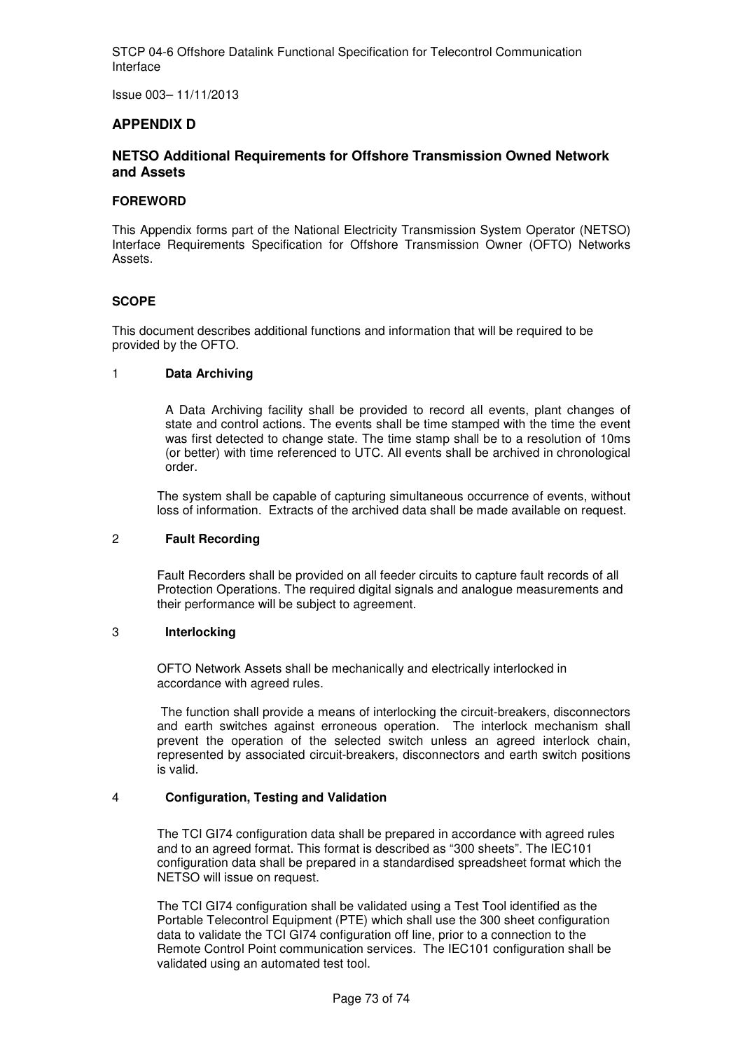## APPENDIX D

## NETSO Additional Requirements for Offshore Transmission Owned Network and Assets

### FOREWORD

This Appendix forms part of the National Electricity Transmission System Operator (NETSO) Interface Requirements Specification for Offshore Transmission Owner (OFTO) Networks Assets.

### SCOPE

This document describes additional functions and information that will be required to be provided by the OFTO.

### 1 Data Archiving

A Data Archiving facility shall be provided to record all events, plant changes of state and control actions. The events shall be time stamped with the time the event was first detected to change state. The time stamp shall be to a resolution of 10ms (or better) with time referenced to UTC. All events shall be archived in chronological order.

The system shall be capable of capturing simultaneous occurrence of events, without loss of information. Extracts of the archived data shall be made available on request.

### 2 Fault Recording

Fault Recorders shall be provided on all feeder circuits to capture fault records of all Protection Operations. The required digital signals and analogue measurements and their performance will be subject to agreement.

### 3 Interlocking

OFTO Network Assets shall be mechanically and electrically interlocked in accordance with agreed rules.

The function shall provide a means of interlocking the circuit-breakers, disconnectors and earth switches against erroneous operation. The interlock mechanism shall prevent the operation of the selected switch unless an agreed interlock chain, represented by associated circuit-breakers, disconnectors and earth switch positions is valid.

### 4 Configuration, Testing and Validation

The TCI GI74 configuration data shall be prepared in accordance with agreed rules and to an agreed format. This format is described as "300 sheets". The IEC101 configuration data shall be prepared in a standardised spreadsheet format which the NETSO will issue on request.

The TCI GI74 configuration shall be validated using a Test Tool identified as the Portable Telecontrol Equipment (PTE) which shall use the 300 sheet configuration data to validate the TCI GI74 configuration off line, prior to a connection to the Remote Control Point communication services. The IEC101 configuration shall be validated using an automated test tool.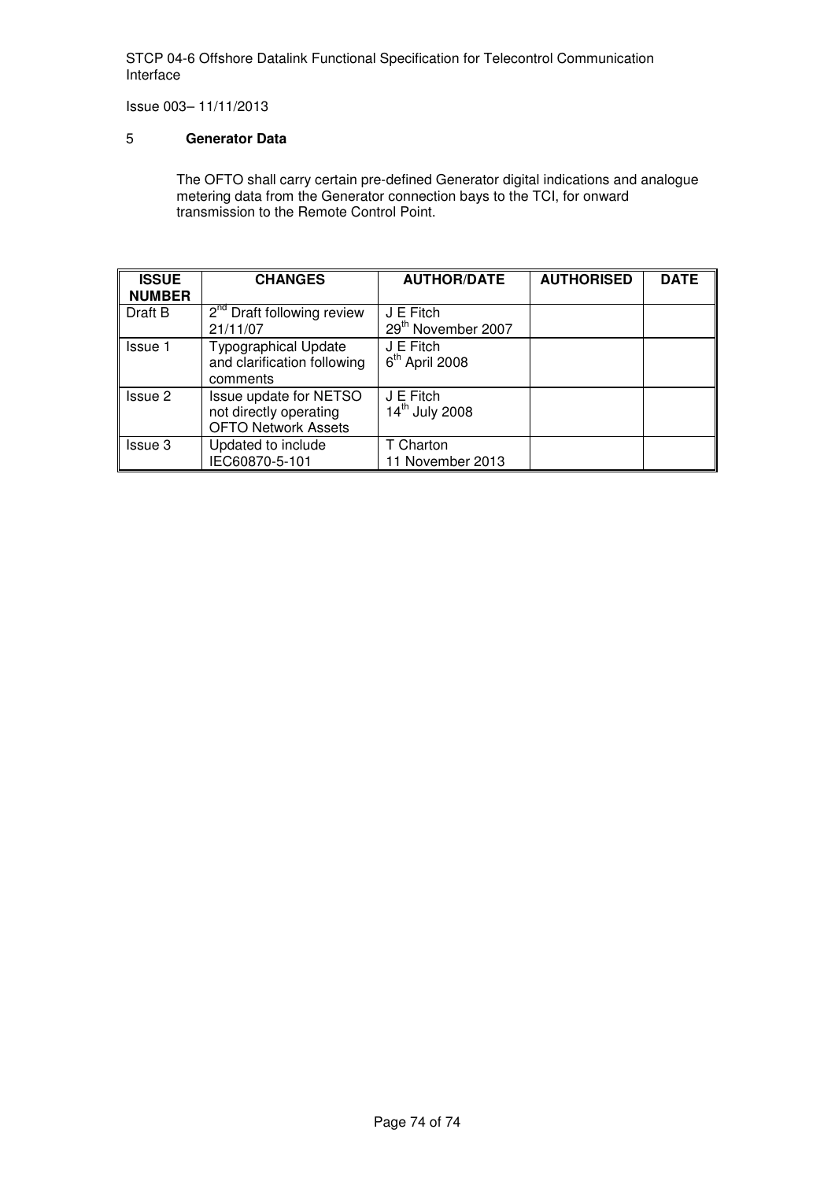## 5 Generator Data

The OFTO shall carry certain pre-defined Generator digital indications and analogue metering data from the Generator connection bays to the TCI, for onward transmission to the Remote Control Point.

| ISSUE NUMBER | CHANGES | AUTHOR/DATE | AUTHORISED | DATE |
|---|---|---|---|---|
| Draft B | 2nd Draft following review 21/11/07 | J E Fitch 29th November 2007 | | |
| Issue 1 | Typographical Update and clarification following comments | J E Fitch 6th April 2008 | | |
| Issue 2 | Issue update for NETSO not directly operating OFTO Network Assets | J E Fitch 14th July 2008 | | |
| Issue 3 | Updated to include IEC60870-5-101 | T Charton 11 November 2013 | | |